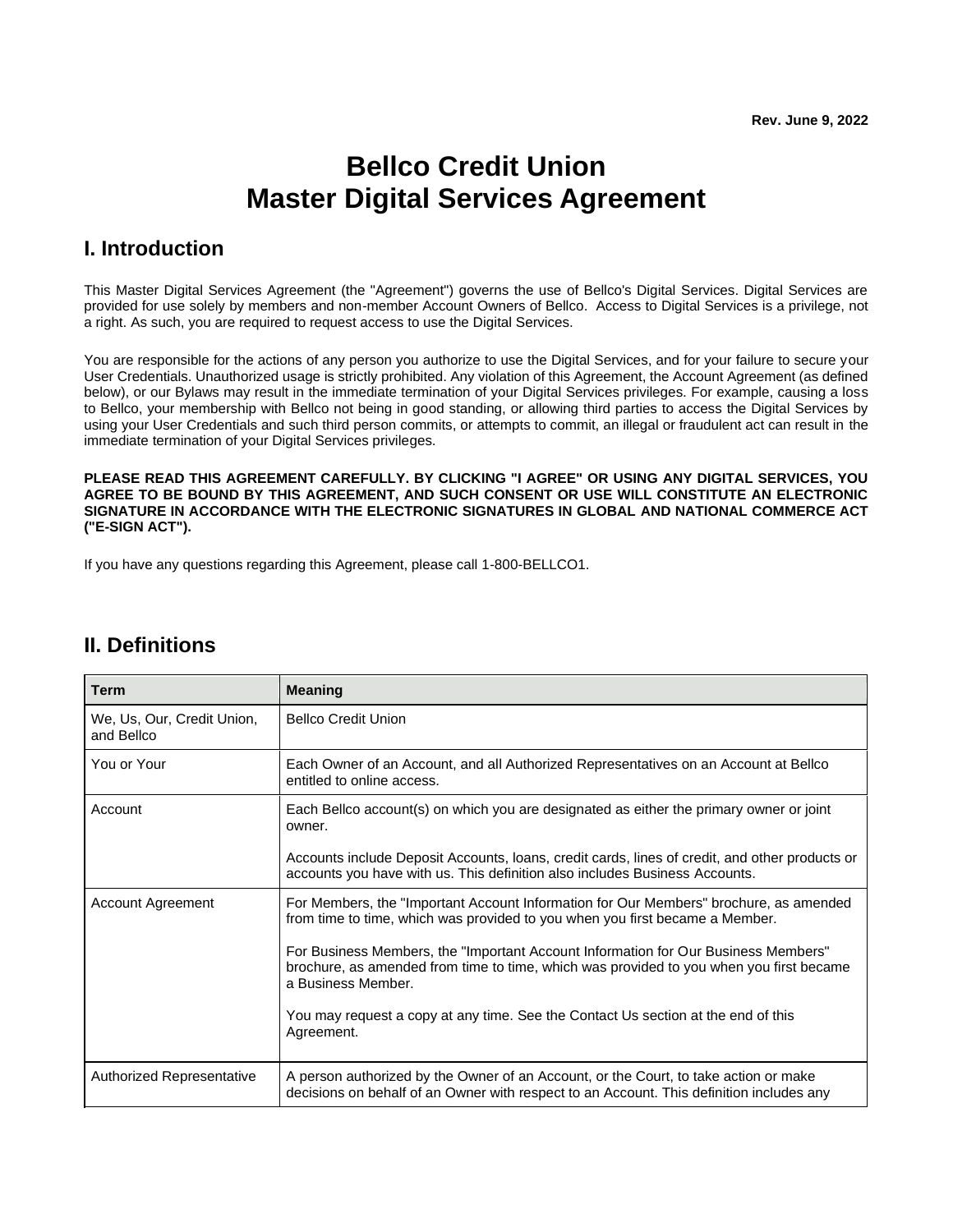Rev. June 9, 2022

# Bellco Credit Union
# Master Digital Services Agreement

## I. Introduction

This Master Digital Services Agreement (the "Agreement") governs the use of Bellco's Digital Services. Digital Services are provided for use solely by members and non-member Account Owners of Bellco. Access to Digital Services is a privilege, not a right. As such, you are required to request access to use the Digital Services.

You are responsible for the actions of any person you authorize to use the Digital Services, and for your failure to secure your User Credentials. Unauthorized usage is strictly prohibited. Any violation of this Agreement, the Account Agreement (as defined below), or our Bylaws may result in the immediate termination of your Digital Services privileges. For example, causing a loss to Bellco, your membership with Bellco not being in good standing, or allowing third parties to access the Digital Services by using your User Credentials and such third person commits, or attempts to commit, an illegal or fraudulent act can result in the immediate termination of your Digital Services privileges.

**PLEASE READ THIS AGREEMENT CAREFULLY. BY CLICKING "I AGREE" OR USING ANY DIGITAL SERVICES, YOU AGREE TO BE BOUND BY THIS AGREEMENT, AND SUCH CONSENT OR USE WILL CONSTITUTE AN ELECTRONIC SIGNATURE IN ACCORDANCE WITH THE ELECTRONIC SIGNATURES IN GLOBAL AND NATIONAL COMMERCE ACT ("E-SIGN ACT").**

If you have any questions regarding this Agreement, please call 1-800-BELLCO1.

## II. Definitions

| Term | Meaning |
|---|---|
| We, Us, Our, Credit Union, and Bellco | Bellco Credit Union |
| You or Your | Each Owner of an Account, and all Authorized Representatives on an Account at Bellco entitled to online access. |
| Account | Each Bellco account(s) on which you are designated as either the primary owner or joint owner.<br><br>Accounts include Deposit Accounts, loans, credit cards, lines of credit, and other products or accounts you have with us. This definition also includes Business Accounts. |
| Account Agreement | For Members, the "Important Account Information for Our Members" brochure, as amended from time to time, which was provided to you when you first became a Member.<br><br>For Business Members, the "Important Account Information for Our Business Members" brochure, as amended from time to time, which was provided to you when you first became a Business Member.<br><br>You may request a copy at any time. See the Contact Us section at the end of this Agreement. |
| Authorized Representative | A person authorized by the Owner of an Account, or the Court, to take action or make decisions on behalf of an Owner with respect to an Account. This definition includes any |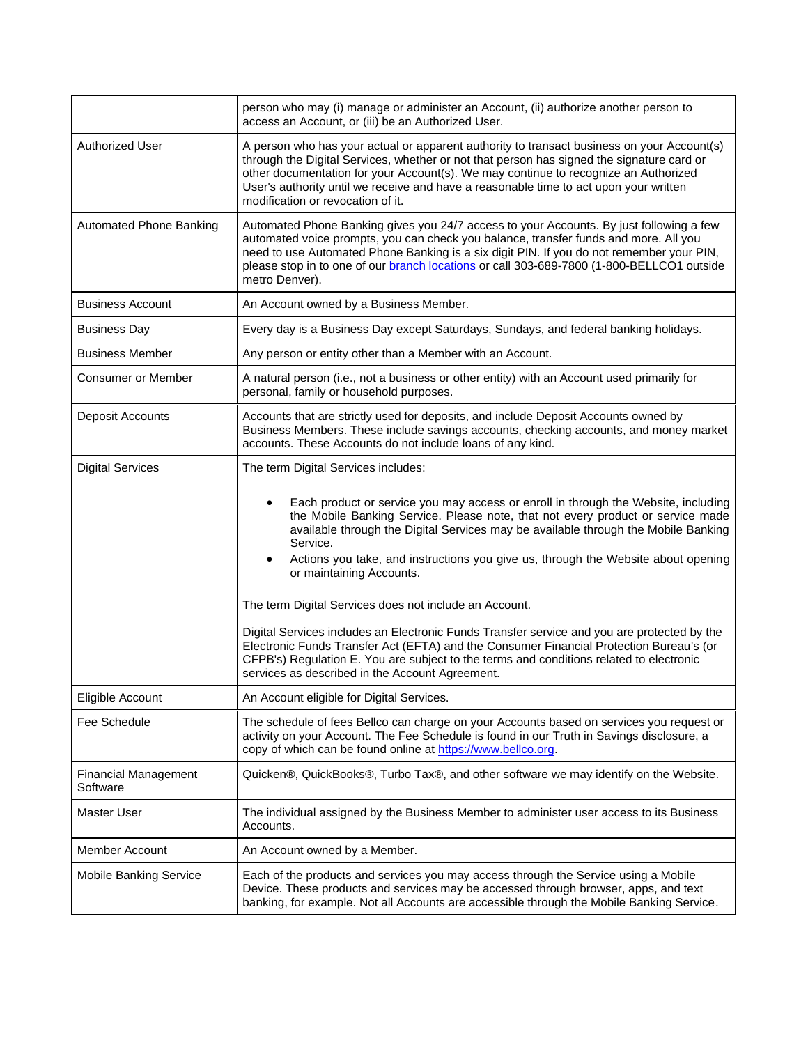| | |
|---|---|
| | person who may (i) manage or administer an Account, (ii) authorize another person to access an Account, or (iii) be an Authorized User. |
| Authorized User | A person who has your actual or apparent authority to transact business on your Account(s) through the Digital Services, whether or not that person has signed the signature card or other documentation for your Account(s). We may continue to recognize an Authorized User's authority until we receive and have a reasonable time to act upon your written modification or revocation of it. |
| Automated Phone Banking | Automated Phone Banking gives you 24/7 access to your Accounts. By just following a few automated voice prompts, you can check you balance, transfer funds and more. All you need to use Automated Phone Banking is a six digit PIN. If you do not remember your PIN, please stop in to one of our [branch locations] or call 303-689-7800 (1-800-BELLCO1 outside metro Denver). |
| Business Account | An Account owned by a Business Member. |
| Business Day | Every day is a Business Day except Saturdays, Sundays, and federal banking holidays. |
| Business Member | Any person or entity other than a Member with an Account. |
| Consumer or Member | A natural person (i.e., not a business or other entity) with an Account used primarily for personal, family or household purposes. |
| Deposit Accounts | Accounts that are strictly used for deposits, and include Deposit Accounts owned by Business Members. These include savings accounts, checking accounts, and money market accounts. These Accounts do not include loans of any kind. |
| Digital Services | The term Digital Services includes: <br><br> • Each product or service you may access or enroll in through the Website, including the Mobile Banking Service. Please note, that not every product or service made available through the Digital Services may be available through the Mobile Banking Service. <br> • Actions you take, and instructions you give us, through the Website about opening or maintaining Accounts. <br><br> The term Digital Services does not include an Account. <br><br> Digital Services includes an Electronic Funds Transfer service and you are protected by the Electronic Funds Transfer Act (EFTA) and the Consumer Financial Protection Bureau's (or CFPB's) Regulation E. You are subject to the terms and conditions related to electronic services as described in the Account Agreement. |
| Eligible Account | An Account eligible for Digital Services. |
| Fee Schedule | The schedule of fees Bellco can charge on your Accounts based on services you request or activity on your Account. The Fee Schedule is found in our Truth in Savings disclosure, a copy of which can be found online at https://www.bellco.org. |
| Financial Management Software | Quicken®, QuickBooks®, Turbo Tax®, and other software we may identify on the Website. |
| Master User | The individual assigned by the Business Member to administer user access to its Business Accounts. |
| Member Account | An Account owned by a Member. |
| Mobile Banking Service | Each of the products and services you may access through the Service using a Mobile Device. These products and services may be accessed through browser, apps, and text banking, for example. Not all Accounts are accessible through the Mobile Banking Service. |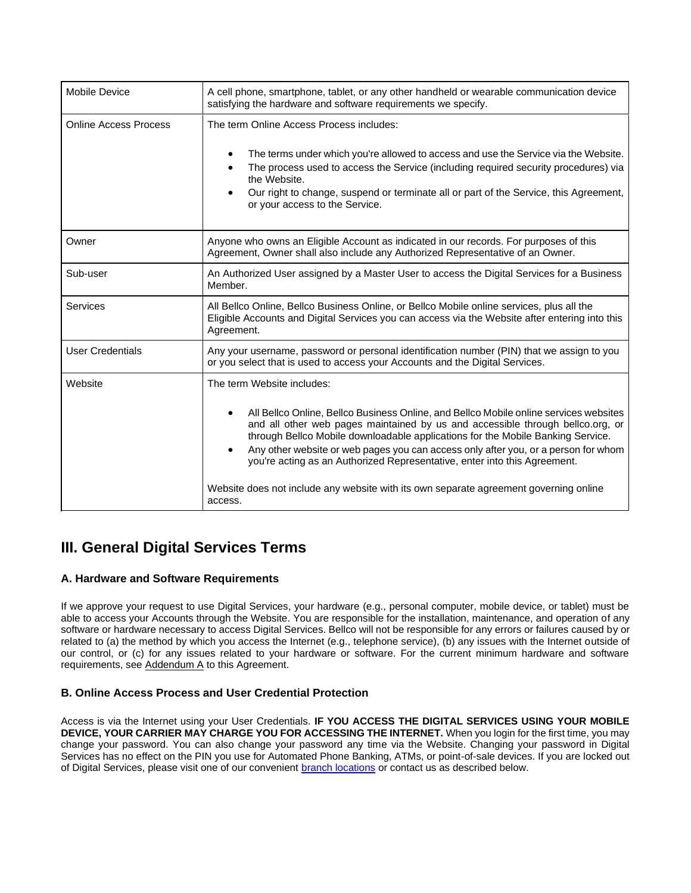| | |
|---|---|
| Mobile Device | A cell phone, smartphone, tablet, or any other handheld or wearable communication device satisfying the hardware and software requirements we specify. |
| Online Access Process | The term Online Access Process includes:<br><br>• The terms under which you're allowed to access and use the Service via the Website.<br>• The process used to access the Service (including required security procedures) via the Website.<br>• Our right to change, suspend or terminate all or part of the Service, this Agreement, or your access to the Service. |
| Owner | Anyone who owns an Eligible Account as indicated in our records. For purposes of this Agreement, Owner shall also include any Authorized Representative of an Owner. |
| Sub-user | An Authorized User assigned by a Master User to access the Digital Services for a Business Member. |
| Services | All Bellco Online, Bellco Business Online, or Bellco Mobile online services, plus all the Eligible Accounts and Digital Services you can access via the Website after entering into this Agreement. |
| User Credentials | Any your username, password or personal identification number (PIN) that we assign to you or you select that is used to access your Accounts and the Digital Services. |
| Website | The term Website includes:<br><br>• All Bellco Online, Bellco Business Online, and Bellco Mobile online services websites and all other web pages maintained by us and accessible through bellco.org, or through Bellco Mobile downloadable applications for the Mobile Banking Service.<br>• Any other website or web pages you can access only after you, or a person for whom you're acting as an Authorized Representative, enter into this Agreement.<br><br>Website does not include any website with its own separate agreement governing online access. |

## III. General Digital Services Terms

### A. Hardware and Software Requirements

If we approve your request to use Digital Services, your hardware (e.g., personal computer, mobile device, or tablet) must be able to access your Accounts through the Website. You are responsible for the installation, maintenance, and operation of any software or hardware necessary to access Digital Services. Bellco will not be responsible for any errors or failures caused by or related to (a) the method by which you access the Internet (e.g., telephone service), (b) any issues with the Internet outside of our control, or (c) for any issues related to your hardware or software. For the current minimum hardware and software requirements, see Addendum A to this Agreement.

### B. Online Access Process and User Credential Protection

Access is via the Internet using your User Credentials. **IF YOU ACCESS THE DIGITAL SERVICES USING YOUR MOBILE DEVICE, YOUR CARRIER MAY CHARGE YOU FOR ACCESSING THE INTERNET.** When you login for the first time, you may change your password. You can also change your password any time via the Website. Changing your password in Digital Services has no effect on the PIN you use for Automated Phone Banking, ATMs, or point-of-sale devices. If you are locked out of Digital Services, please visit one of our convenient branch locations or contact us as described below.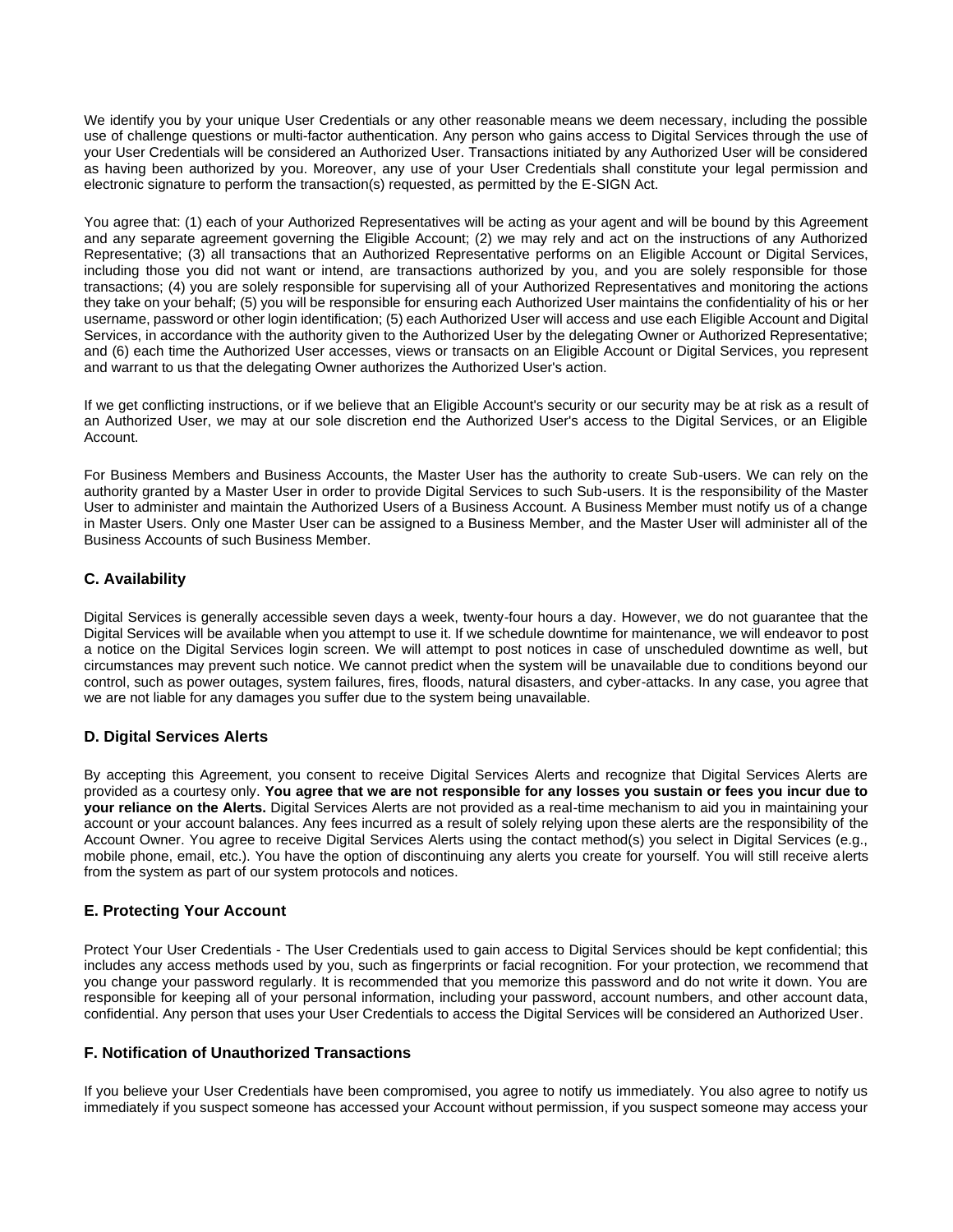We identify you by your unique User Credentials or any other reasonable means we deem necessary, including the possible use of challenge questions or multi-factor authentication. Any person who gains access to Digital Services through the use of your User Credentials will be considered an Authorized User. Transactions initiated by any Authorized User will be considered as having been authorized by you. Moreover, any use of your User Credentials shall constitute your legal permission and electronic signature to perform the transaction(s) requested, as permitted by the E-SIGN Act.

You agree that: (1) each of your Authorized Representatives will be acting as your agent and will be bound by this Agreement and any separate agreement governing the Eligible Account; (2) we may rely and act on the instructions of any Authorized Representative; (3) all transactions that an Authorized Representative performs on an Eligible Account or Digital Services, including those you did not want or intend, are transactions authorized by you, and you are solely responsible for those transactions; (4) you are solely responsible for supervising all of your Authorized Representatives and monitoring the actions they take on your behalf; (5) you will be responsible for ensuring each Authorized User maintains the confidentiality of his or her username, password or other login identification; (5) each Authorized User will access and use each Eligible Account and Digital Services, in accordance with the authority given to the Authorized User by the delegating Owner or Authorized Representative; and (6) each time the Authorized User accesses, views or transacts on an Eligible Account or Digital Services, you represent and warrant to us that the delegating Owner authorizes the Authorized User's action.

If we get conflicting instructions, or if we believe that an Eligible Account's security or our security may be at risk as a result of an Authorized User, we may at our sole discretion end the Authorized User's access to the Digital Services, or an Eligible Account.

For Business Members and Business Accounts, the Master User has the authority to create Sub-users. We can rely on the authority granted by a Master User in order to provide Digital Services to such Sub-users. It is the responsibility of the Master User to administer and maintain the Authorized Users of a Business Account. A Business Member must notify us of a change in Master Users. Only one Master User can be assigned to a Business Member, and the Master User will administer all of the Business Accounts of such Business Member.

### C. Availability

Digital Services is generally accessible seven days a week, twenty-four hours a day. However, we do not guarantee that the Digital Services will be available when you attempt to use it. If we schedule downtime for maintenance, we will endeavor to post a notice on the Digital Services login screen. We will attempt to post notices in case of unscheduled downtime as well, but circumstances may prevent such notice. We cannot predict when the system will be unavailable due to conditions beyond our control, such as power outages, system failures, fires, floods, natural disasters, and cyber-attacks. In any case, you agree that we are not liable for any damages you suffer due to the system being unavailable.

### D. Digital Services Alerts

By accepting this Agreement, you consent to receive Digital Services Alerts and recognize that Digital Services Alerts are provided as a courtesy only. **You agree that we are not responsible for any losses you sustain or fees you incur due to your reliance on the Alerts.** Digital Services Alerts are not provided as a real-time mechanism to aid you in maintaining your account or your account balances. Any fees incurred as a result of solely relying upon these alerts are the responsibility of the Account Owner. You agree to receive Digital Services Alerts using the contact method(s) you select in Digital Services (e.g., mobile phone, email, etc.). You have the option of discontinuing any alerts you create for yourself. You will still receive alerts from the system as part of our system protocols and notices.

### E. Protecting Your Account

Protect Your User Credentials - The User Credentials used to gain access to Digital Services should be kept confidential; this includes any access methods used by you, such as fingerprints or facial recognition. For your protection, we recommend that you change your password regularly. It is recommended that you memorize this password and do not write it down. You are responsible for keeping all of your personal information, including your password, account numbers, and other account data, confidential. Any person that uses your User Credentials to access the Digital Services will be considered an Authorized User.

### F. Notification of Unauthorized Transactions

If you believe your User Credentials have been compromised, you agree to notify us immediately. You also agree to notify us immediately if you suspect someone has accessed your Account without permission, if you suspect someone may access your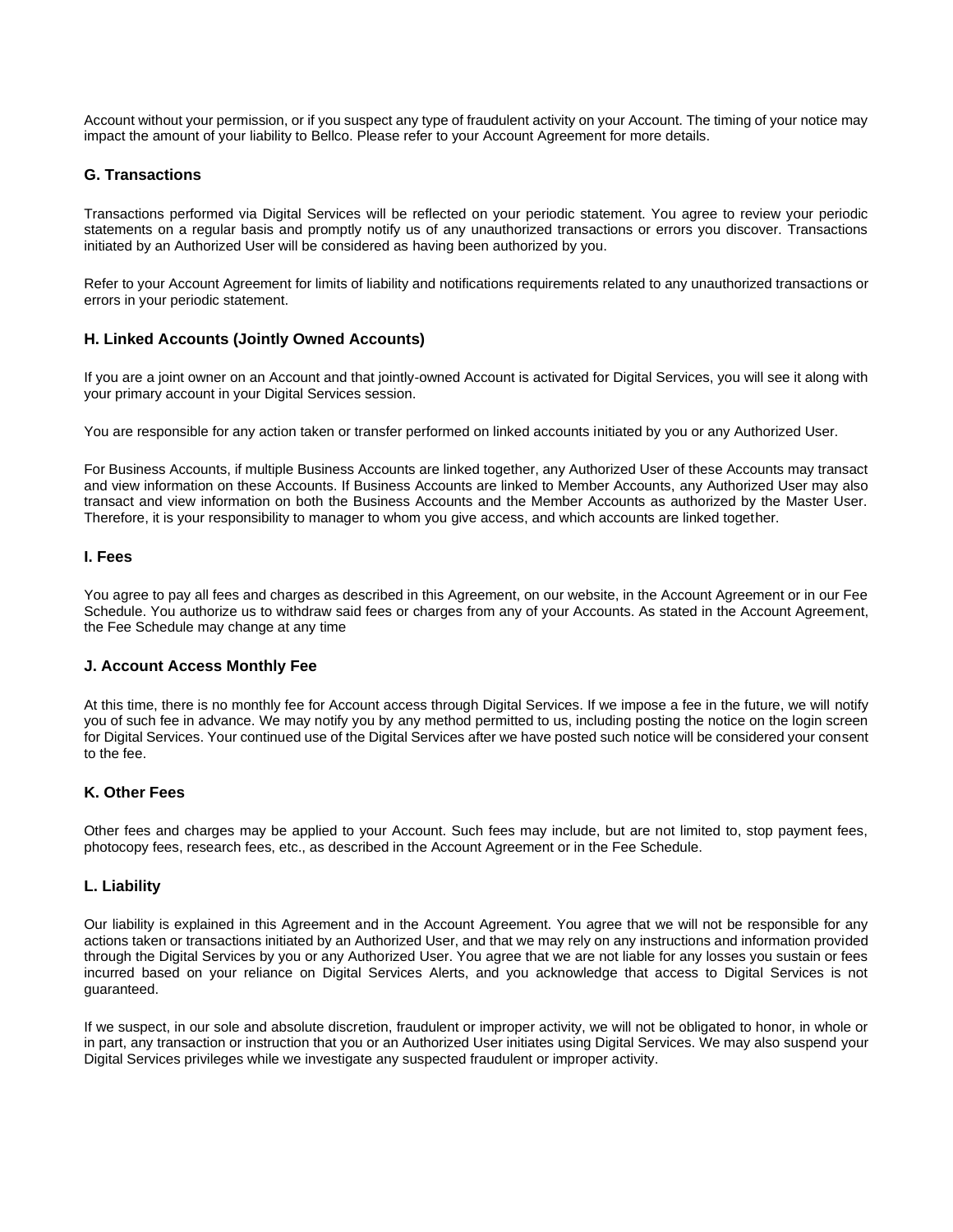Account without your permission, or if you suspect any type of fraudulent activity on your Account. The timing of your notice may impact the amount of your liability to Bellco. Please refer to your Account Agreement for more details.

### G. Transactions

Transactions performed via Digital Services will be reflected on your periodic statement. You agree to review your periodic statements on a regular basis and promptly notify us of any unauthorized transactions or errors you discover. Transactions initiated by an Authorized User will be considered as having been authorized by you.

Refer to your Account Agreement for limits of liability and notifications requirements related to any unauthorized transactions or errors in your periodic statement.

### H. Linked Accounts (Jointly Owned Accounts)

If you are a joint owner on an Account and that jointly-owned Account is activated for Digital Services, you will see it along with your primary account in your Digital Services session.

You are responsible for any action taken or transfer performed on linked accounts initiated by you or any Authorized User.

For Business Accounts, if multiple Business Accounts are linked together, any Authorized User of these Accounts may transact and view information on these Accounts. If Business Accounts are linked to Member Accounts, any Authorized User may also transact and view information on both the Business Accounts and the Member Accounts as authorized by the Master User. Therefore, it is your responsibility to manager to whom you give access, and which accounts are linked together.

### I. Fees

You agree to pay all fees and charges as described in this Agreement, on our website, in the Account Agreement or in our Fee Schedule. You authorize us to withdraw said fees or charges from any of your Accounts. As stated in the Account Agreement, the Fee Schedule may change at any time

### J. Account Access Monthly Fee

At this time, there is no monthly fee for Account access through Digital Services. If we impose a fee in the future, we will notify you of such fee in advance. We may notify you by any method permitted to us, including posting the notice on the login screen for Digital Services. Your continued use of the Digital Services after we have posted such notice will be considered your consent to the fee.

### K. Other Fees

Other fees and charges may be applied to your Account. Such fees may include, but are not limited to, stop payment fees, photocopy fees, research fees, etc., as described in the Account Agreement or in the Fee Schedule.

### L. Liability

Our liability is explained in this Agreement and in the Account Agreement. You agree that we will not be responsible for any actions taken or transactions initiated by an Authorized User, and that we may rely on any instructions and information provided through the Digital Services by you or any Authorized User. You agree that we are not liable for any losses you sustain or fees incurred based on your reliance on Digital Services Alerts, and you acknowledge that access to Digital Services is not guaranteed.

If we suspect, in our sole and absolute discretion, fraudulent or improper activity, we will not be obligated to honor, in whole or in part, any transaction or instruction that you or an Authorized User initiates using Digital Services. We may also suspend your Digital Services privileges while we investigate any suspected fraudulent or improper activity.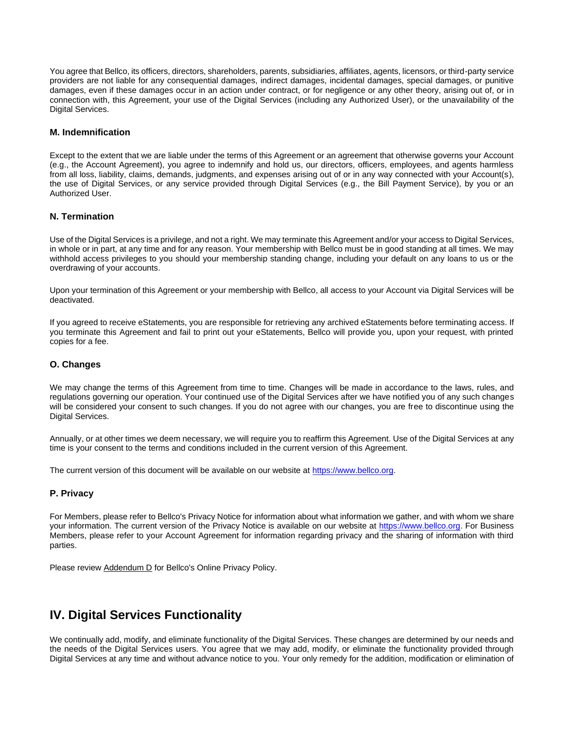You agree that Bellco, its officers, directors, shareholders, parents, subsidiaries, affiliates, agents, licensors, or third-party service providers are not liable for any consequential damages, indirect damages, incidental damages, special damages, or punitive damages, even if these damages occur in an action under contract, or for negligence or any other theory, arising out of, or in connection with, this Agreement, your use of the Digital Services (including any Authorized User), or the unavailability of the Digital Services.

### M. Indemnification

Except to the extent that we are liable under the terms of this Agreement or an agreement that otherwise governs your Account (e.g., the Account Agreement), you agree to indemnify and hold us, our directors, officers, employees, and agents harmless from all loss, liability, claims, demands, judgments, and expenses arising out of or in any way connected with your Account(s), the use of Digital Services, or any service provided through Digital Services (e.g., the Bill Payment Service), by you or an Authorized User.

### N. Termination

Use of the Digital Services is a privilege, and not a right. We may terminate this Agreement and/or your access to Digital Services, in whole or in part, at any time and for any reason. Your membership with Bellco must be in good standing at all times. We may withhold access privileges to you should your membership standing change, including your default on any loans to us or the overdrawing of your accounts.

Upon your termination of this Agreement or your membership with Bellco, all access to your Account via Digital Services will be deactivated.

If you agreed to receive eStatements, you are responsible for retrieving any archived eStatements before terminating access. If you terminate this Agreement and fail to print out your eStatements, Bellco will provide you, upon your request, with printed copies for a fee.

### O. Changes

We may change the terms of this Agreement from time to time. Changes will be made in accordance to the laws, rules, and regulations governing our operation. Your continued use of the Digital Services after we have notified you of any such changes will be considered your consent to such changes. If you do not agree with our changes, you are free to discontinue using the Digital Services.

Annually, or at other times we deem necessary, we will require you to reaffirm this Agreement. Use of the Digital Services at any time is your consent to the terms and conditions included in the current version of this Agreement.

The current version of this document will be available on our website at https://www.bellco.org.

### P. Privacy

For Members, please refer to Bellco's Privacy Notice for information about what information we gather, and with whom we share your information. The current version of the Privacy Notice is available on our website at https://www.bellco.org. For Business Members, please refer to your Account Agreement for information regarding privacy and the sharing of information with third parties.

Please review Addendum D for Bellco's Online Privacy Policy.

## IV. Digital Services Functionality

We continually add, modify, and eliminate functionality of the Digital Services. These changes are determined by our needs and the needs of the Digital Services users. You agree that we may add, modify, or eliminate the functionality provided through Digital Services at any time and without advance notice to you. Your only remedy for the addition, modification or elimination of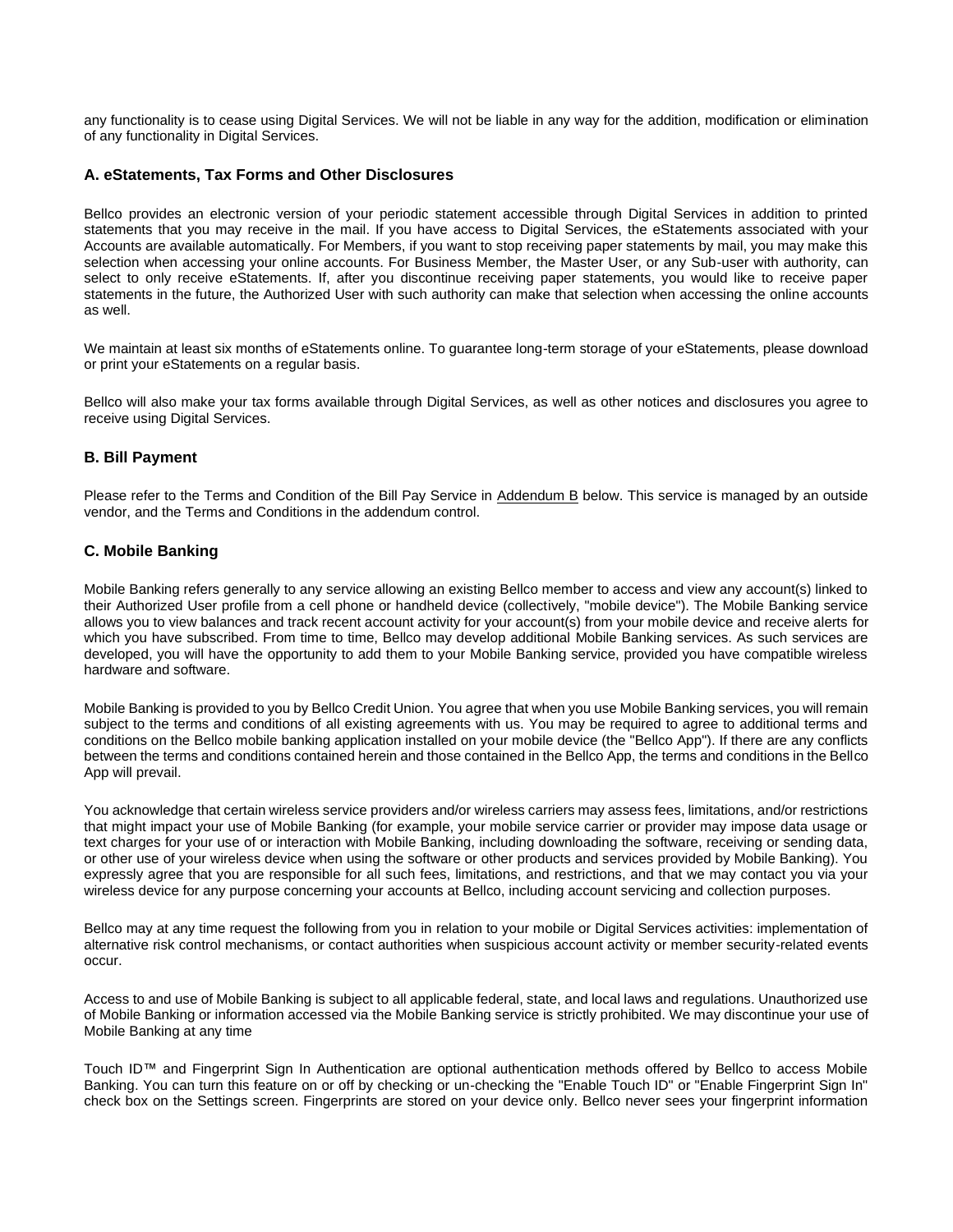any functionality is to cease using Digital Services. We will not be liable in any way for the addition, modification or elimination of any functionality in Digital Services.

### A. eStatements, Tax Forms and Other Disclosures

Bellco provides an electronic version of your periodic statement accessible through Digital Services in addition to printed statements that you may receive in the mail. If you have access to Digital Services, the eStatements associated with your Accounts are available automatically. For Members, if you want to stop receiving paper statements by mail, you may make this selection when accessing your online accounts. For Business Member, the Master User, or any Sub-user with authority, can select to only receive eStatements. If, after you discontinue receiving paper statements, you would like to receive paper statements in the future, the Authorized User with such authority can make that selection when accessing the online accounts as well.

We maintain at least six months of eStatements online. To guarantee long-term storage of your eStatements, please download or print your eStatements on a regular basis.

Bellco will also make your tax forms available through Digital Services, as well as other notices and disclosures you agree to receive using Digital Services.

### B. Bill Payment

Please refer to the Terms and Condition of the Bill Pay Service in Addendum B below. This service is managed by an outside vendor, and the Terms and Conditions in the addendum control.

### C. Mobile Banking

Mobile Banking refers generally to any service allowing an existing Bellco member to access and view any account(s) linked to their Authorized User profile from a cell phone or handheld device (collectively, "mobile device"). The Mobile Banking service allows you to view balances and track recent account activity for your account(s) from your mobile device and receive alerts for which you have subscribed. From time to time, Bellco may develop additional Mobile Banking services. As such services are developed, you will have the opportunity to add them to your Mobile Banking service, provided you have compatible wireless hardware and software.

Mobile Banking is provided to you by Bellco Credit Union. You agree that when you use Mobile Banking services, you will remain subject to the terms and conditions of all existing agreements with us. You may be required to agree to additional terms and conditions on the Bellco mobile banking application installed on your mobile device (the "Bellco App"). If there are any conflicts between the terms and conditions contained herein and those contained in the Bellco App, the terms and conditions in the Bellco App will prevail.

You acknowledge that certain wireless service providers and/or wireless carriers may assess fees, limitations, and/or restrictions that might impact your use of Mobile Banking (for example, your mobile service carrier or provider may impose data usage or text charges for your use of or interaction with Mobile Banking, including downloading the software, receiving or sending data, or other use of your wireless device when using the software or other products and services provided by Mobile Banking). You expressly agree that you are responsible for all such fees, limitations, and restrictions, and that we may contact you via your wireless device for any purpose concerning your accounts at Bellco, including account servicing and collection purposes.

Bellco may at any time request the following from you in relation to your mobile or Digital Services activities: implementation of alternative risk control mechanisms, or contact authorities when suspicious account activity or member security-related events occur.

Access to and use of Mobile Banking is subject to all applicable federal, state, and local laws and regulations. Unauthorized use of Mobile Banking or information accessed via the Mobile Banking service is strictly prohibited. We may discontinue your use of Mobile Banking at any time

Touch ID™ and Fingerprint Sign In Authentication are optional authentication methods offered by Bellco to access Mobile Banking. You can turn this feature on or off by checking or un-checking the "Enable Touch ID" or "Enable Fingerprint Sign In" check box on the Settings screen. Fingerprints are stored on your device only. Bellco never sees your fingerprint information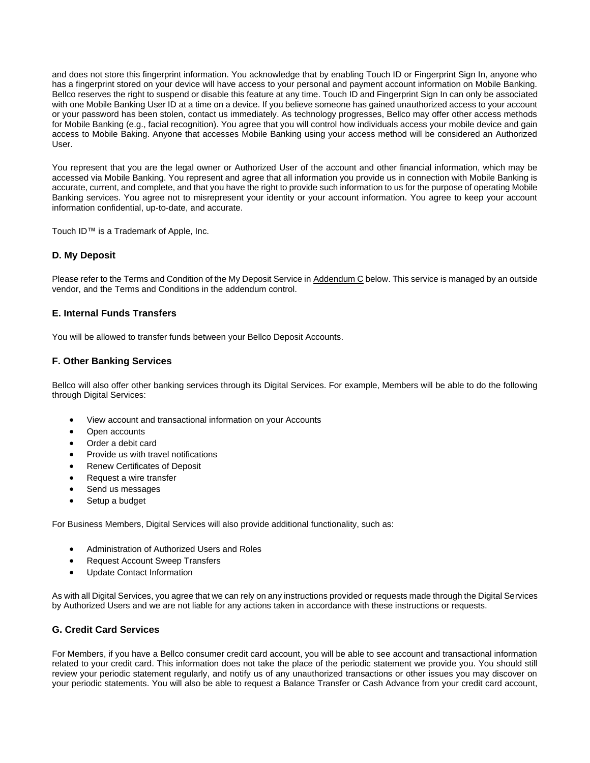and does not store this fingerprint information. You acknowledge that by enabling Touch ID or Fingerprint Sign In, anyone who has a fingerprint stored on your device will have access to your personal and payment account information on Mobile Banking. Bellco reserves the right to suspend or disable this feature at any time. Touch ID and Fingerprint Sign In can only be associated with one Mobile Banking User ID at a time on a device. If you believe someone has gained unauthorized access to your account or your password has been stolen, contact us immediately. As technology progresses, Bellco may offer other access methods for Mobile Banking (e.g., facial recognition). You agree that you will control how individuals access your mobile device and gain access to Mobile Baking. Anyone that accesses Mobile Banking using your access method will be considered an Authorized User.

You represent that you are the legal owner or Authorized User of the account and other financial information, which may be accessed via Mobile Banking. You represent and agree that all information you provide us in connection with Mobile Banking is accurate, current, and complete, and that you have the right to provide such information to us for the purpose of operating Mobile Banking services. You agree not to misrepresent your identity or your account information. You agree to keep your account information confidential, up-to-date, and accurate.

Touch ID™ is a Trademark of Apple, Inc.

### D. My Deposit

Please refer to the Terms and Condition of the My Deposit Service in Addendum C below. This service is managed by an outside vendor, and the Terms and Conditions in the addendum control.

### E. Internal Funds Transfers

You will be allowed to transfer funds between your Bellco Deposit Accounts.

### F. Other Banking Services

Bellco will also offer other banking services through its Digital Services. For example, Members will be able to do the following through Digital Services:

- View account and transactional information on your Accounts
- Open accounts
- Order a debit card
- Provide us with travel notifications
- Renew Certificates of Deposit
- Request a wire transfer
- Send us messages
- Setup a budget

For Business Members, Digital Services will also provide additional functionality, such as:

- Administration of Authorized Users and Roles
- Request Account Sweep Transfers
- Update Contact Information

As with all Digital Services, you agree that we can rely on any instructions provided or requests made through the Digital Services by Authorized Users and we are not liable for any actions taken in accordance with these instructions or requests.

### G. Credit Card Services

For Members, if you have a Bellco consumer credit card account, you will be able to see account and transactional information related to your credit card. This information does not take the place of the periodic statement we provide you. You should still review your periodic statement regularly, and notify us of any unauthorized transactions or other issues you may discover on your periodic statements. You will also be able to request a Balance Transfer or Cash Advance from your credit card account,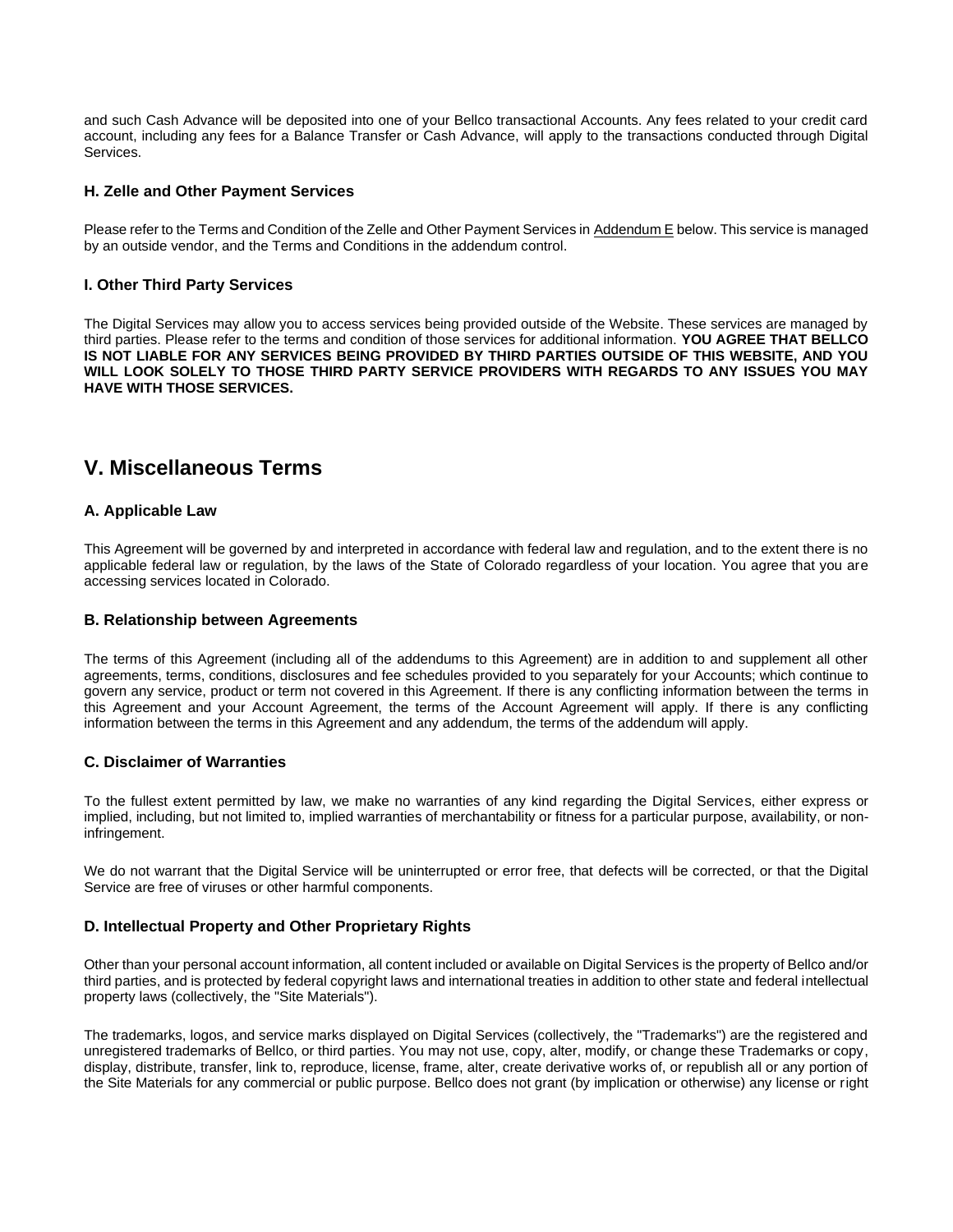and such Cash Advance will be deposited into one of your Bellco transactional Accounts. Any fees related to your credit card account, including any fees for a Balance Transfer or Cash Advance, will apply to the transactions conducted through Digital Services.

### H. Zelle and Other Payment Services

Please refer to the Terms and Condition of the Zelle and Other Payment Services in Addendum E below. This service is managed by an outside vendor, and the Terms and Conditions in the addendum control.

### I. Other Third Party Services

The Digital Services may allow you to access services being provided outside of the Website. These services are managed by third parties. Please refer to the terms and condition of those services for additional information. **YOU AGREE THAT BELLCO IS NOT LIABLE FOR ANY SERVICES BEING PROVIDED BY THIRD PARTIES OUTSIDE OF THIS WEBSITE, AND YOU WILL LOOK SOLELY TO THOSE THIRD PARTY SERVICE PROVIDERS WITH REGARDS TO ANY ISSUES YOU MAY HAVE WITH THOSE SERVICES.**

## V. Miscellaneous Terms

### A. Applicable Law

This Agreement will be governed by and interpreted in accordance with federal law and regulation, and to the extent there is no applicable federal law or regulation, by the laws of the State of Colorado regardless of your location. You agree that you are accessing services located in Colorado.

### B. Relationship between Agreements

The terms of this Agreement (including all of the addendums to this Agreement) are in addition to and supplement all other agreements, terms, conditions, disclosures and fee schedules provided to you separately for your Accounts; which continue to govern any service, product or term not covered in this Agreement. If there is any conflicting information between the terms in this Agreement and your Account Agreement, the terms of the Account Agreement will apply. If there is any conflicting information between the terms in this Agreement and any addendum, the terms of the addendum will apply.

### C. Disclaimer of Warranties

To the fullest extent permitted by law, we make no warranties of any kind regarding the Digital Services, either express or implied, including, but not limited to, implied warranties of merchantability or fitness for a particular purpose, availability, or non-infringement.

We do not warrant that the Digital Service will be uninterrupted or error free, that defects will be corrected, or that the Digital Service are free of viruses or other harmful components.

### D. Intellectual Property and Other Proprietary Rights

Other than your personal account information, all content included or available on Digital Services is the property of Bellco and/or third parties, and is protected by federal copyright laws and international treaties in addition to other state and federal intellectual property laws (collectively, the "Site Materials").

The trademarks, logos, and service marks displayed on Digital Services (collectively, the "Trademarks") are the registered and unregistered trademarks of Bellco, or third parties. You may not use, copy, alter, modify, or change these Trademarks or copy, display, distribute, transfer, link to, reproduce, license, frame, alter, create derivative works of, or republish all or any portion of the Site Materials for any commercial or public purpose. Bellco does not grant (by implication or otherwise) any license or right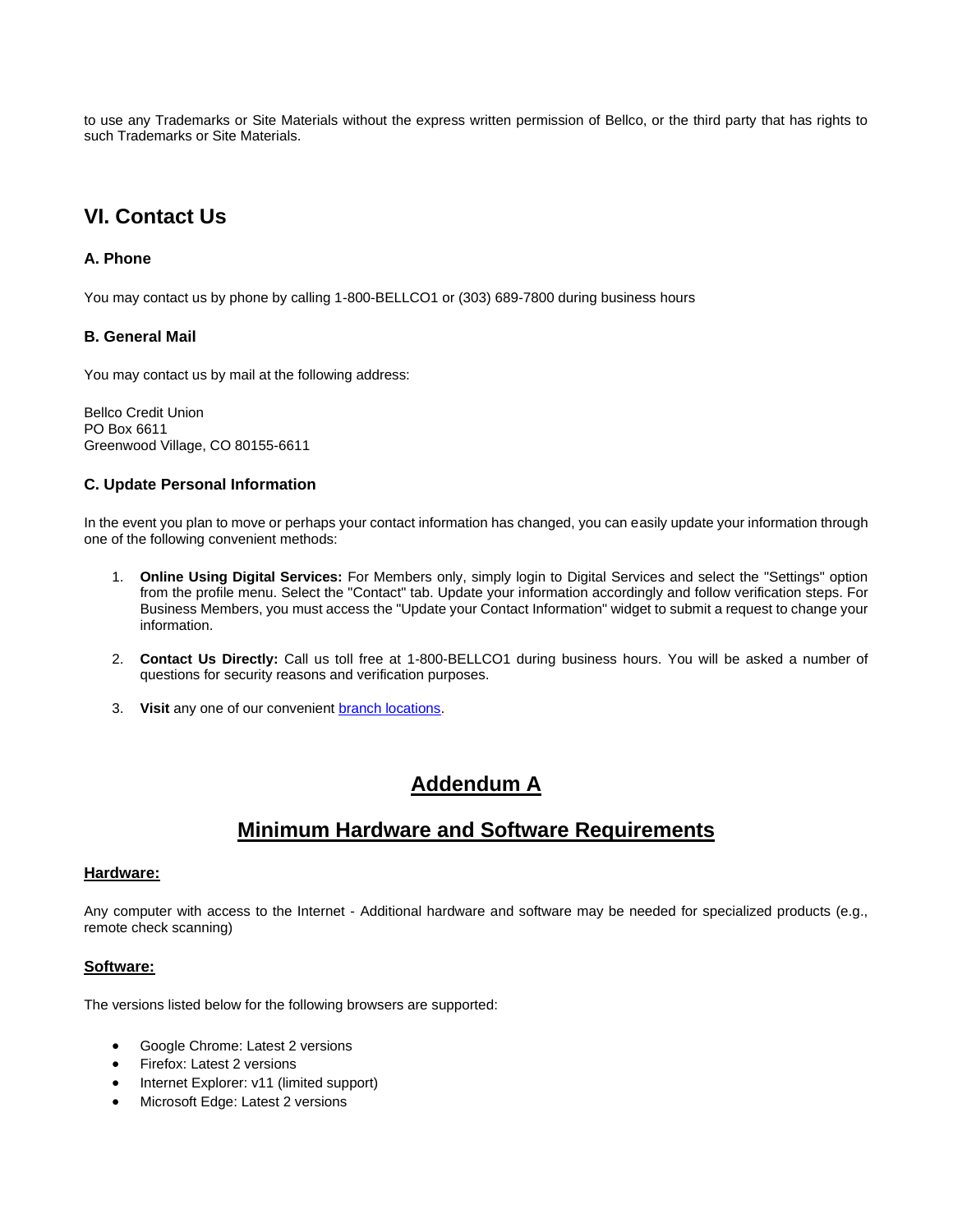to use any Trademarks or Site Materials without the express written permission of Bellco, or the third party that has rights to such Trademarks or Site Materials.

## VI. Contact Us

### A. Phone

You may contact us by phone by calling 1-800-BELLCO1 or (303) 689-7800 during business hours

### B. General Mail

You may contact us by mail at the following address:

Bellco Credit Union
PO Box 6611
Greenwood Village, CO 80155-6611

### C. Update Personal Information

In the event you plan to move or perhaps your contact information has changed, you can easily update your information through one of the following convenient methods:

1. **Online Using Digital Services:** For Members only, simply login to Digital Services and select the "Settings" option from the profile menu. Select the "Contact" tab. Update your information accordingly and follow verification steps. For Business Members, you must access the "Update your Contact Information" widget to submit a request to change your information.

2. **Contact Us Directly:** Call us toll free at 1-800-BELLCO1 during business hours. You will be asked a number of questions for security reasons and verification purposes.

3. **Visit** any one of our convenient branch locations.

## Addendum A

## Minimum Hardware and Software Requirements

**Hardware:**

Any computer with access to the Internet - Additional hardware and software may be needed for specialized products (e.g., remote check scanning)

**Software:**

The versions listed below for the following browsers are supported:

- Google Chrome: Latest 2 versions
- Firefox: Latest 2 versions
- Internet Explorer: v11 (limited support)
- Microsoft Edge: Latest 2 versions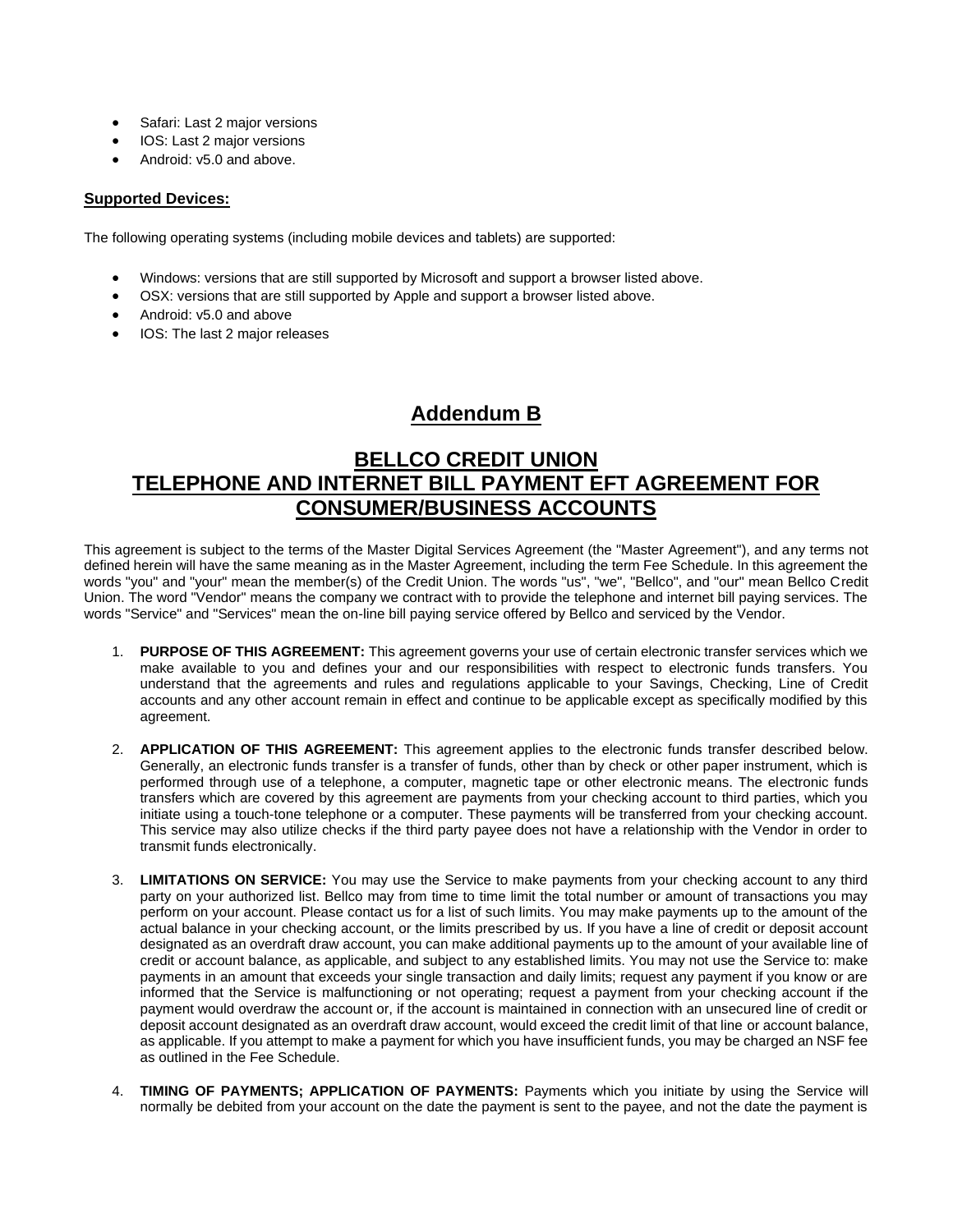- Safari: Last 2 major versions
- IOS: Last 2 major versions
- Android: v5.0 and above.

**Supported Devices:**

The following operating systems (including mobile devices and tablets) are supported:

- Windows: versions that are still supported by Microsoft and support a browser listed above.
- OSX: versions that are still supported by Apple and support a browser listed above.
- Android: v5.0 and above
- IOS: The last 2 major releases

# Addendum B

# BELLCO CREDIT UNION
# TELEPHONE AND INTERNET BILL PAYMENT EFT AGREEMENT FOR CONSUMER/BUSINESS ACCOUNTS

This agreement is subject to the terms of the Master Digital Services Agreement (the "Master Agreement"), and any terms not defined herein will have the same meaning as in the Master Agreement, including the term Fee Schedule. In this agreement the words "you" and "your" mean the member(s) of the Credit Union. The words "us", "we", "Bellco", and "our" mean Bellco Credit Union. The word "Vendor" means the company we contract with to provide the telephone and internet bill paying services. The words "Service" and "Services" mean the on-line bill paying service offered by Bellco and serviced by the Vendor.

1. **PURPOSE OF THIS AGREEMENT:** This agreement governs your use of certain electronic transfer services which we make available to you and defines your and our responsibilities with respect to electronic funds transfers. You understand that the agreements and rules and regulations applicable to your Savings, Checking, Line of Credit accounts and any other account remain in effect and continue to be applicable except as specifically modified by this agreement.

2. **APPLICATION OF THIS AGREEMENT:** This agreement applies to the electronic funds transfer described below. Generally, an electronic funds transfer is a transfer of funds, other than by check or other paper instrument, which is performed through use of a telephone, a computer, magnetic tape or other electronic means. The electronic funds transfers which are covered by this agreement are payments from your checking account to third parties, which you initiate using a touch-tone telephone or a computer. These payments will be transferred from your checking account. This service may also utilize checks if the third party payee does not have a relationship with the Vendor in order to transmit funds electronically.

3. **LIMITATIONS ON SERVICE:** You may use the Service to make payments from your checking account to any third party on your authorized list. Bellco may from time to time limit the total number or amount of transactions you may perform on your account. Please contact us for a list of such limits. You may make payments up to the amount of the actual balance in your checking account, or the limits prescribed by us. If you have a line of credit or deposit account designated as an overdraft draw account, you can make additional payments up to the amount of your available line of credit or account balance, as applicable, and subject to any established limits. You may not use the Service to: make payments in an amount that exceeds your single transaction and daily limits; request any payment if you know or are informed that the Service is malfunctioning or not operating; request a payment from your checking account if the payment would overdraw the account or, if the account is maintained in connection with an unsecured line of credit or deposit account designated as an overdraft draw account, would exceed the credit limit of that line or account balance, as applicable. If you attempt to make a payment for which you have insufficient funds, you may be charged an NSF fee as outlined in the Fee Schedule.

4. **TIMING OF PAYMENTS; APPLICATION OF PAYMENTS:** Payments which you initiate by using the Service will normally be debited from your account on the date the payment is sent to the payee, and not the date the payment is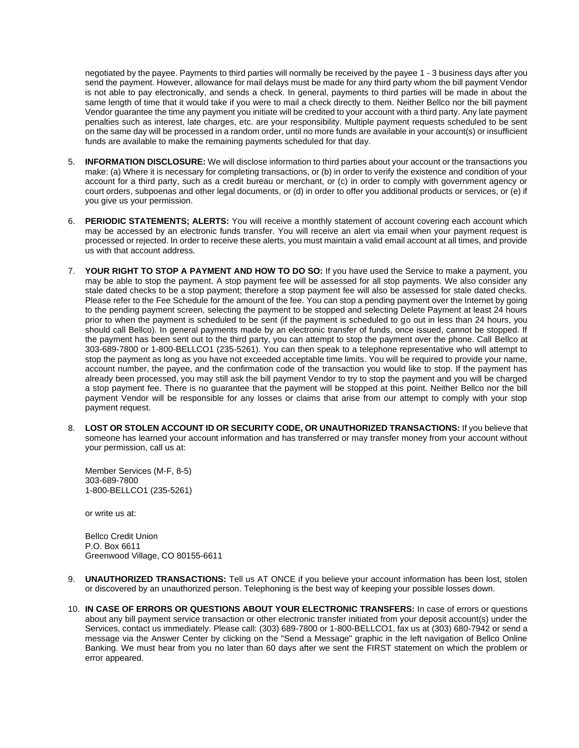negotiated by the payee. Payments to third parties will normally be received by the payee 1 - 3 business days after you send the payment. However, allowance for mail delays must be made for any third party whom the bill payment Vendor is not able to pay electronically, and sends a check. In general, payments to third parties will be made in about the same length of time that it would take if you were to mail a check directly to them. Neither Bellco nor the bill payment Vendor guarantee the time any payment you initiate will be credited to your account with a third party. Any late payment penalties such as interest, late charges, etc. are your responsibility. Multiple payment requests scheduled to be sent on the same day will be processed in a random order, until no more funds are available in your account(s) or insufficient funds are available to make the remaining payments scheduled for that day.

5. **INFORMATION DISCLOSURE:** We will disclose information to third parties about your account or the transactions you make: (a) Where it is necessary for completing transactions, or (b) in order to verify the existence and condition of your account for a third party, such as a credit bureau or merchant, or (c) in order to comply with government agency or court orders, subpoenas and other legal documents, or (d) in order to offer you additional products or services, or (e) if you give us your permission.

6. **PERIODIC STATEMENTS; ALERTS:** You will receive a monthly statement of account covering each account which may be accessed by an electronic funds transfer. You will receive an alert via email when your payment request is processed or rejected. In order to receive these alerts, you must maintain a valid email account at all times, and provide us with that account address.

7. **YOUR RIGHT TO STOP A PAYMENT AND HOW TO DO SO:** If you have used the Service to make a payment, you may be able to stop the payment. A stop payment fee will be assessed for all stop payments. We also consider any stale dated checks to be a stop payment; therefore a stop payment fee will also be assessed for stale dated checks. Please refer to the Fee Schedule for the amount of the fee. You can stop a pending payment over the Internet by going to the pending payment screen, selecting the payment to be stopped and selecting Delete Payment at least 24 hours prior to when the payment is scheduled to be sent (if the payment is scheduled to go out in less than 24 hours, you should call Bellco). In general payments made by an electronic transfer of funds, once issued, cannot be stopped. If the payment has been sent out to the third party, you can attempt to stop the payment over the phone. Call Bellco at 303-689-7800 or 1-800-BELLCO1 (235-5261). You can then speak to a telephone representative who will attempt to stop the payment as long as you have not exceeded acceptable time limits. You will be required to provide your name, account number, the payee, and the confirmation code of the transaction you would like to stop. If the payment has already been processed, you may still ask the bill payment Vendor to try to stop the payment and you will be charged a stop payment fee. There is no guarantee that the payment will be stopped at this point. Neither Bellco nor the bill payment Vendor will be responsible for any losses or claims that arise from our attempt to comply with your stop payment request.

8. **LOST OR STOLEN ACCOUNT ID OR SECURITY CODE, OR UNAUTHORIZED TRANSACTIONS:** If you believe that someone has learned your account information and has transferred or may transfer money from your account without your permission, call us at:

   Member Services (M-F, 8-5)
   303-689-7800
   1-800-BELLCO1 (235-5261)

   or write us at:

   Bellco Credit Union
   P.O. Box 6611
   Greenwood Village, CO 80155-6611

9. **UNAUTHORIZED TRANSACTIONS:** Tell us AT ONCE if you believe your account information has been lost, stolen or discovered by an unauthorized person. Telephoning is the best way of keeping your possible losses down.

10. **IN CASE OF ERRORS OR QUESTIONS ABOUT YOUR ELECTRONIC TRANSFERS:** In case of errors or questions about any bill payment service transaction or other electronic transfer initiated from your deposit account(s) under the Services, contact us immediately. Please call: (303) 689-7800 or 1-800-BELLCO1, fax us at (303) 680-7942 or send a message via the Answer Center by clicking on the "Send a Message" graphic in the left navigation of Bellco Online Banking. We must hear from you no later than 60 days after we sent the FIRST statement on which the problem or error appeared.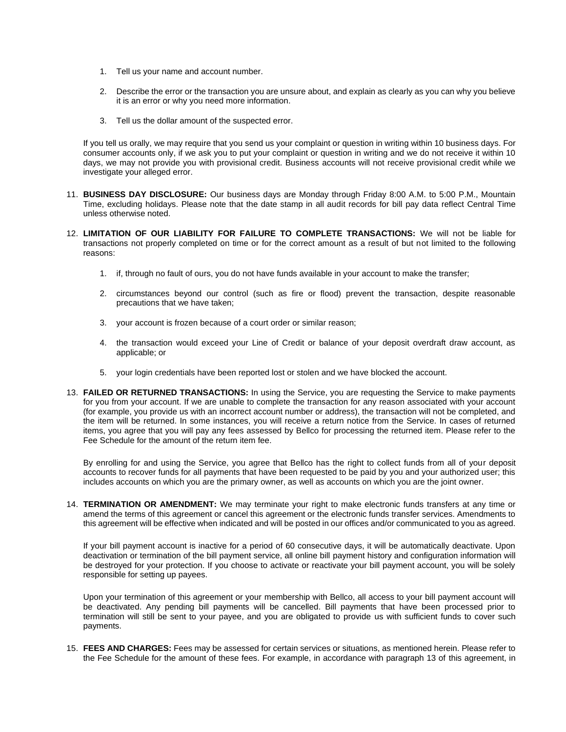1. Tell us your name and account number.

2. Describe the error or the transaction you are unsure about, and explain as clearly as you can why you believe it is an error or why you need more information.

3. Tell us the dollar amount of the suspected error.

If you tell us orally, we may require that you send us your complaint or question in writing within 10 business days. For consumer accounts only, if we ask you to put your complaint or question in writing and we do not receive it within 10 days, we may not provide you with provisional credit. Business accounts will not receive provisional credit while we investigate your alleged error.

11. **BUSINESS DAY DISCLOSURE:** Our business days are Monday through Friday 8:00 A.M. to 5:00 P.M., Mountain Time, excluding holidays. Please note that the date stamp in all audit records for bill pay data reflect Central Time unless otherwise noted.

12. **LIMITATION OF OUR LIABILITY FOR FAILURE TO COMPLETE TRANSACTIONS:** We will not be liable for transactions not properly completed on time or for the correct amount as a result of but not limited to the following reasons:

    1. if, through no fault of ours, you do not have funds available in your account to make the transfer;

    2. circumstances beyond our control (such as fire or flood) prevent the transaction, despite reasonable precautions that we have taken;

    3. your account is frozen because of a court order or similar reason;

    4. the transaction would exceed your Line of Credit or balance of your deposit overdraft draw account, as applicable; or

    5. your login credentials have been reported lost or stolen and we have blocked the account.

13. **FAILED OR RETURNED TRANSACTIONS:** In using the Service, you are requesting the Service to make payments for you from your account. If we are unable to complete the transaction for any reason associated with your account (for example, you provide us with an incorrect account number or address), the transaction will not be completed, and the item will be returned. In some instances, you will receive a return notice from the Service. In cases of returned items, you agree that you will pay any fees assessed by Bellco for processing the returned item. Please refer to the Fee Schedule for the amount of the return item fee.

    By enrolling for and using the Service, you agree that Bellco has the right to collect funds from all of your deposit accounts to recover funds for all payments that have been requested to be paid by you and your authorized user; this includes accounts on which you are the primary owner, as well as accounts on which you are the joint owner.

14. **TERMINATION OR AMENDMENT:** We may terminate your right to make electronic funds transfers at any time or amend the terms of this agreement or cancel this agreement or the electronic funds transfer services. Amendments to this agreement will be effective when indicated and will be posted in our offices and/or communicated to you as agreed.

    If your bill payment account is inactive for a period of 60 consecutive days, it will be automatically deactivate. Upon deactivation or termination of the bill payment service, all online bill payment history and configuration information will be destroyed for your protection. If you choose to activate or reactivate your bill payment account, you will be solely responsible for setting up payees.

    Upon your termination of this agreement or your membership with Bellco, all access to your bill payment account will be deactivated. Any pending bill payments will be cancelled. Bill payments that have been processed prior to termination will still be sent to your payee, and you are obligated to provide us with sufficient funds to cover such payments.

15. **FEES AND CHARGES:** Fees may be assessed for certain services or situations, as mentioned herein. Please refer to the Fee Schedule for the amount of these fees. For example, in accordance with paragraph 13 of this agreement, in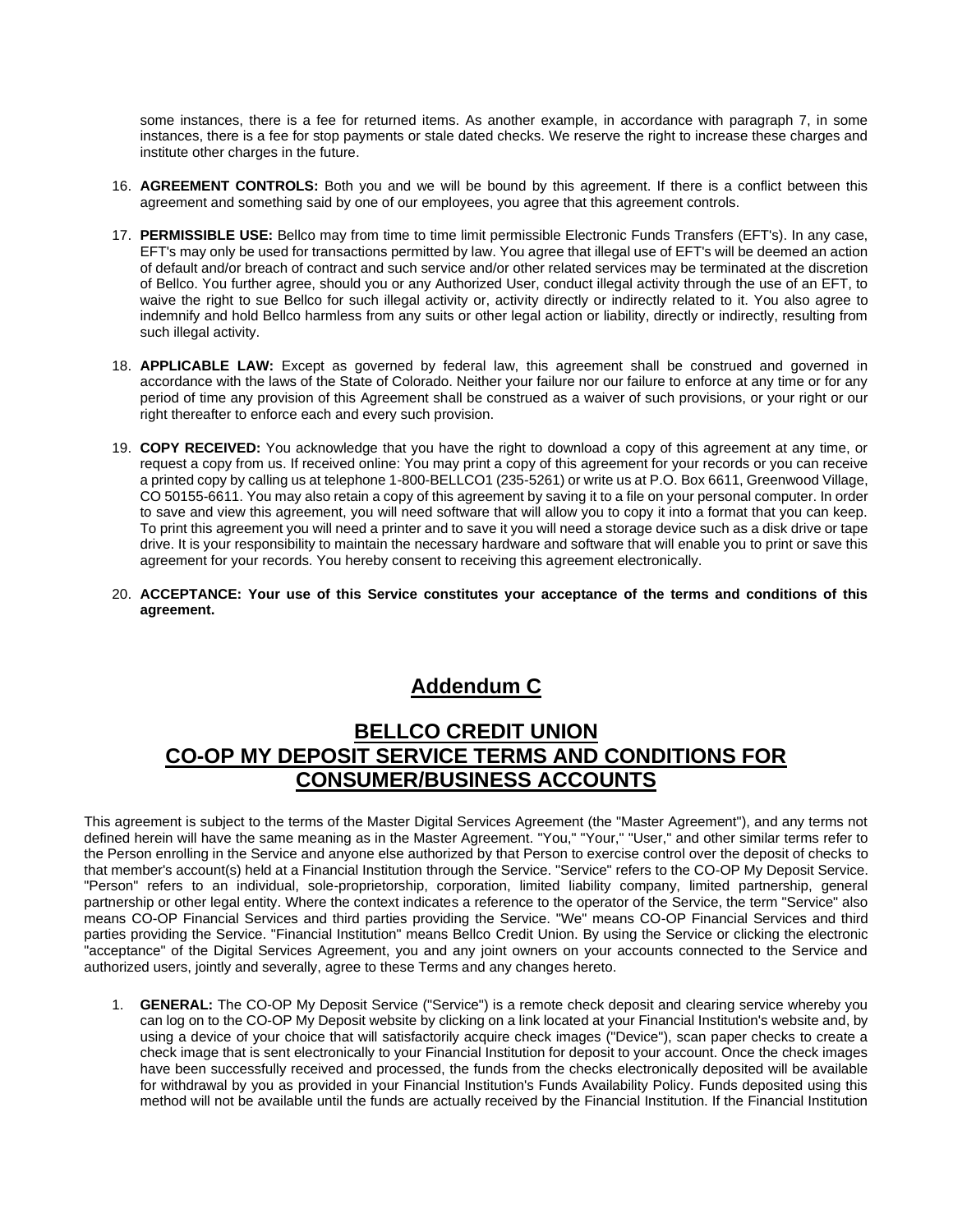some instances, there is a fee for returned items. As another example, in accordance with paragraph 7, in some instances, there is a fee for stop payments or stale dated checks. We reserve the right to increase these charges and institute other charges in the future.

16. **AGREEMENT CONTROLS:** Both you and we will be bound by this agreement. If there is a conflict between this agreement and something said by one of our employees, you agree that this agreement controls.

17. **PERMISSIBLE USE:** Bellco may from time to time limit permissible Electronic Funds Transfers (EFT's). In any case, EFT's may only be used for transactions permitted by law. You agree that illegal use of EFT's will be deemed an action of default and/or breach of contract and such service and/or other related services may be terminated at the discretion of Bellco. You further agree, should you or any Authorized User, conduct illegal activity through the use of an EFT, to waive the right to sue Bellco for such illegal activity or, activity directly or indirectly related to it. You also agree to indemnify and hold Bellco harmless from any suits or other legal action or liability, directly or indirectly, resulting from such illegal activity.

18. **APPLICABLE LAW:** Except as governed by federal law, this agreement shall be construed and governed in accordance with the laws of the State of Colorado. Neither your failure nor our failure to enforce at any time or for any period of time any provision of this Agreement shall be construed as a waiver of such provisions, or your right or our right thereafter to enforce each and every such provision.

19. **COPY RECEIVED:** You acknowledge that you have the right to download a copy of this agreement at any time, or request a copy from us. If received online: You may print a copy of this agreement for your records or you can receive a printed copy by calling us at telephone 1-800-BELLCO1 (235-5261) or write us at P.O. Box 6611, Greenwood Village, CO 50155-6611. You may also retain a copy of this agreement by saving it to a file on your personal computer. In order to save and view this agreement, you will need software that will allow you to copy it into a format that you can keep. To print this agreement you will need a printer and to save it you will need a storage device such as a disk drive or tape drive. It is your responsibility to maintain the necessary hardware and software that will enable you to print or save this agreement for your records. You hereby consent to receiving this agreement electronically.

20. **ACCEPTANCE: Your use of this Service constitutes your acceptance of the terms and conditions of this agreement.**

# Addendum C

## BELLCO CREDIT UNION
## CO-OP MY DEPOSIT SERVICE TERMS AND CONDITIONS FOR CONSUMER/BUSINESS ACCOUNTS

This agreement is subject to the terms of the Master Digital Services Agreement (the "Master Agreement"), and any terms not defined herein will have the same meaning as in the Master Agreement. "You," "Your," "User," and other similar terms refer to the Person enrolling in the Service and anyone else authorized by that Person to exercise control over the deposit of checks to that member's account(s) held at a Financial Institution through the Service. "Service" refers to the CO-OP My Deposit Service. "Person" refers to an individual, sole-proprietorship, corporation, limited liability company, limited partnership, general partnership or other legal entity. Where the context indicates a reference to the operator of the Service, the term "Service" also means CO-OP Financial Services and third parties providing the Service. "We" means CO-OP Financial Services and third parties providing the Service. "Financial Institution" means Bellco Credit Union. By using the Service or clicking the electronic "acceptance" of the Digital Services Agreement, you and any joint owners on your accounts connected to the Service and authorized users, jointly and severally, agree to these Terms and any changes hereto.

1. **GENERAL:** The CO-OP My Deposit Service ("Service") is a remote check deposit and clearing service whereby you can log on to the CO-OP My Deposit website by clicking on a link located at your Financial Institution's website and, by using a device of your choice that will satisfactorily acquire check images ("Device"), scan paper checks to create a check image that is sent electronically to your Financial Institution for deposit to your account. Once the check images have been successfully received and processed, the funds from the checks electronically deposited will be available for withdrawal by you as provided in your Financial Institution's Funds Availability Policy. Funds deposited using this method will not be available until the funds are actually received by the Financial Institution. If the Financial Institution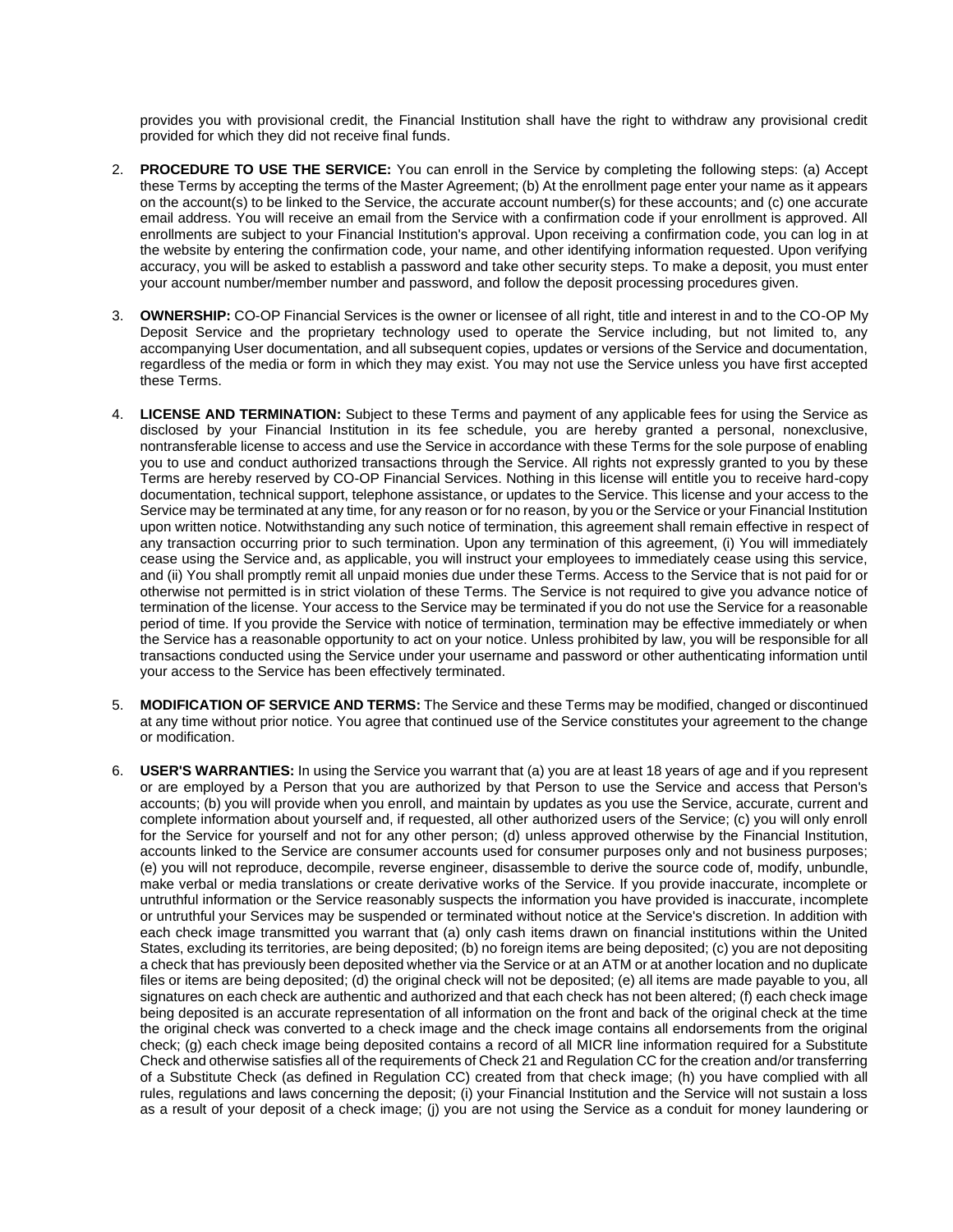provides you with provisional credit, the Financial Institution shall have the right to withdraw any provisional credit provided for which they did not receive final funds.

2. **PROCEDURE TO USE THE SERVICE:** You can enroll in the Service by completing the following steps: (a) Accept these Terms by accepting the terms of the Master Agreement; (b) At the enrollment page enter your name as it appears on the account(s) to be linked to the Service, the accurate account number(s) for these accounts; and (c) one accurate email address. You will receive an email from the Service with a confirmation code if your enrollment is approved. All enrollments are subject to your Financial Institution's approval. Upon receiving a confirmation code, you can log in at the website by entering the confirmation code, your name, and other identifying information requested. Upon verifying accuracy, you will be asked to establish a password and take other security steps. To make a deposit, you must enter your account number/member number and password, and follow the deposit processing procedures given.

3. **OWNERSHIP:** CO-OP Financial Services is the owner or licensee of all right, title and interest in and to the CO-OP My Deposit Service and the proprietary technology used to operate the Service including, but not limited to, any accompanying User documentation, and all subsequent copies, updates or versions of the Service and documentation, regardless of the media or form in which they may exist. You may not use the Service unless you have first accepted these Terms.

4. **LICENSE AND TERMINATION:** Subject to these Terms and payment of any applicable fees for using the Service as disclosed by your Financial Institution in its fee schedule, you are hereby granted a personal, nonexclusive, nontransferable license to access and use the Service in accordance with these Terms for the sole purpose of enabling you to use and conduct authorized transactions through the Service. All rights not expressly granted to you by these Terms are hereby reserved by CO-OP Financial Services. Nothing in this license will entitle you to receive hard-copy documentation, technical support, telephone assistance, or updates to the Service. This license and your access to the Service may be terminated at any time, for any reason or for no reason, by you or the Service or your Financial Institution upon written notice. Notwithstanding any such notice of termination, this agreement shall remain effective in respect of any transaction occurring prior to such termination. Upon any termination of this agreement, (i) You will immediately cease using the Service and, as applicable, you will instruct your employees to immediately cease using this service, and (ii) You shall promptly remit all unpaid monies due under these Terms. Access to the Service that is not paid for or otherwise not permitted is in strict violation of these Terms. The Service is not required to give you advance notice of termination of the license. Your access to the Service may be terminated if you do not use the Service for a reasonable period of time. If you provide the Service with notice of termination, termination may be effective immediately or when the Service has a reasonable opportunity to act on your notice. Unless prohibited by law, you will be responsible for all transactions conducted using the Service under your username and password or other authenticating information until your access to the Service has been effectively terminated.

5. **MODIFICATION OF SERVICE AND TERMS:** The Service and these Terms may be modified, changed or discontinued at any time without prior notice. You agree that continued use of the Service constitutes your agreement to the change or modification.

6. **USER'S WARRANTIES:** In using the Service you warrant that (a) you are at least 18 years of age and if you represent or are employed by a Person that you are authorized by that Person to use the Service and access that Person's accounts; (b) you will provide when you enroll, and maintain by updates as you use the Service, accurate, current and complete information about yourself and, if requested, all other authorized users of the Service; (c) you will only enroll for the Service for yourself and not for any other person; (d) unless approved otherwise by the Financial Institution, accounts linked to the Service are consumer accounts used for consumer purposes only and not business purposes; (e) you will not reproduce, decompile, reverse engineer, disassemble to derive the source code of, modify, unbundle, make verbal or media translations or create derivative works of the Service. If you provide inaccurate, incomplete or untruthful information or the Service reasonably suspects the information you have provided is inaccurate, incomplete or untruthful your Services may be suspended or terminated without notice at the Service's discretion. In addition with each check image transmitted you warrant that (a) only cash items drawn on financial institutions within the United States, excluding its territories, are being deposited; (b) no foreign items are being deposited; (c) you are not depositing a check that has previously been deposited whether via the Service or at an ATM or at another location and no duplicate files or items are being deposited; (d) the original check will not be deposited; (e) all items are made payable to you, all signatures on each check are authentic and authorized and that each check has not been altered; (f) each check image being deposited is an accurate representation of all information on the front and back of the original check at the time the original check was converted to a check image and the check image contains all endorsements from the original check; (g) each check image being deposited contains a record of all MICR line information required for a Substitute Check and otherwise satisfies all of the requirements of Check 21 and Regulation CC for the creation and/or transferring of a Substitute Check (as defined in Regulation CC) created from that check image; (h) you have complied with all rules, regulations and laws concerning the deposit; (i) your Financial Institution and the Service will not sustain a loss as a result of your deposit of a check image; (j) you are not using the Service as a conduit for money laundering or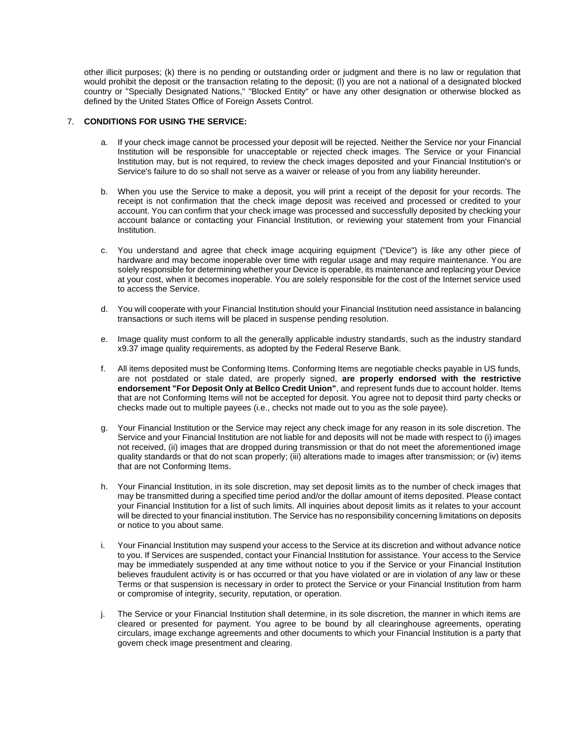other illicit purposes; (k) there is no pending or outstanding order or judgment and there is no law or regulation that would prohibit the deposit or the transaction relating to the deposit; (l) you are not a national of a designated blocked country or "Specially Designated Nations," "Blocked Entity" or have any other designation or otherwise blocked as defined by the United States Office of Foreign Assets Control.

7. **CONDITIONS FOR USING THE SERVICE:**

   a. If your check image cannot be processed your deposit will be rejected. Neither the Service nor your Financial Institution will be responsible for unacceptable or rejected check images. The Service or your Financial Institution may, but is not required, to review the check images deposited and your Financial Institution's or Service's failure to do so shall not serve as a waiver or release of you from any liability hereunder.

   b. When you use the Service to make a deposit, you will print a receipt of the deposit for your records. The receipt is not confirmation that the check image deposit was received and processed or credited to your account. You can confirm that your check image was processed and successfully deposited by checking your account balance or contacting your Financial Institution, or reviewing your statement from your Financial Institution.

   c. You understand and agree that check image acquiring equipment ("Device") is like any other piece of hardware and may become inoperable over time with regular usage and may require maintenance. You are solely responsible for determining whether your Device is operable, its maintenance and replacing your Device at your cost, when it becomes inoperable. You are solely responsible for the cost of the Internet service used to access the Service.

   d. You will cooperate with your Financial Institution should your Financial Institution need assistance in balancing transactions or such items will be placed in suspense pending resolution.

   e. Image quality must conform to all the generally applicable industry standards, such as the industry standard x9.37 image quality requirements, as adopted by the Federal Reserve Bank.

   f. All items deposited must be Conforming Items. Conforming Items are negotiable checks payable in US funds, are not postdated or stale dated, are properly signed, **are properly endorsed with the restrictive endorsement "For Deposit Only at Bellco Credit Union"**, and represent funds due to account holder. Items that are not Conforming Items will not be accepted for deposit. You agree not to deposit third party checks or checks made out to multiple payees (i.e., checks not made out to you as the sole payee).

   g. Your Financial Institution or the Service may reject any check image for any reason in its sole discretion. The Service and your Financial Institution are not liable for and deposits will not be made with respect to (i) images not received, (ii) images that are dropped during transmission or that do not meet the aforementioned image quality standards or that do not scan properly; (iii) alterations made to images after transmission; or (iv) items that are not Conforming Items.

   h. Your Financial Institution, in its sole discretion, may set deposit limits as to the number of check images that may be transmitted during a specified time period and/or the dollar amount of items deposited. Please contact your Financial Institution for a list of such limits. All inquiries about deposit limits as it relates to your account will be directed to your financial institution. The Service has no responsibility concerning limitations on deposits or notice to you about same.

   i. Your Financial Institution may suspend your access to the Service at its discretion and without advance notice to you. If Services are suspended, contact your Financial Institution for assistance. Your access to the Service may be immediately suspended at any time without notice to you if the Service or your Financial Institution believes fraudulent activity is or has occurred or that you have violated or are in violation of any law or these Terms or that suspension is necessary in order to protect the Service or your Financial Institution from harm or compromise of integrity, security, reputation, or operation.

   j. The Service or your Financial Institution shall determine, in its sole discretion, the manner in which items are cleared or presented for payment. You agree to be bound by all clearinghouse agreements, operating circulars, image exchange agreements and other documents to which your Financial Institution is a party that govern check image presentment and clearing.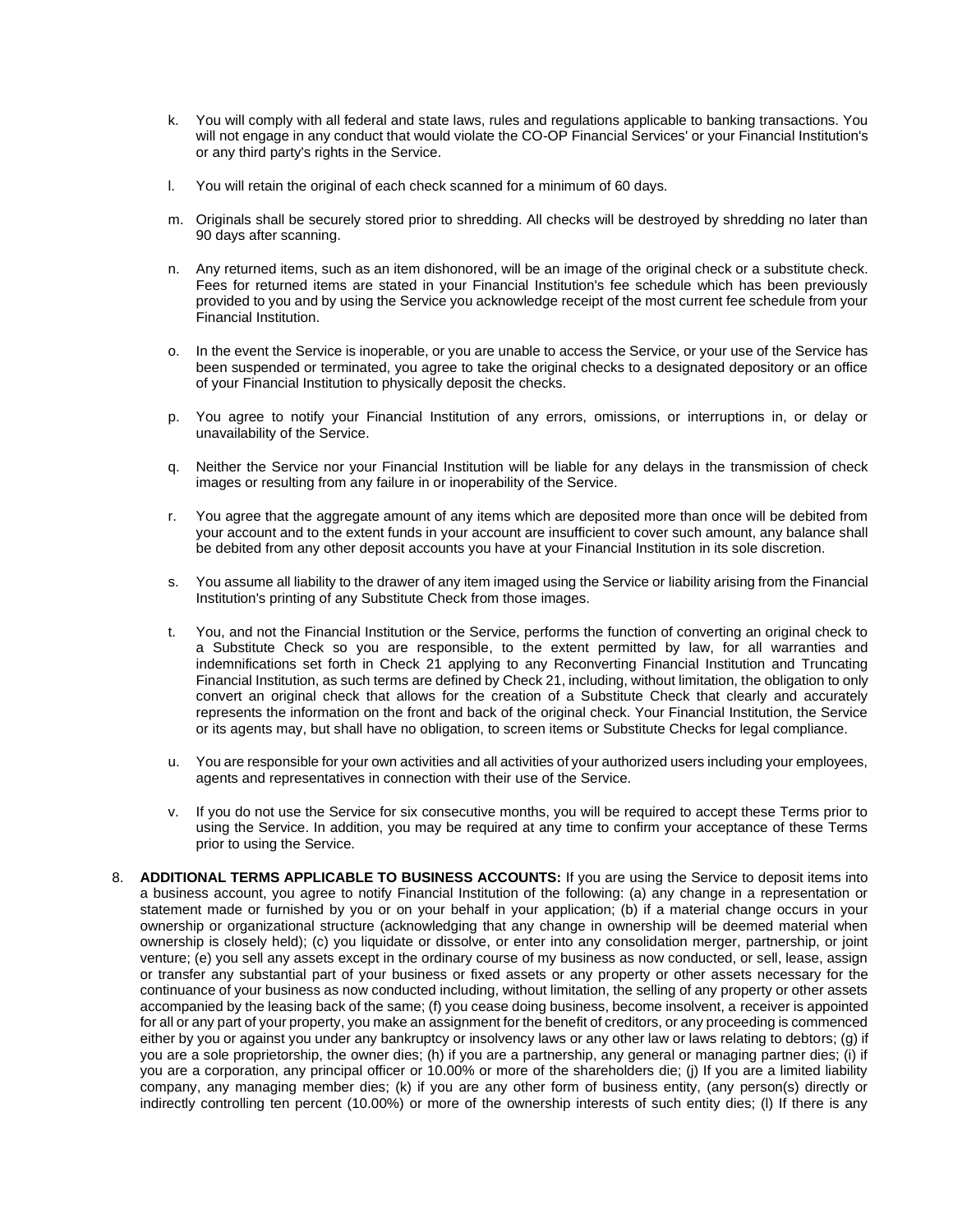k. You will comply with all federal and state laws, rules and regulations applicable to banking transactions. You will not engage in any conduct that would violate the CO-OP Financial Services' or your Financial Institution's or any third party's rights in the Service.

l. You will retain the original of each check scanned for a minimum of 60 days.

m. Originals shall be securely stored prior to shredding. All checks will be destroyed by shredding no later than 90 days after scanning.

n. Any returned items, such as an item dishonored, will be an image of the original check or a substitute check. Fees for returned items are stated in your Financial Institution's fee schedule which has been previously provided to you and by using the Service you acknowledge receipt of the most current fee schedule from your Financial Institution.

o. In the event the Service is inoperable, or you are unable to access the Service, or your use of the Service has been suspended or terminated, you agree to take the original checks to a designated depository or an office of your Financial Institution to physically deposit the checks.

p. You agree to notify your Financial Institution of any errors, omissions, or interruptions in, or delay or unavailability of the Service.

q. Neither the Service nor your Financial Institution will be liable for any delays in the transmission of check images or resulting from any failure in or inoperability of the Service.

r. You agree that the aggregate amount of any items which are deposited more than once will be debited from your account and to the extent funds in your account are insufficient to cover such amount, any balance shall be debited from any other deposit accounts you have at your Financial Institution in its sole discretion.

s. You assume all liability to the drawer of any item imaged using the Service or liability arising from the Financial Institution's printing of any Substitute Check from those images.

t. You, and not the Financial Institution or the Service, performs the function of converting an original check to a Substitute Check so you are responsible, to the extent permitted by law, for all warranties and indemnifications set forth in Check 21 applying to any Reconverting Financial Institution and Truncating Financial Institution, as such terms are defined by Check 21, including, without limitation, the obligation to only convert an original check that allows for the creation of a Substitute Check that clearly and accurately represents the information on the front and back of the original check. Your Financial Institution, the Service or its agents may, but shall have no obligation, to screen items or Substitute Checks for legal compliance.

u. You are responsible for your own activities and all activities of your authorized users including your employees, agents and representatives in connection with their use of the Service.

v. If you do not use the Service for six consecutive months, you will be required to accept these Terms prior to using the Service. In addition, you may be required at any time to confirm your acceptance of these Terms prior to using the Service.

8. **ADDITIONAL TERMS APPLICABLE TO BUSINESS ACCOUNTS:** If you are using the Service to deposit items into a business account, you agree to notify Financial Institution of the following: (a) any change in a representation or statement made or furnished by you or on your behalf in your application; (b) if a material change occurs in your ownership or organizational structure (acknowledging that any change in ownership will be deemed material when ownership is closely held); (c) you liquidate or dissolve, or enter into any consolidation merger, partnership, or joint venture; (e) you sell any assets except in the ordinary course of my business as now conducted, or sell, lease, assign or transfer any substantial part of your business or fixed assets or any property or other assets necessary for the continuance of your business as now conducted including, without limitation, the selling of any property or other assets accompanied by the leasing back of the same; (f) you cease doing business, become insolvent, a receiver is appointed for all or any part of your property, you make an assignment for the benefit of creditors, or any proceeding is commenced either by you or against you under any bankruptcy or insolvency laws or any other law or laws relating to debtors; (g) if you are a sole proprietorship, the owner dies; (h) if you are a partnership, any general or managing partner dies; (i) if you are a corporation, any principal officer or 10.00% or more of the shareholders die; (j) If you are a limited liability company, any managing member dies; (k) if you are any other form of business entity, (any person(s) directly or indirectly controlling ten percent (10.00%) or more of the ownership interests of such entity dies; (l) If there is any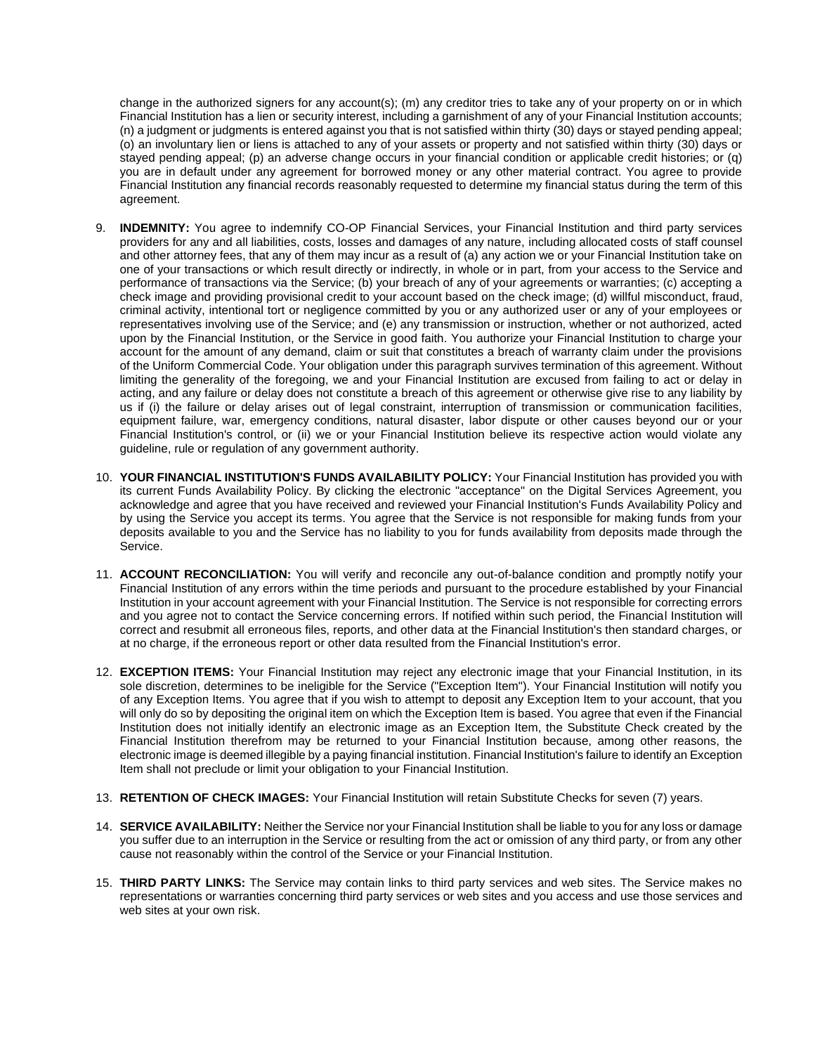change in the authorized signers for any account(s); (m) any creditor tries to take any of your property on or in which Financial Institution has a lien or security interest, including a garnishment of any of your Financial Institution accounts; (n) a judgment or judgments is entered against you that is not satisfied within thirty (30) days or stayed pending appeal; (o) an involuntary lien or liens is attached to any of your assets or property and not satisfied within thirty (30) days or stayed pending appeal; (p) an adverse change occurs in your financial condition or applicable credit histories; or (q) you are in default under any agreement for borrowed money or any other material contract. You agree to provide Financial Institution any financial records reasonably requested to determine my financial status during the term of this agreement.

9. **INDEMNITY:** You agree to indemnify CO-OP Financial Services, your Financial Institution and third party services providers for any and all liabilities, costs, losses and damages of any nature, including allocated costs of staff counsel and other attorney fees, that any of them may incur as a result of (a) any action we or your Financial Institution take on one of your transactions or which result directly or indirectly, in whole or in part, from your access to the Service and performance of transactions via the Service; (b) your breach of any of your agreements or warranties; (c) accepting a check image and providing provisional credit to your account based on the check image; (d) willful misconduct, fraud, criminal activity, intentional tort or negligence committed by you or any authorized user or any of your employees or representatives involving use of the Service; and (e) any transmission or instruction, whether or not authorized, acted upon by the Financial Institution, or the Service in good faith. You authorize your Financial Institution to charge your account for the amount of any demand, claim or suit that constitutes a breach of warranty claim under the provisions of the Uniform Commercial Code. Your obligation under this paragraph survives termination of this agreement. Without limiting the generality of the foregoing, we and your Financial Institution are excused from failing to act or delay in acting, and any failure or delay does not constitute a breach of this agreement or otherwise give rise to any liability by us if (i) the failure or delay arises out of legal constraint, interruption of transmission or communication facilities, equipment failure, war, emergency conditions, natural disaster, labor dispute or other causes beyond our or your Financial Institution's control, or (ii) we or your Financial Institution believe its respective action would violate any guideline, rule or regulation of any government authority.

10. **YOUR FINANCIAL INSTITUTION'S FUNDS AVAILABILITY POLICY:** Your Financial Institution has provided you with its current Funds Availability Policy. By clicking the electronic "acceptance" on the Digital Services Agreement, you acknowledge and agree that you have received and reviewed your Financial Institution's Funds Availability Policy and by using the Service you accept its terms. You agree that the Service is not responsible for making funds from your deposits available to you and the Service has no liability to you for funds availability from deposits made through the Service.

11. **ACCOUNT RECONCILIATION:** You will verify and reconcile any out-of-balance condition and promptly notify your Financial Institution of any errors within the time periods and pursuant to the procedure established by your Financial Institution in your account agreement with your Financial Institution. The Service is not responsible for correcting errors and you agree not to contact the Service concerning errors. If notified within such period, the Financial Institution will correct and resubmit all erroneous files, reports, and other data at the Financial Institution's then standard charges, or at no charge, if the erroneous report or other data resulted from the Financial Institution's error.

12. **EXCEPTION ITEMS:** Your Financial Institution may reject any electronic image that your Financial Institution, in its sole discretion, determines to be ineligible for the Service ("Exception Item"). Your Financial Institution will notify you of any Exception Items. You agree that if you wish to attempt to deposit any Exception Item to your account, that you will only do so by depositing the original item on which the Exception Item is based. You agree that even if the Financial Institution does not initially identify an electronic image as an Exception Item, the Substitute Check created by the Financial Institution therefrom may be returned to your Financial Institution because, among other reasons, the electronic image is deemed illegible by a paying financial institution. Financial Institution's failure to identify an Exception Item shall not preclude or limit your obligation to your Financial Institution.

13. **RETENTION OF CHECK IMAGES:** Your Financial Institution will retain Substitute Checks for seven (7) years.

14. **SERVICE AVAILABILITY:** Neither the Service nor your Financial Institution shall be liable to you for any loss or damage you suffer due to an interruption in the Service or resulting from the act or omission of any third party, or from any other cause not reasonably within the control of the Service or your Financial Institution.

15. **THIRD PARTY LINKS:** The Service may contain links to third party services and web sites. The Service makes no representations or warranties concerning third party services or web sites and you access and use those services and web sites at your own risk.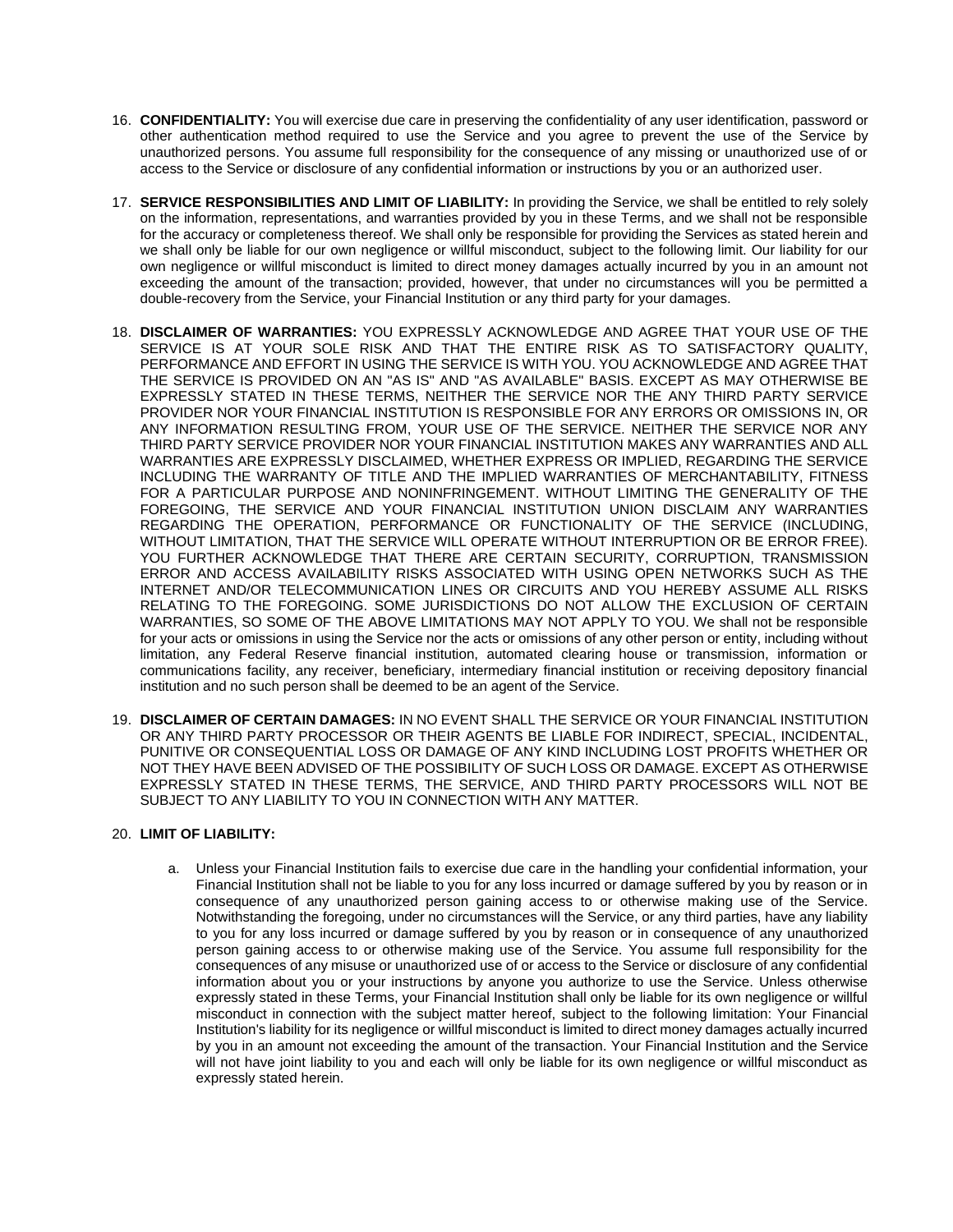16. **CONFIDENTIALITY:** You will exercise due care in preserving the confidentiality of any user identification, password or other authentication method required to use the Service and you agree to prevent the use of the Service by unauthorized persons. You assume full responsibility for the consequence of any missing or unauthorized use of or access to the Service or disclosure of any confidential information or instructions by you or an authorized user.

17. **SERVICE RESPONSIBILITIES AND LIMIT OF LIABILITY:** In providing the Service, we shall be entitled to rely solely on the information, representations, and warranties provided by you in these Terms, and we shall not be responsible for the accuracy or completeness thereof. We shall only be responsible for providing the Services as stated herein and we shall only be liable for our own negligence or willful misconduct, subject to the following limit. Our liability for our own negligence or willful misconduct is limited to direct money damages actually incurred by you in an amount not exceeding the amount of the transaction; provided, however, that under no circumstances will you be permitted a double-recovery from the Service, your Financial Institution or any third party for your damages.

18. **DISCLAIMER OF WARRANTIES:** YOU EXPRESSLY ACKNOWLEDGE AND AGREE THAT YOUR USE OF THE SERVICE IS AT YOUR SOLE RISK AND THAT THE ENTIRE RISK AS TO SATISFACTORY QUALITY, PERFORMANCE AND EFFORT IN USING THE SERVICE IS WITH YOU. YOU ACKNOWLEDGE AND AGREE THAT THE SERVICE IS PROVIDED ON AN "AS IS" AND "AS AVAILABLE" BASIS. EXCEPT AS MAY OTHERWISE BE EXPRESSLY STATED IN THESE TERMS, NEITHER THE SERVICE NOR THE ANY THIRD PARTY SERVICE PROVIDER NOR YOUR FINANCIAL INSTITUTION IS RESPONSIBLE FOR ANY ERRORS OR OMISSIONS IN, OR ANY INFORMATION RESULTING FROM, YOUR USE OF THE SERVICE. NEITHER THE SERVICE NOR ANY THIRD PARTY SERVICE PROVIDER NOR YOUR FINANCIAL INSTITUTION MAKES ANY WARRANTIES AND ALL WARRANTIES ARE EXPRESSLY DISCLAIMED, WHETHER EXPRESS OR IMPLIED, REGARDING THE SERVICE INCLUDING THE WARRANTY OF TITLE AND THE IMPLIED WARRANTIES OF MERCHANTABILITY, FITNESS FOR A PARTICULAR PURPOSE AND NONINFRINGEMENT. WITHOUT LIMITING THE GENERALITY OF THE FOREGOING, THE SERVICE AND YOUR FINANCIAL INSTITUTION UNION DISCLAIM ANY WARRANTIES REGARDING THE OPERATION, PERFORMANCE OR FUNCTIONALITY OF THE SERVICE (INCLUDING, WITHOUT LIMITATION, THAT THE SERVICE WILL OPERATE WITHOUT INTERRUPTION OR BE ERROR FREE). YOU FURTHER ACKNOWLEDGE THAT THERE ARE CERTAIN SECURITY, CORRUPTION, TRANSMISSION ERROR AND ACCESS AVAILABILITY RISKS ASSOCIATED WITH USING OPEN NETWORKS SUCH AS THE INTERNET AND/OR TELECOMMUNICATION LINES OR CIRCUITS AND YOU HEREBY ASSUME ALL RISKS RELATING TO THE FOREGOING. SOME JURISDICTIONS DO NOT ALLOW THE EXCLUSION OF CERTAIN WARRANTIES, SO SOME OF THE ABOVE LIMITATIONS MAY NOT APPLY TO YOU. We shall not be responsible for your acts or omissions in using the Service nor the acts or omissions of any other person or entity, including without limitation, any Federal Reserve financial institution, automated clearing house or transmission, information or communications facility, any receiver, beneficiary, intermediary financial institution or receiving depository financial institution and no such person shall be deemed to be an agent of the Service.

19. **DISCLAIMER OF CERTAIN DAMAGES:** IN NO EVENT SHALL THE SERVICE OR YOUR FINANCIAL INSTITUTION OR ANY THIRD PARTY PROCESSOR OR THEIR AGENTS BE LIABLE FOR INDIRECT, SPECIAL, INCIDENTAL, PUNITIVE OR CONSEQUENTIAL LOSS OR DAMAGE OF ANY KIND INCLUDING LOST PROFITS WHETHER OR NOT THEY HAVE BEEN ADVISED OF THE POSSIBILITY OF SUCH LOSS OR DAMAGE. EXCEPT AS OTHERWISE EXPRESSLY STATED IN THESE TERMS, THE SERVICE, AND THIRD PARTY PROCESSORS WILL NOT BE SUBJECT TO ANY LIABILITY TO YOU IN CONNECTION WITH ANY MATTER.

20. **LIMIT OF LIABILITY:**

    a. Unless your Financial Institution fails to exercise due care in the handling your confidential information, your Financial Institution shall not be liable to you for any loss incurred or damage suffered by you by reason or in consequence of any unauthorized person gaining access to or otherwise making use of the Service. Notwithstanding the foregoing, under no circumstances will the Service, or any third parties, have any liability to you for any loss incurred or damage suffered by you by reason or in consequence of any unauthorized person gaining access to or otherwise making use of the Service. You assume full responsibility for the consequences of any misuse or unauthorized use of or access to the Service or disclosure of any confidential information about you or your instructions by anyone you authorize to use the Service. Unless otherwise expressly stated in these Terms, your Financial Institution shall only be liable for its own negligence or willful misconduct in connection with the subject matter hereof, subject to the following limitation: Your Financial Institution's liability for its negligence or willful misconduct is limited to direct money damages actually incurred by you in an amount not exceeding the amount of the transaction. Your Financial Institution and the Service will not have joint liability to you and each will only be liable for its own negligence or willful misconduct as expressly stated herein.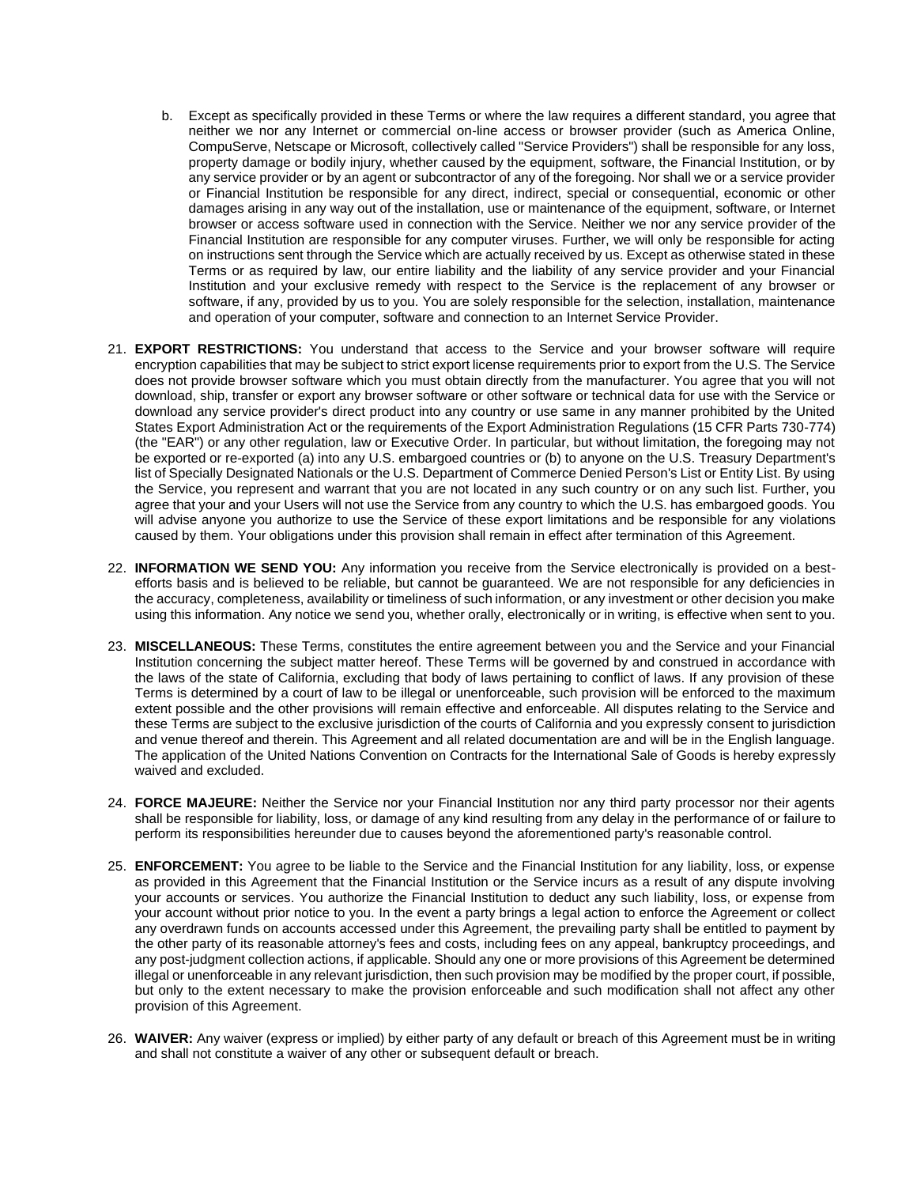b. Except as specifically provided in these Terms or where the law requires a different standard, you agree that neither we nor any Internet or commercial on-line access or browser provider (such as America Online, CompuServe, Netscape or Microsoft, collectively called "Service Providers") shall be responsible for any loss, property damage or bodily injury, whether caused by the equipment, software, the Financial Institution, or by any service provider or by an agent or subcontractor of any of the foregoing. Nor shall we or a service provider or Financial Institution be responsible for any direct, indirect, special or consequential, economic or other damages arising in any way out of the installation, use or maintenance of the equipment, software, or Internet browser or access software used in connection with the Service. Neither we nor any service provider of the Financial Institution are responsible for any computer viruses. Further, we will only be responsible for acting on instructions sent through the Service which are actually received by us. Except as otherwise stated in these Terms or as required by law, our entire liability and the liability of any service provider and your Financial Institution and your exclusive remedy with respect to the Service is the replacement of any browser or software, if any, provided by us to you. You are solely responsible for the selection, installation, maintenance and operation of your computer, software and connection to an Internet Service Provider.

21. **EXPORT RESTRICTIONS:** You understand that access to the Service and your browser software will require encryption capabilities that may be subject to strict export license requirements prior to export from the U.S. The Service does not provide browser software which you must obtain directly from the manufacturer. You agree that you will not download, ship, transfer or export any browser software or other software or technical data for use with the Service or download any service provider's direct product into any country or use same in any manner prohibited by the United States Export Administration Act or the requirements of the Export Administration Regulations (15 CFR Parts 730-774) (the "EAR") or any other regulation, law or Executive Order. In particular, but without limitation, the foregoing may not be exported or re-exported (a) into any U.S. embargoed countries or (b) to anyone on the U.S. Treasury Department's list of Specially Designated Nationals or the U.S. Department of Commerce Denied Person's List or Entity List. By using the Service, you represent and warrant that you are not located in any such country or on any such list. Further, you agree that your and your Users will not use the Service from any country to which the U.S. has embargoed goods. You will advise anyone you authorize to use the Service of these export limitations and be responsible for any violations caused by them. Your obligations under this provision shall remain in effect after termination of this Agreement.

22. **INFORMATION WE SEND YOU:** Any information you receive from the Service electronically is provided on a best-efforts basis and is believed to be reliable, but cannot be guaranteed. We are not responsible for any deficiencies in the accuracy, completeness, availability or timeliness of such information, or any investment or other decision you make using this information. Any notice we send you, whether orally, electronically or in writing, is effective when sent to you.

23. **MISCELLANEOUS:** These Terms, constitutes the entire agreement between you and the Service and your Financial Institution concerning the subject matter hereof. These Terms will be governed by and construed in accordance with the laws of the state of California, excluding that body of laws pertaining to conflict of laws. If any provision of these Terms is determined by a court of law to be illegal or unenforceable, such provision will be enforced to the maximum extent possible and the other provisions will remain effective and enforceable. All disputes relating to the Service and these Terms are subject to the exclusive jurisdiction of the courts of California and you expressly consent to jurisdiction and venue thereof and therein. This Agreement and all related documentation are and will be in the English language. The application of the United Nations Convention on Contracts for the International Sale of Goods is hereby expressly waived and excluded.

24. **FORCE MAJEURE:** Neither the Service nor your Financial Institution nor any third party processor nor their agents shall be responsible for liability, loss, or damage of any kind resulting from any delay in the performance of or failure to perform its responsibilities hereunder due to causes beyond the aforementioned party's reasonable control.

25. **ENFORCEMENT:** You agree to be liable to the Service and the Financial Institution for any liability, loss, or expense as provided in this Agreement that the Financial Institution or the Service incurs as a result of any dispute involving your accounts or services. You authorize the Financial Institution to deduct any such liability, loss, or expense from your account without prior notice to you. In the event a party brings a legal action to enforce the Agreement or collect any overdrawn funds on accounts accessed under this Agreement, the prevailing party shall be entitled to payment by the other party of its reasonable attorney's fees and costs, including fees on any appeal, bankruptcy proceedings, and any post-judgment collection actions, if applicable. Should any one or more provisions of this Agreement be determined illegal or unenforceable in any relevant jurisdiction, then such provision may be modified by the proper court, if possible, but only to the extent necessary to make the provision enforceable and such modification shall not affect any other provision of this Agreement.

26. **WAIVER:** Any waiver (express or implied) by either party of any default or breach of this Agreement must be in writing and shall not constitute a waiver of any other or subsequent default or breach.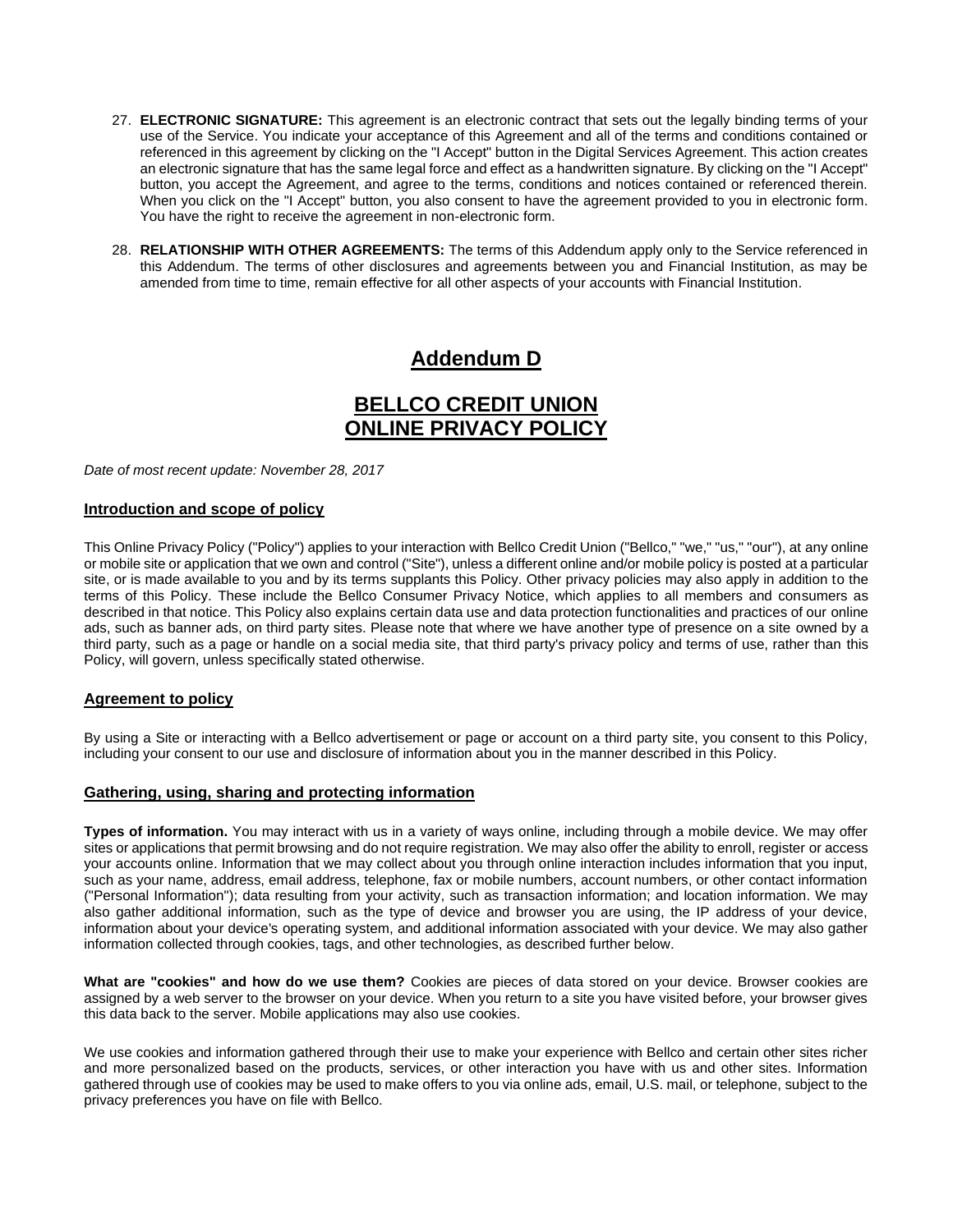27. **ELECTRONIC SIGNATURE:** This agreement is an electronic contract that sets out the legally binding terms of your use of the Service. You indicate your acceptance of this Agreement and all of the terms and conditions contained or referenced in this agreement by clicking on the "I Accept" button in the Digital Services Agreement. This action creates an electronic signature that has the same legal force and effect as a handwritten signature. By clicking on the "I Accept" button, you accept the Agreement, and agree to the terms, conditions and notices contained or referenced therein. When you click on the "I Accept" button, you also consent to have the agreement provided to you in electronic form. You have the right to receive the agreement in non-electronic form.

28. **RELATIONSHIP WITH OTHER AGREEMENTS:** The terms of this Addendum apply only to the Service referenced in this Addendum. The terms of other disclosures and agreements between you and Financial Institution, as may be amended from time to time, remain effective for all other aspects of your accounts with Financial Institution.

# Addendum D

# BELLCO CREDIT UNION ONLINE PRIVACY POLICY

*Date of most recent update: November 28, 2017*

## Introduction and scope of policy

This Online Privacy Policy ("Policy") applies to your interaction with Bellco Credit Union ("Bellco," "we," "us," "our"), at any online or mobile site or application that we own and control ("Site"), unless a different online and/or mobile policy is posted at a particular site, or is made available to you and by its terms supplants this Policy. Other privacy policies may also apply in addition to the terms of this Policy. These include the Bellco Consumer Privacy Notice, which applies to all members and consumers as described in that notice. This Policy also explains certain data use and data protection functionalities and practices of our online ads, such as banner ads, on third party sites. Please note that where we have another type of presence on a site owned by a third party, such as a page or handle on a social media site, that third party's privacy policy and terms of use, rather than this Policy, will govern, unless specifically stated otherwise.

## Agreement to policy

By using a Site or interacting with a Bellco advertisement or page or account on a third party site, you consent to this Policy, including your consent to our use and disclosure of information about you in the manner described in this Policy.

## Gathering, using, sharing and protecting information

**Types of information.** You may interact with us in a variety of ways online, including through a mobile device. We may offer sites or applications that permit browsing and do not require registration. We may also offer the ability to enroll, register or access your accounts online. Information that we may collect about you through online interaction includes information that you input, such as your name, address, email address, telephone, fax or mobile numbers, account numbers, or other contact information ("Personal Information"); data resulting from your activity, such as transaction information; and location information. We may also gather additional information, such as the type of device and browser you are using, the IP address of your device, information about your device's operating system, and additional information associated with your device. We may also gather information collected through cookies, tags, and other technologies, as described further below.

**What are "cookies" and how do we use them?** Cookies are pieces of data stored on your device. Browser cookies are assigned by a web server to the browser on your device. When you return to a site you have visited before, your browser gives this data back to the server. Mobile applications may also use cookies.

We use cookies and information gathered through their use to make your experience with Bellco and certain other sites richer and more personalized based on the products, services, or other interaction you have with us and other sites. Information gathered through use of cookies may be used to make offers to you via online ads, email, U.S. mail, or telephone, subject to the privacy preferences you have on file with Bellco.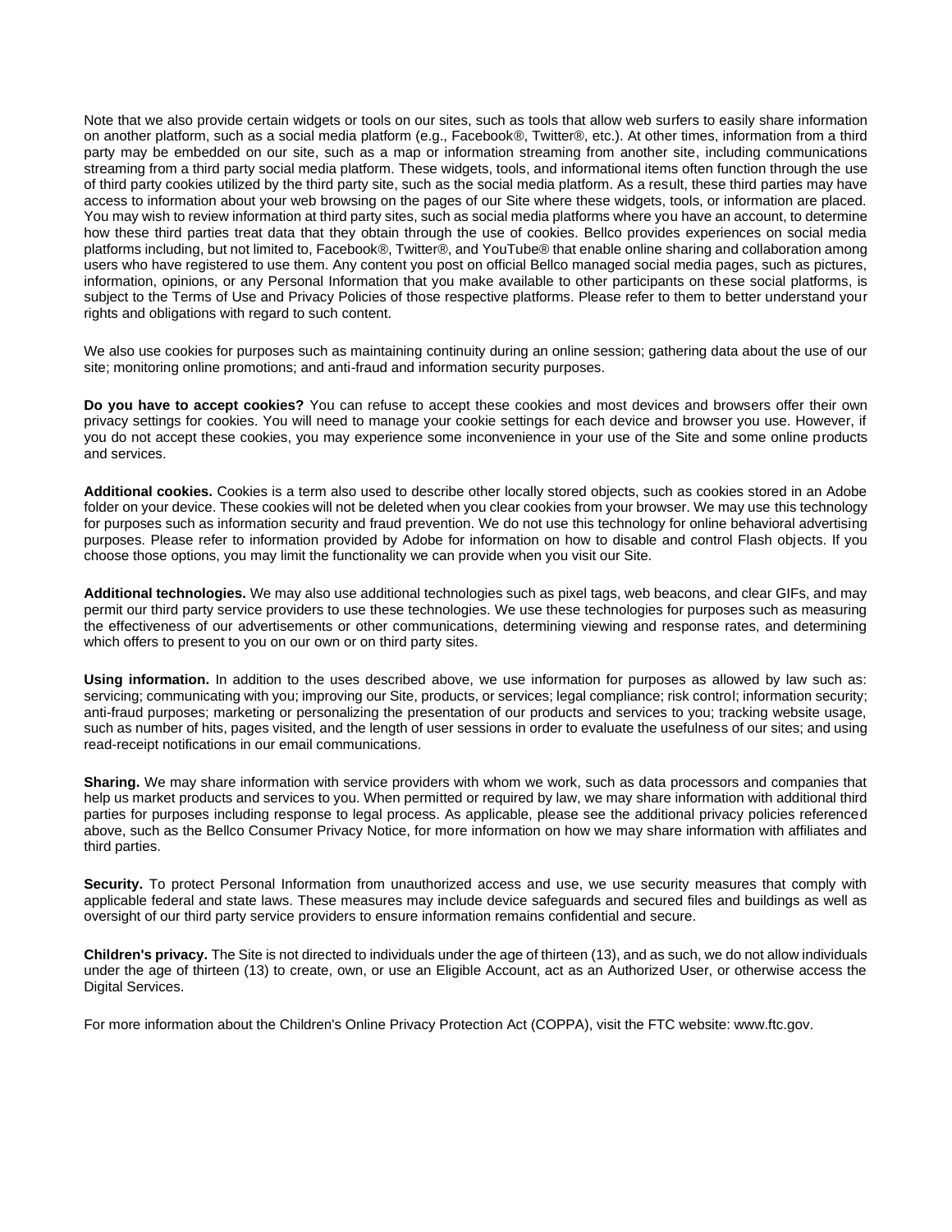Note that we also provide certain widgets or tools on our sites, such as tools that allow web surfers to easily share information on another platform, such as a social media platform (e.g., Facebook®, Twitter®, etc.). At other times, information from a third party may be embedded on our site, such as a map or information streaming from another site, including communications streaming from a third party social media platform. These widgets, tools, and informational items often function through the use of third party cookies utilized by the third party site, such as the social media platform. As a result, these third parties may have access to information about your web browsing on the pages of our Site where these widgets, tools, or information are placed. You may wish to review information at third party sites, such as social media platforms where you have an account, to determine how these third parties treat data that they obtain through the use of cookies. Bellco provides experiences on social media platforms including, but not limited to, Facebook®, Twitter®, and YouTube® that enable online sharing and collaboration among users who have registered to use them. Any content you post on official Bellco managed social media pages, such as pictures, information, opinions, or any Personal Information that you make available to other participants on these social platforms, is subject to the Terms of Use and Privacy Policies of those respective platforms. Please refer to them to better understand your rights and obligations with regard to such content.

We also use cookies for purposes such as maintaining continuity during an online session; gathering data about the use of our site; monitoring online promotions; and anti-fraud and information security purposes.

**Do you have to accept cookies?** You can refuse to accept these cookies and most devices and browsers offer their own privacy settings for cookies. You will need to manage your cookie settings for each device and browser you use. However, if you do not accept these cookies, you may experience some inconvenience in your use of the Site and some online products and services.

**Additional cookies.** Cookies is a term also used to describe other locally stored objects, such as cookies stored in an Adobe folder on your device. These cookies will not be deleted when you clear cookies from your browser. We may use this technology for purposes such as information security and fraud prevention. We do not use this technology for online behavioral advertising purposes. Please refer to information provided by Adobe for information on how to disable and control Flash objects. If you choose those options, you may limit the functionality we can provide when you visit our Site.

**Additional technologies.** We may also use additional technologies such as pixel tags, web beacons, and clear GIFs, and may permit our third party service providers to use these technologies. We use these technologies for purposes such as measuring the effectiveness of our advertisements or other communications, determining viewing and response rates, and determining which offers to present to you on our own or on third party sites.

**Using information.** In addition to the uses described above, we use information for purposes as allowed by law such as: servicing; communicating with you; improving our Site, products, or services; legal compliance; risk control; information security; anti-fraud purposes; marketing or personalizing the presentation of our products and services to you; tracking website usage, such as number of hits, pages visited, and the length of user sessions in order to evaluate the usefulness of our sites; and using read-receipt notifications in our email communications.

**Sharing.** We may share information with service providers with whom we work, such as data processors and companies that help us market products and services to you. When permitted or required by law, we may share information with additional third parties for purposes including response to legal process. As applicable, please see the additional privacy policies referenced above, such as the Bellco Consumer Privacy Notice, for more information on how we may share information with affiliates and third parties.

**Security.** To protect Personal Information from unauthorized access and use, we use security measures that comply with applicable federal and state laws. These measures may include device safeguards and secured files and buildings as well as oversight of our third party service providers to ensure information remains confidential and secure.

**Children's privacy.** The Site is not directed to individuals under the age of thirteen (13), and as such, we do not allow individuals under the age of thirteen (13) to create, own, or use an Eligible Account, act as an Authorized User, or otherwise access the Digital Services.

For more information about the Children's Online Privacy Protection Act (COPPA), visit the FTC website: www.ftc.gov.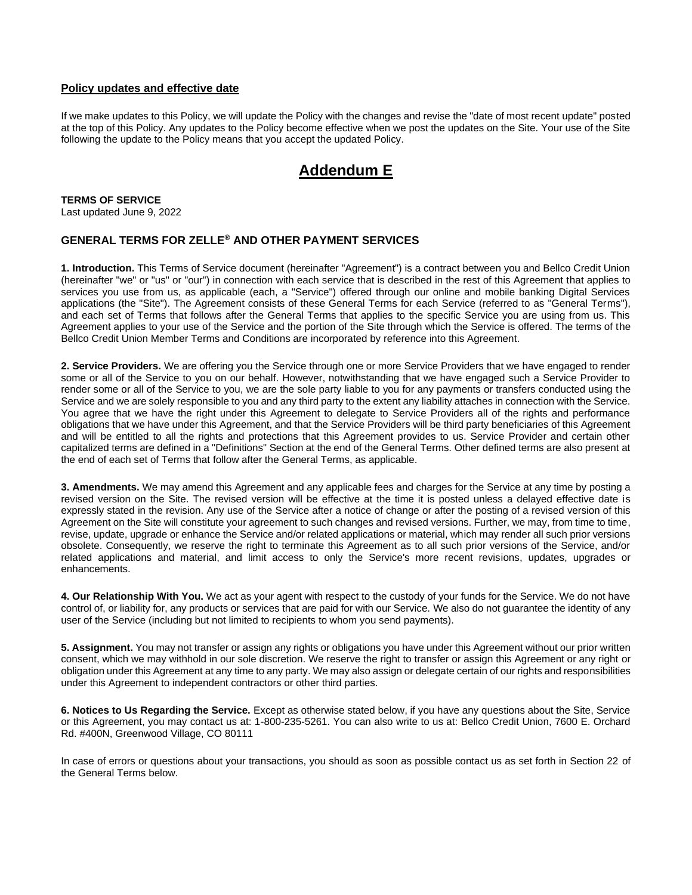**Policy updates and effective date**

If we make updates to this Policy, we will update the Policy with the changes and revise the "date of most recent update" posted at the top of this Policy. Any updates to the Policy become effective when we post the updates on the Site. Your use of the Site following the update to the Policy means that you accept the updated Policy.

# Addendum E

**TERMS OF SERVICE**
Last updated June 9, 2022

## GENERAL TERMS FOR ZELLE® AND OTHER PAYMENT SERVICES

**1. Introduction.** This Terms of Service document (hereinafter "Agreement") is a contract between you and Bellco Credit Union (hereinafter "we" or "us" or "our") in connection with each service that is described in the rest of this Agreement that applies to services you use from us, as applicable (each, a "Service") offered through our online and mobile banking Digital Services applications (the "Site"). The Agreement consists of these General Terms for each Service (referred to as "General Terms"), and each set of Terms that follows after the General Terms that applies to the specific Service you are using from us. This Agreement applies to your use of the Service and the portion of the Site through which the Service is offered. The terms of the Bellco Credit Union Member Terms and Conditions are incorporated by reference into this Agreement.

**2. Service Providers.** We are offering you the Service through one or more Service Providers that we have engaged to render some or all of the Service to you on our behalf. However, notwithstanding that we have engaged such a Service Provider to render some or all of the Service to you, we are the sole party liable to you for any payments or transfers conducted using the Service and we are solely responsible to you and any third party to the extent any liability attaches in connection with the Service. You agree that we have the right under this Agreement to delegate to Service Providers all of the rights and performance obligations that we have under this Agreement, and that the Service Providers will be third party beneficiaries of this Agreement and will be entitled to all the rights and protections that this Agreement provides to us. Service Provider and certain other capitalized terms are defined in a "Definitions" Section at the end of the General Terms. Other defined terms are also present at the end of each set of Terms that follow after the General Terms, as applicable.

**3. Amendments.** We may amend this Agreement and any applicable fees and charges for the Service at any time by posting a revised version on the Site. The revised version will be effective at the time it is posted unless a delayed effective date is expressly stated in the revision. Any use of the Service after a notice of change or after the posting of a revised version of this Agreement on the Site will constitute your agreement to such changes and revised versions. Further, we may, from time to time, revise, update, upgrade or enhance the Service and/or related applications or material, which may render all such prior versions obsolete. Consequently, we reserve the right to terminate this Agreement as to all such prior versions of the Service, and/or related applications and material, and limit access to only the Service's more recent revisions, updates, upgrades or enhancements.

**4. Our Relationship With You.** We act as your agent with respect to the custody of your funds for the Service. We do not have control of, or liability for, any products or services that are paid for with our Service. We also do not guarantee the identity of any user of the Service (including but not limited to recipients to whom you send payments).

**5. Assignment.** You may not transfer or assign any rights or obligations you have under this Agreement without our prior written consent, which we may withhold in our sole discretion. We reserve the right to transfer or assign this Agreement or any right or obligation under this Agreement at any time to any party. We may also assign or delegate certain of our rights and responsibilities under this Agreement to independent contractors or other third parties.

**6. Notices to Us Regarding the Service.** Except as otherwise stated below, if you have any questions about the Site, Service or this Agreement, you may contact us at: 1-800-235-5261. You can also write to us at: Bellco Credit Union, 7600 E. Orchard Rd. #400N, Greenwood Village, CO 80111

In case of errors or questions about your transactions, you should as soon as possible contact us as set forth in Section 22 of the General Terms below.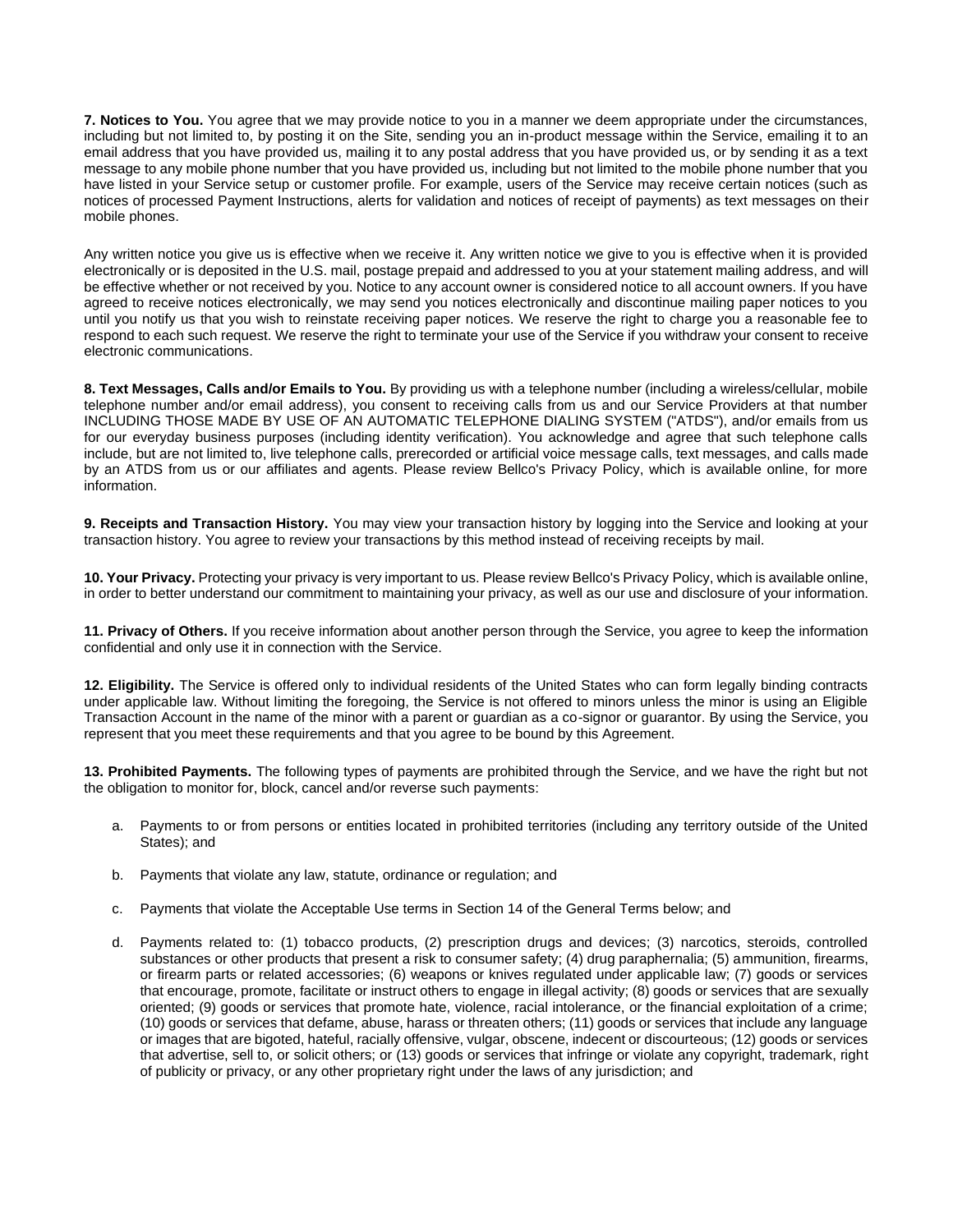**7. Notices to You.** You agree that we may provide notice to you in a manner we deem appropriate under the circumstances, including but not limited to, by posting it on the Site, sending you an in-product message within the Service, emailing it to an email address that you have provided us, mailing it to any postal address that you have provided us, or by sending it as a text message to any mobile phone number that you have provided us, including but not limited to the mobile phone number that you have listed in your Service setup or customer profile. For example, users of the Service may receive certain notices (such as notices of processed Payment Instructions, alerts for validation and notices of receipt of payments) as text messages on their mobile phones.

Any written notice you give us is effective when we receive it. Any written notice we give to you is effective when it is provided electronically or is deposited in the U.S. mail, postage prepaid and addressed to you at your statement mailing address, and will be effective whether or not received by you. Notice to any account owner is considered notice to all account owners. If you have agreed to receive notices electronically, we may send you notices electronically and discontinue mailing paper notices to you until you notify us that you wish to reinstate receiving paper notices. We reserve the right to charge you a reasonable fee to respond to each such request. We reserve the right to terminate your use of the Service if you withdraw your consent to receive electronic communications.

**8. Text Messages, Calls and/or Emails to You.** By providing us with a telephone number (including a wireless/cellular, mobile telephone number and/or email address), you consent to receiving calls from us and our Service Providers at that number INCLUDING THOSE MADE BY USE OF AN AUTOMATIC TELEPHONE DIALING SYSTEM ("ATDS"), and/or emails from us for our everyday business purposes (including identity verification). You acknowledge and agree that such telephone calls include, but are not limited to, live telephone calls, prerecorded or artificial voice message calls, text messages, and calls made by an ATDS from us or our affiliates and agents. Please review Bellco's Privacy Policy, which is available online, for more information.

**9. Receipts and Transaction History.** You may view your transaction history by logging into the Service and looking at your transaction history. You agree to review your transactions by this method instead of receiving receipts by mail.

**10. Your Privacy.** Protecting your privacy is very important to us. Please review Bellco's Privacy Policy, which is available online, in order to better understand our commitment to maintaining your privacy, as well as our use and disclosure of your information.

**11. Privacy of Others.** If you receive information about another person through the Service, you agree to keep the information confidential and only use it in connection with the Service.

**12. Eligibility.** The Service is offered only to individual residents of the United States who can form legally binding contracts under applicable law. Without limiting the foregoing, the Service is not offered to minors unless the minor is using an Eligible Transaction Account in the name of the minor with a parent or guardian as a co-signor or guarantor. By using the Service, you represent that you meet these requirements and that you agree to be bound by this Agreement.

**13. Prohibited Payments.** The following types of payments are prohibited through the Service, and we have the right but not the obligation to monitor for, block, cancel and/or reverse such payments:

a. Payments to or from persons or entities located in prohibited territories (including any territory outside of the United States); and

b. Payments that violate any law, statute, ordinance or regulation; and

c. Payments that violate the Acceptable Use terms in Section 14 of the General Terms below; and

d. Payments related to: (1) tobacco products, (2) prescription drugs and devices; (3) narcotics, steroids, controlled substances or other products that present a risk to consumer safety; (4) drug paraphernalia; (5) ammunition, firearms, or firearm parts or related accessories; (6) weapons or knives regulated under applicable law; (7) goods or services that encourage, promote, facilitate or instruct others to engage in illegal activity; (8) goods or services that are sexually oriented; (9) goods or services that promote hate, violence, racial intolerance, or the financial exploitation of a crime; (10) goods or services that defame, abuse, harass or threaten others; (11) goods or services that include any language or images that are bigoted, hateful, racially offensive, vulgar, obscene, indecent or discourteous; (12) goods or services that advertise, sell to, or solicit others; or (13) goods or services that infringe or violate any copyright, trademark, right of publicity or privacy, or any other proprietary right under the laws of any jurisdiction; and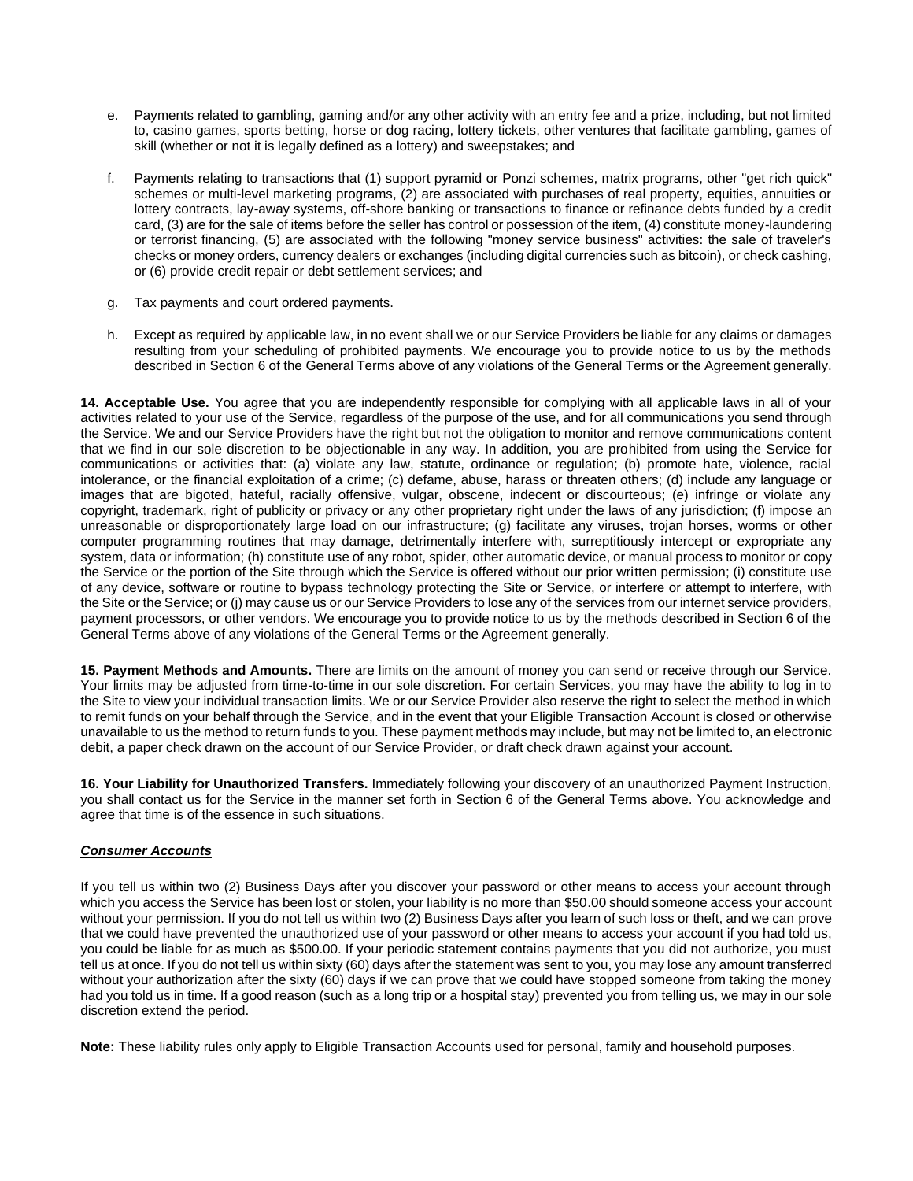e. Payments related to gambling, gaming and/or any other activity with an entry fee and a prize, including, but not limited to, casino games, sports betting, horse or dog racing, lottery tickets, other ventures that facilitate gambling, games of skill (whether or not it is legally defined as a lottery) and sweepstakes; and

f. Payments relating to transactions that (1) support pyramid or Ponzi schemes, matrix programs, other "get rich quick" schemes or multi-level marketing programs, (2) are associated with purchases of real property, equities, annuities or lottery contracts, lay-away systems, off-shore banking or transactions to finance or refinance debts funded by a credit card, (3) are for the sale of items before the seller has control or possession of the item, (4) constitute money-laundering or terrorist financing, (5) are associated with the following "money service business" activities: the sale of traveler's checks or money orders, currency dealers or exchanges (including digital currencies such as bitcoin), or check cashing, or (6) provide credit repair or debt settlement services; and

g. Tax payments and court ordered payments.

h. Except as required by applicable law, in no event shall we or our Service Providers be liable for any claims or damages resulting from your scheduling of prohibited payments. We encourage you to provide notice to us by the methods described in Section 6 of the General Terms above of any violations of the General Terms or the Agreement generally.

**14. Acceptable Use.** You agree that you are independently responsible for complying with all applicable laws in all of your activities related to your use of the Service, regardless of the purpose of the use, and for all communications you send through the Service. We and our Service Providers have the right but not the obligation to monitor and remove communications content that we find in our sole discretion to be objectionable in any way. In addition, you are prohibited from using the Service for communications or activities that: (a) violate any law, statute, ordinance or regulation; (b) promote hate, violence, racial intolerance, or the financial exploitation of a crime; (c) defame, abuse, harass or threaten others; (d) include any language or images that are bigoted, hateful, racially offensive, vulgar, obscene, indecent or discourteous; (e) infringe or violate any copyright, trademark, right of publicity or privacy or any other proprietary right under the laws of any jurisdiction; (f) impose an unreasonable or disproportionately large load on our infrastructure; (g) facilitate any viruses, trojan horses, worms or other computer programming routines that may damage, detrimentally interfere with, surreptitiously intercept or expropriate any system, data or information; (h) constitute use of any robot, spider, other automatic device, or manual process to monitor or copy the Service or the portion of the Site through which the Service is offered without our prior written permission; (i) constitute use of any device, software or routine to bypass technology protecting the Site or Service, or interfere or attempt to interfere, with the Site or the Service; or (j) may cause us or our Service Providers to lose any of the services from our internet service providers, payment processors, or other vendors. We encourage you to provide notice to us by the methods described in Section 6 of the General Terms above of any violations of the General Terms or the Agreement generally.

**15. Payment Methods and Amounts.** There are limits on the amount of money you can send or receive through our Service. Your limits may be adjusted from time-to-time in our sole discretion. For certain Services, you may have the ability to log in to the Site to view your individual transaction limits. We or our Service Provider also reserve the right to select the method in which to remit funds on your behalf through the Service, and in the event that your Eligible Transaction Account is closed or otherwise unavailable to us the method to return funds to you. These payment methods may include, but may not be limited to, an electronic debit, a paper check drawn on the account of our Service Provider, or draft check drawn against your account.

**16. Your Liability for Unauthorized Transfers.** Immediately following your discovery of an unauthorized Payment Instruction, you shall contact us for the Service in the manner set forth in Section 6 of the General Terms above. You acknowledge and agree that time is of the essence in such situations.

***Consumer Accounts***

If you tell us within two (2) Business Days after you discover your password or other means to access your account through which you access the Service has been lost or stolen, your liability is no more than $50.00 should someone access your account without your permission. If you do not tell us within two (2) Business Days after you learn of such loss or theft, and we can prove that we could have prevented the unauthorized use of your password or other means to access your account if you had told us, you could be liable for as much as $500.00. If your periodic statement contains payments that you did not authorize, you must tell us at once. If you do not tell us within sixty (60) days after the statement was sent to you, you may lose any amount transferred without your authorization after the sixty (60) days if we can prove that we could have stopped someone from taking the money had you told us in time. If a good reason (such as a long trip or a hospital stay) prevented you from telling us, we may in our sole discretion extend the period.

**Note:** These liability rules only apply to Eligible Transaction Accounts used for personal, family and household purposes.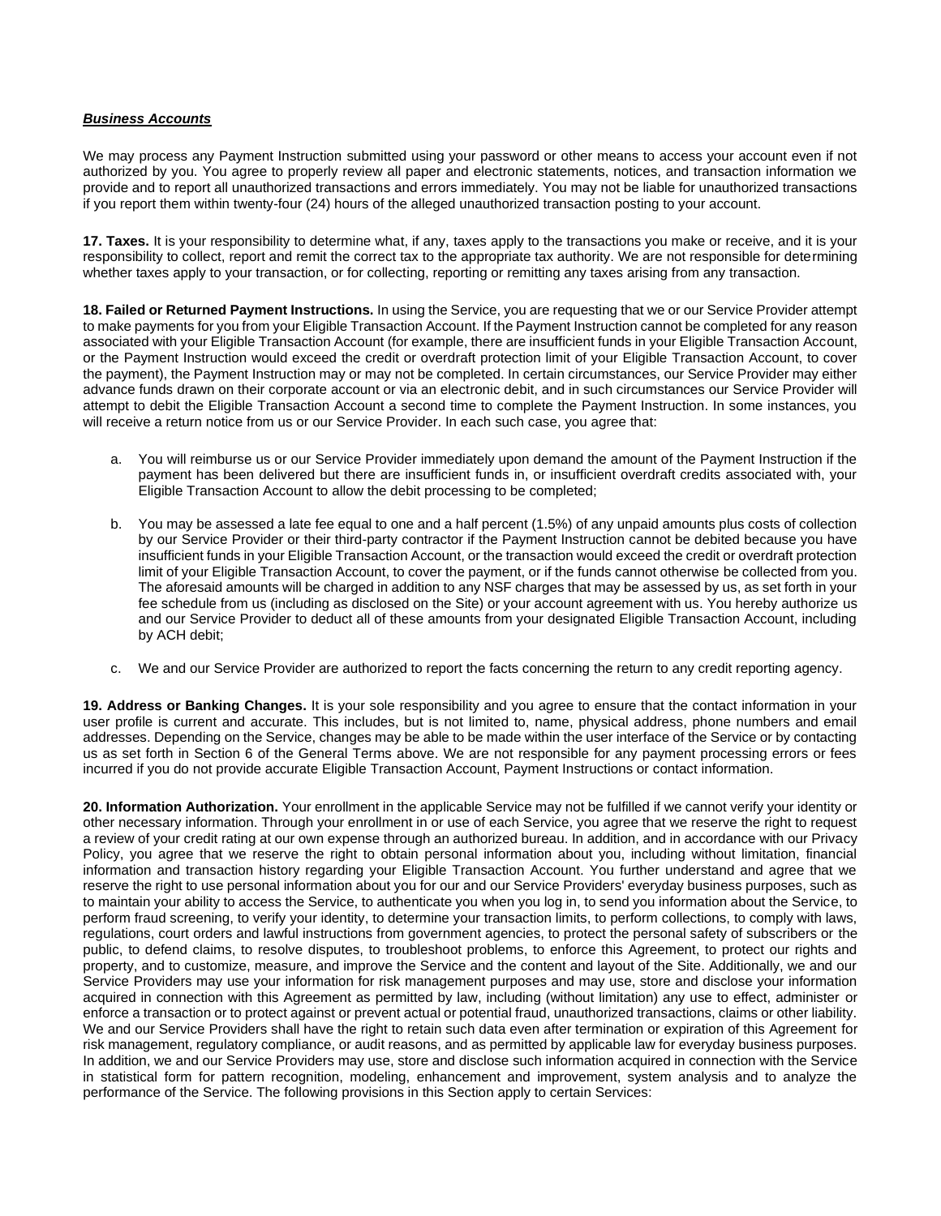***Business Accounts***

We may process any Payment Instruction submitted using your password or other means to access your account even if not authorized by you. You agree to properly review all paper and electronic statements, notices, and transaction information we provide and to report all unauthorized transactions and errors immediately. You may not be liable for unauthorized transactions if you report them within twenty-four (24) hours of the alleged unauthorized transaction posting to your account.

**17. Taxes.** It is your responsibility to determine what, if any, taxes apply to the transactions you make or receive, and it is your responsibility to collect, report and remit the correct tax to the appropriate tax authority. We are not responsible for determining whether taxes apply to your transaction, or for collecting, reporting or remitting any taxes arising from any transaction.

**18. Failed or Returned Payment Instructions.** In using the Service, you are requesting that we or our Service Provider attempt to make payments for you from your Eligible Transaction Account. If the Payment Instruction cannot be completed for any reason associated with your Eligible Transaction Account (for example, there are insufficient funds in your Eligible Transaction Account, or the Payment Instruction would exceed the credit or overdraft protection limit of your Eligible Transaction Account, to cover the payment), the Payment Instruction may or may not be completed. In certain circumstances, our Service Provider may either advance funds drawn on their corporate account or via an electronic debit, and in such circumstances our Service Provider will attempt to debit the Eligible Transaction Account a second time to complete the Payment Instruction. In some instances, you will receive a return notice from us or our Service Provider. In each such case, you agree that:

a. You will reimburse us or our Service Provider immediately upon demand the amount of the Payment Instruction if the payment has been delivered but there are insufficient funds in, or insufficient overdraft credits associated with, your Eligible Transaction Account to allow the debit processing to be completed;

b. You may be assessed a late fee equal to one and a half percent (1.5%) of any unpaid amounts plus costs of collection by our Service Provider or their third-party contractor if the Payment Instruction cannot be debited because you have insufficient funds in your Eligible Transaction Account, or the transaction would exceed the credit or overdraft protection limit of your Eligible Transaction Account, to cover the payment, or if the funds cannot otherwise be collected from you. The aforesaid amounts will be charged in addition to any NSF charges that may be assessed by us, as set forth in your fee schedule from us (including as disclosed on the Site) or your account agreement with us. You hereby authorize us and our Service Provider to deduct all of these amounts from your designated Eligible Transaction Account, including by ACH debit;

c. We and our Service Provider are authorized to report the facts concerning the return to any credit reporting agency.

**19. Address or Banking Changes.** It is your sole responsibility and you agree to ensure that the contact information in your user profile is current and accurate. This includes, but is not limited to, name, physical address, phone numbers and email addresses. Depending on the Service, changes may be able to be made within the user interface of the Service or by contacting us as set forth in Section 6 of the General Terms above. We are not responsible for any payment processing errors or fees incurred if you do not provide accurate Eligible Transaction Account, Payment Instructions or contact information.

**20. Information Authorization.** Your enrollment in the applicable Service may not be fulfilled if we cannot verify your identity or other necessary information. Through your enrollment in or use of each Service, you agree that we reserve the right to request a review of your credit rating at our own expense through an authorized bureau. In addition, and in accordance with our Privacy Policy, you agree that we reserve the right to obtain personal information about you, including without limitation, financial information and transaction history regarding your Eligible Transaction Account. You further understand and agree that we reserve the right to use personal information about you for our and our Service Providers' everyday business purposes, such as to maintain your ability to access the Service, to authenticate you when you log in, to send you information about the Service, to perform fraud screening, to verify your identity, to determine your transaction limits, to perform collections, to comply with laws, regulations, court orders and lawful instructions from government agencies, to protect the personal safety of subscribers or the public, to defend claims, to resolve disputes, to troubleshoot problems, to enforce this Agreement, to protect our rights and property, and to customize, measure, and improve the Service and the content and layout of the Site. Additionally, we and our Service Providers may use your information for risk management purposes and may use, store and disclose your information acquired in connection with this Agreement as permitted by law, including (without limitation) any use to effect, administer or enforce a transaction or to protect against or prevent actual or potential fraud, unauthorized transactions, claims or other liability. We and our Service Providers shall have the right to retain such data even after termination or expiration of this Agreement for risk management, regulatory compliance, or audit reasons, and as permitted by applicable law for everyday business purposes. In addition, we and our Service Providers may use, store and disclose such information acquired in connection with the Service in statistical form for pattern recognition, modeling, enhancement and improvement, system analysis and to analyze the performance of the Service. The following provisions in this Section apply to certain Services: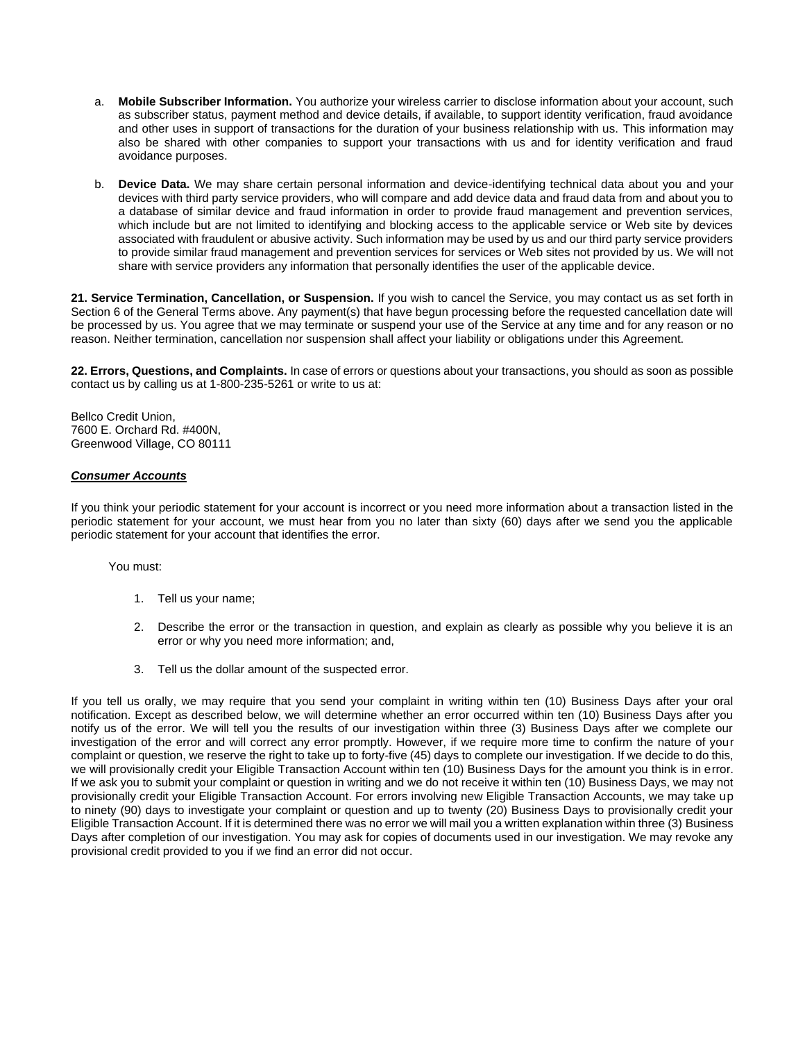a. **Mobile Subscriber Information.** You authorize your wireless carrier to disclose information about your account, such as subscriber status, payment method and device details, if available, to support identity verification, fraud avoidance and other uses in support of transactions for the duration of your business relationship with us. This information may also be shared with other companies to support your transactions with us and for identity verification and fraud avoidance purposes.

b. **Device Data.** We may share certain personal information and device-identifying technical data about you and your devices with third party service providers, who will compare and add device data and fraud data from and about you to a database of similar device and fraud information in order to provide fraud management and prevention services, which include but are not limited to identifying and blocking access to the applicable service or Web site by devices associated with fraudulent or abusive activity. Such information may be used by us and our third party service providers to provide similar fraud management and prevention services for services or Web sites not provided by us. We will not share with service providers any information that personally identifies the user of the applicable device.

**21. Service Termination, Cancellation, or Suspension.** If you wish to cancel the Service, you may contact us as set forth in Section 6 of the General Terms above. Any payment(s) that have begun processing before the requested cancellation date will be processed by us. You agree that we may terminate or suspend your use of the Service at any time and for any reason or no reason. Neither termination, cancellation nor suspension shall affect your liability or obligations under this Agreement.

**22. Errors, Questions, and Complaints.** In case of errors or questions about your transactions, you should as soon as possible contact us by calling us at 1-800-235-5261 or write to us at:

Bellco Credit Union,
7600 E. Orchard Rd. #400N,
Greenwood Village, CO 80111

***Consumer Accounts***

If you think your periodic statement for your account is incorrect or you need more information about a transaction listed in the periodic statement for your account, we must hear from you no later than sixty (60) days after we send you the applicable periodic statement for your account that identifies the error.

You must:

1. Tell us your name;
2. Describe the error or the transaction in question, and explain as clearly as possible why you believe it is an error or why you need more information; and,
3. Tell us the dollar amount of the suspected error.

If you tell us orally, we may require that you send your complaint in writing within ten (10) Business Days after your oral notification. Except as described below, we will determine whether an error occurred within ten (10) Business Days after you notify us of the error. We will tell you the results of our investigation within three (3) Business Days after we complete our investigation of the error and will correct any error promptly. However, if we require more time to confirm the nature of your complaint or question, we reserve the right to take up to forty-five (45) days to complete our investigation. If we decide to do this, we will provisionally credit your Eligible Transaction Account within ten (10) Business Days for the amount you think is in error. If we ask you to submit your complaint or question in writing and we do not receive it within ten (10) Business Days, we may not provisionally credit your Eligible Transaction Account. For errors involving new Eligible Transaction Accounts, we may take up to ninety (90) days to investigate your complaint or question and up to twenty (20) Business Days to provisionally credit your Eligible Transaction Account. If it is determined there was no error we will mail you a written explanation within three (3) Business Days after completion of our investigation. You may ask for copies of documents used in our investigation. We may revoke any provisional credit provided to you if we find an error did not occur.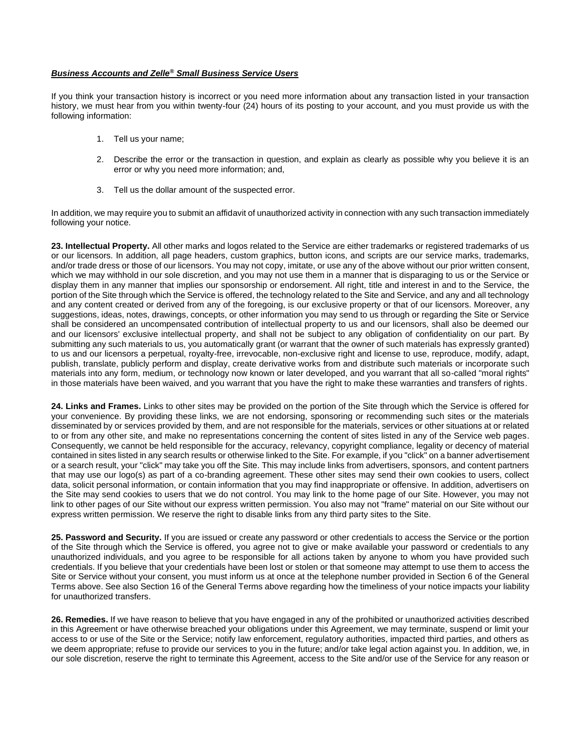***Business Accounts and Zelle® Small Business Service Users***

If you think your transaction history is incorrect or you need more information about any transaction listed in your transaction history, we must hear from you within twenty-four (24) hours of its posting to your account, and you must provide us with the following information:

1. Tell us your name;

2. Describe the error or the transaction in question, and explain as clearly as possible why you believe it is an error or why you need more information; and,

3. Tell us the dollar amount of the suspected error.

In addition, we may require you to submit an affidavit of unauthorized activity in connection with any such transaction immediately following your notice.

**23. Intellectual Property.** All other marks and logos related to the Service are either trademarks or registered trademarks of us or our licensors. In addition, all page headers, custom graphics, button icons, and scripts are our service marks, trademarks, and/or trade dress or those of our licensors. You may not copy, imitate, or use any of the above without our prior written consent, which we may withhold in our sole discretion, and you may not use them in a manner that is disparaging to us or the Service or display them in any manner that implies our sponsorship or endorsement. All right, title and interest in and to the Service, the portion of the Site through which the Service is offered, the technology related to the Site and Service, and any and all technology and any content created or derived from any of the foregoing, is our exclusive property or that of our licensors. Moreover, any suggestions, ideas, notes, drawings, concepts, or other information you may send to us through or regarding the Site or Service shall be considered an uncompensated contribution of intellectual property to us and our licensors, shall also be deemed our and our licensors' exclusive intellectual property, and shall not be subject to any obligation of confidentiality on our part. By submitting any such materials to us, you automatically grant (or warrant that the owner of such materials has expressly granted) to us and our licensors a perpetual, royalty-free, irrevocable, non-exclusive right and license to use, reproduce, modify, adapt, publish, translate, publicly perform and display, create derivative works from and distribute such materials or incorporate such materials into any form, medium, or technology now known or later developed, and you warrant that all so-called "moral rights" in those materials have been waived, and you warrant that you have the right to make these warranties and transfers of rights.

**24. Links and Frames.** Links to other sites may be provided on the portion of the Site through which the Service is offered for your convenience. By providing these links, we are not endorsing, sponsoring or recommending such sites or the materials disseminated by or services provided by them, and are not responsible for the materials, services or other situations at or related to or from any other site, and make no representations concerning the content of sites listed in any of the Service web pages. Consequently, we cannot be held responsible for the accuracy, relevancy, copyright compliance, legality or decency of material contained in sites listed in any search results or otherwise linked to the Site. For example, if you "click" on a banner advertisement or a search result, your "click" may take you off the Site. This may include links from advertisers, sponsors, and content partners that may use our logo(s) as part of a co-branding agreement. These other sites may send their own cookies to users, collect data, solicit personal information, or contain information that you may find inappropriate or offensive. In addition, advertisers on the Site may send cookies to users that we do not control. You may link to the home page of our Site. However, you may not link to other pages of our Site without our express written permission. You also may not "frame" material on our Site without our express written permission. We reserve the right to disable links from any third party sites to the Site.

**25. Password and Security.** If you are issued or create any password or other credentials to access the Service or the portion of the Site through which the Service is offered, you agree not to give or make available your password or credentials to any unauthorized individuals, and you agree to be responsible for all actions taken by anyone to whom you have provided such credentials. If you believe that your credentials have been lost or stolen or that someone may attempt to use them to access the Site or Service without your consent, you must inform us at once at the telephone number provided in Section 6 of the General Terms above. See also Section 16 of the General Terms above regarding how the timeliness of your notice impacts your liability for unauthorized transfers.

**26. Remedies.** If we have reason to believe that you have engaged in any of the prohibited or unauthorized activities described in this Agreement or have otherwise breached your obligations under this Agreement, we may terminate, suspend or limit your access to or use of the Site or the Service; notify law enforcement, regulatory authorities, impacted third parties, and others as we deem appropriate; refuse to provide our services to you in the future; and/or take legal action against you. In addition, we, in our sole discretion, reserve the right to terminate this Agreement, access to the Site and/or use of the Service for any reason or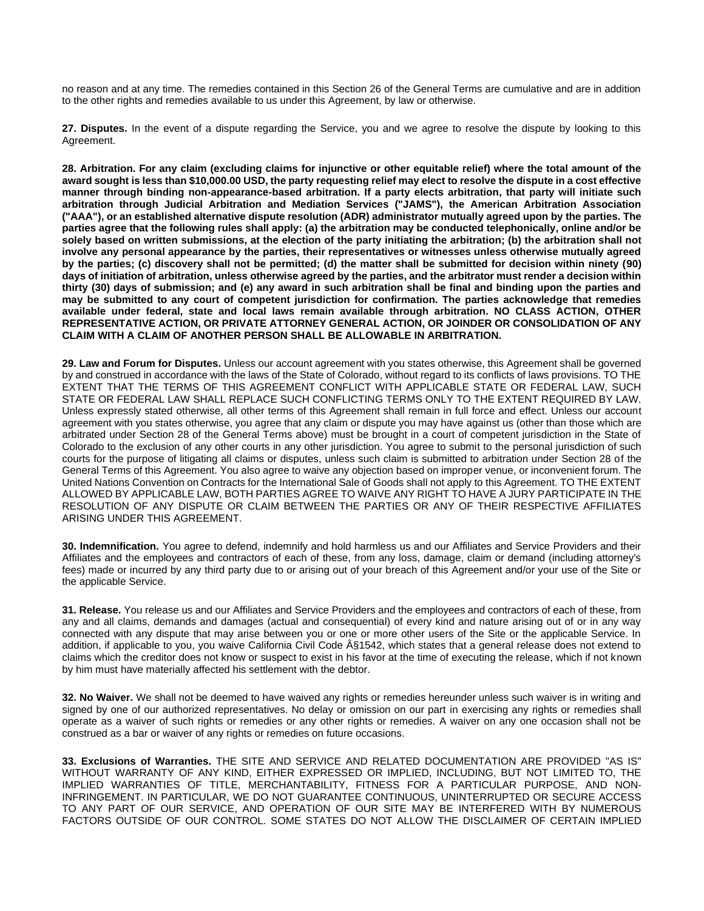no reason and at any time. The remedies contained in this Section 26 of the General Terms are cumulative and are in addition to the other rights and remedies available to us under this Agreement, by law or otherwise.

**27. Disputes.** In the event of a dispute regarding the Service, you and we agree to resolve the dispute by looking to this Agreement.

**28. Arbitration. For any claim (excluding claims for injunctive or other equitable relief) where the total amount of the award sought is less than $10,000.00 USD, the party requesting relief may elect to resolve the dispute in a cost effective manner through binding non-appearance-based arbitration. If a party elects arbitration, that party will initiate such arbitration through Judicial Arbitration and Mediation Services ("JAMS"), the American Arbitration Association ("AAA"), or an established alternative dispute resolution (ADR) administrator mutually agreed upon by the parties. The parties agree that the following rules shall apply: (a) the arbitration may be conducted telephonically, online and/or be solely based on written submissions, at the election of the party initiating the arbitration; (b) the arbitration shall not involve any personal appearance by the parties, their representatives or witnesses unless otherwise mutually agreed by the parties; (c) discovery shall not be permitted; (d) the matter shall be submitted for decision within ninety (90) days of initiation of arbitration, unless otherwise agreed by the parties, and the arbitrator must render a decision within thirty (30) days of submission; and (e) any award in such arbitration shall be final and binding upon the parties and may be submitted to any court of competent jurisdiction for confirmation. The parties acknowledge that remedies available under federal, state and local laws remain available through arbitration. NO CLASS ACTION, OTHER REPRESENTATIVE ACTION, OR PRIVATE ATTORNEY GENERAL ACTION, OR JOINDER OR CONSOLIDATION OF ANY CLAIM WITH A CLAIM OF ANOTHER PERSON SHALL BE ALLOWABLE IN ARBITRATION.**

**29. Law and Forum for Disputes.** Unless our account agreement with you states otherwise, this Agreement shall be governed by and construed in accordance with the laws of the State of Colorado, without regard to its conflicts of laws provisions. TO THE EXTENT THAT THE TERMS OF THIS AGREEMENT CONFLICT WITH APPLICABLE STATE OR FEDERAL LAW, SUCH STATE OR FEDERAL LAW SHALL REPLACE SUCH CONFLICTING TERMS ONLY TO THE EXTENT REQUIRED BY LAW. Unless expressly stated otherwise, all other terms of this Agreement shall remain in full force and effect. Unless our account agreement with you states otherwise, you agree that any claim or dispute you may have against us (other than those which are arbitrated under Section 28 of the General Terms above) must be brought in a court of competent jurisdiction in the State of Colorado to the exclusion of any other courts in any other jurisdiction. You agree to submit to the personal jurisdiction of such courts for the purpose of litigating all claims or disputes, unless such claim is submitted to arbitration under Section 28 of the General Terms of this Agreement. You also agree to waive any objection based on improper venue, or inconvenient forum. The United Nations Convention on Contracts for the International Sale of Goods shall not apply to this Agreement. TO THE EXTENT ALLOWED BY APPLICABLE LAW, BOTH PARTIES AGREE TO WAIVE ANY RIGHT TO HAVE A JURY PARTICIPATE IN THE RESOLUTION OF ANY DISPUTE OR CLAIM BETWEEN THE PARTIES OR ANY OF THEIR RESPECTIVE AFFILIATES ARISING UNDER THIS AGREEMENT.

**30. Indemnification.** You agree to defend, indemnify and hold harmless us and our Affiliates and Service Providers and their Affiliates and the employees and contractors of each of these, from any loss, damage, claim or demand (including attorney's fees) made or incurred by any third party due to or arising out of your breach of this Agreement and/or your use of the Site or the applicable Service.

**31. Release.** You release us and our Affiliates and Service Providers and the employees and contractors of each of these, from any and all claims, demands and damages (actual and consequential) of every kind and nature arising out of or in any way connected with any dispute that may arise between you or one or more other users of the Site or the applicable Service. In addition, if applicable to you, you waive California Civil Code Â§1542, which states that a general release does not extend to claims which the creditor does not know or suspect to exist in his favor at the time of executing the release, which if not known by him must have materially affected his settlement with the debtor.

**32. No Waiver.** We shall not be deemed to have waived any rights or remedies hereunder unless such waiver is in writing and signed by one of our authorized representatives. No delay or omission on our part in exercising any rights or remedies shall operate as a waiver of such rights or remedies or any other rights or remedies. A waiver on any one occasion shall not be construed as a bar or waiver of any rights or remedies on future occasions.

**33. Exclusions of Warranties.** THE SITE AND SERVICE AND RELATED DOCUMENTATION ARE PROVIDED "AS IS" WITHOUT WARRANTY OF ANY KIND, EITHER EXPRESSED OR IMPLIED, INCLUDING, BUT NOT LIMITED TO, THE IMPLIED WARRANTIES OF TITLE, MERCHANTABILITY, FITNESS FOR A PARTICULAR PURPOSE, AND NON-INFRINGEMENT. IN PARTICULAR, WE DO NOT GUARANTEE CONTINUOUS, UNINTERRUPTED OR SECURE ACCESS TO ANY PART OF OUR SERVICE, AND OPERATION OF OUR SITE MAY BE INTERFERED WITH BY NUMEROUS FACTORS OUTSIDE OF OUR CONTROL. SOME STATES DO NOT ALLOW THE DISCLAIMER OF CERTAIN IMPLIED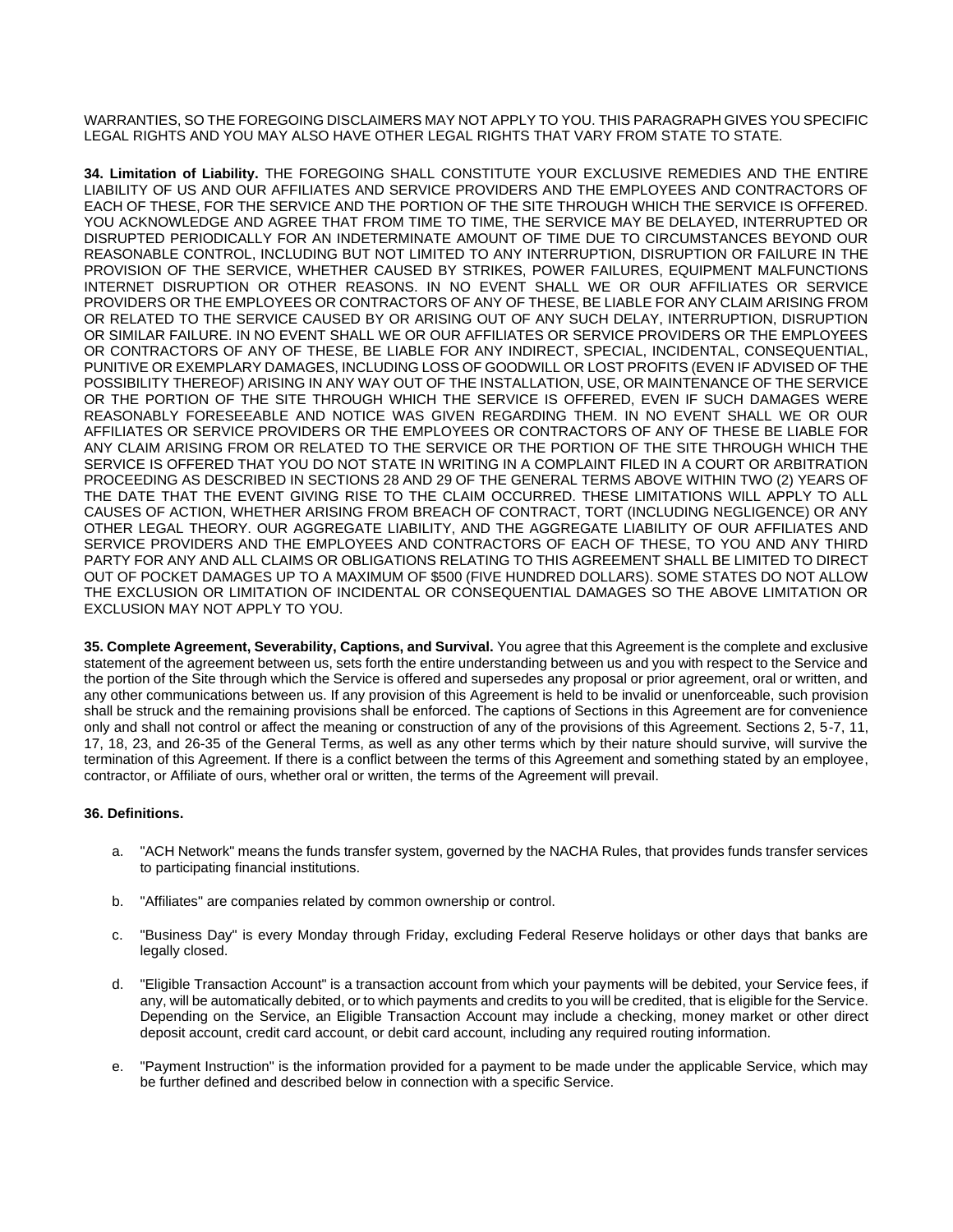WARRANTIES, SO THE FOREGOING DISCLAIMERS MAY NOT APPLY TO YOU. THIS PARAGRAPH GIVES YOU SPECIFIC LEGAL RIGHTS AND YOU MAY ALSO HAVE OTHER LEGAL RIGHTS THAT VARY FROM STATE TO STATE.

**34. Limitation of Liability.** THE FOREGOING SHALL CONSTITUTE YOUR EXCLUSIVE REMEDIES AND THE ENTIRE LIABILITY OF US AND OUR AFFILIATES AND SERVICE PROVIDERS AND THE EMPLOYEES AND CONTRACTORS OF EACH OF THESE, FOR THE SERVICE AND THE PORTION OF THE SITE THROUGH WHICH THE SERVICE IS OFFERED. YOU ACKNOWLEDGE AND AGREE THAT FROM TIME TO TIME, THE SERVICE MAY BE DELAYED, INTERRUPTED OR DISRUPTED PERIODICALLY FOR AN INDETERMINATE AMOUNT OF TIME DUE TO CIRCUMSTANCES BEYOND OUR REASONABLE CONTROL, INCLUDING BUT NOT LIMITED TO ANY INTERRUPTION, DISRUPTION OR FAILURE IN THE PROVISION OF THE SERVICE, WHETHER CAUSED BY STRIKES, POWER FAILURES, EQUIPMENT MALFUNCTIONS INTERNET DISRUPTION OR OTHER REASONS. IN NO EVENT SHALL WE OR OUR AFFILIATES OR SERVICE PROVIDERS OR THE EMPLOYEES OR CONTRACTORS OF ANY OF THESE, BE LIABLE FOR ANY CLAIM ARISING FROM OR RELATED TO THE SERVICE CAUSED BY OR ARISING OUT OF ANY SUCH DELAY, INTERRUPTION, DISRUPTION OR SIMILAR FAILURE. IN NO EVENT SHALL WE OR OUR AFFILIATES OR SERVICE PROVIDERS OR THE EMPLOYEES OR CONTRACTORS OF ANY OF THESE, BE LIABLE FOR ANY INDIRECT, SPECIAL, INCIDENTAL, CONSEQUENTIAL, PUNITIVE OR EXEMPLARY DAMAGES, INCLUDING LOSS OF GOODWILL OR LOST PROFITS (EVEN IF ADVISED OF THE POSSIBILITY THEREOF) ARISING IN ANY WAY OUT OF THE INSTALLATION, USE, OR MAINTENANCE OF THE SERVICE OR THE PORTION OF THE SITE THROUGH WHICH THE SERVICE IS OFFERED, EVEN IF SUCH DAMAGES WERE REASONABLY FORESEEABLE AND NOTICE WAS GIVEN REGARDING THEM. IN NO EVENT SHALL WE OR OUR AFFILIATES OR SERVICE PROVIDERS OR THE EMPLOYEES OR CONTRACTORS OF ANY OF THESE BE LIABLE FOR ANY CLAIM ARISING FROM OR RELATED TO THE SERVICE OR THE PORTION OF THE SITE THROUGH WHICH THE SERVICE IS OFFERED THAT YOU DO NOT STATE IN WRITING IN A COMPLAINT FILED IN A COURT OR ARBITRATION PROCEEDING AS DESCRIBED IN SECTIONS 28 AND 29 OF THE GENERAL TERMS ABOVE WITHIN TWO (2) YEARS OF THE DATE THAT THE EVENT GIVING RISE TO THE CLAIM OCCURRED. THESE LIMITATIONS WILL APPLY TO ALL CAUSES OF ACTION, WHETHER ARISING FROM BREACH OF CONTRACT, TORT (INCLUDING NEGLIGENCE) OR ANY OTHER LEGAL THEORY. OUR AGGREGATE LIABILITY, AND THE AGGREGATE LIABILITY OF OUR AFFILIATES AND SERVICE PROVIDERS AND THE EMPLOYEES AND CONTRACTORS OF EACH OF THESE, TO YOU AND ANY THIRD PARTY FOR ANY AND ALL CLAIMS OR OBLIGATIONS RELATING TO THIS AGREEMENT SHALL BE LIMITED TO DIRECT OUT OF POCKET DAMAGES UP TO A MAXIMUM OF $500 (FIVE HUNDRED DOLLARS). SOME STATES DO NOT ALLOW THE EXCLUSION OR LIMITATION OF INCIDENTAL OR CONSEQUENTIAL DAMAGES SO THE ABOVE LIMITATION OR EXCLUSION MAY NOT APPLY TO YOU.

**35. Complete Agreement, Severability, Captions, and Survival.** You agree that this Agreement is the complete and exclusive statement of the agreement between us, sets forth the entire understanding between us and you with respect to the Service and the portion of the Site through which the Service is offered and supersedes any proposal or prior agreement, oral or written, and any other communications between us. If any provision of this Agreement is held to be invalid or unenforceable, such provision shall be struck and the remaining provisions shall be enforced. The captions of Sections in this Agreement are for convenience only and shall not control or affect the meaning or construction of any of the provisions of this Agreement. Sections 2, 5-7, 11, 17, 18, 23, and 26-35 of the General Terms, as well as any other terms which by their nature should survive, will survive the termination of this Agreement. If there is a conflict between the terms of this Agreement and something stated by an employee, contractor, or Affiliate of ours, whether oral or written, the terms of the Agreement will prevail.

**36. Definitions.**

a. "ACH Network" means the funds transfer system, governed by the NACHA Rules, that provides funds transfer services to participating financial institutions.

b. "Affiliates" are companies related by common ownership or control.

c. "Business Day" is every Monday through Friday, excluding Federal Reserve holidays or other days that banks are legally closed.

d. "Eligible Transaction Account" is a transaction account from which your payments will be debited, your Service fees, if any, will be automatically debited, or to which payments and credits to you will be credited, that is eligible for the Service. Depending on the Service, an Eligible Transaction Account may include a checking, money market or other direct deposit account, credit card account, or debit card account, including any required routing information.

e. "Payment Instruction" is the information provided for a payment to be made under the applicable Service, which may be further defined and described below in connection with a specific Service.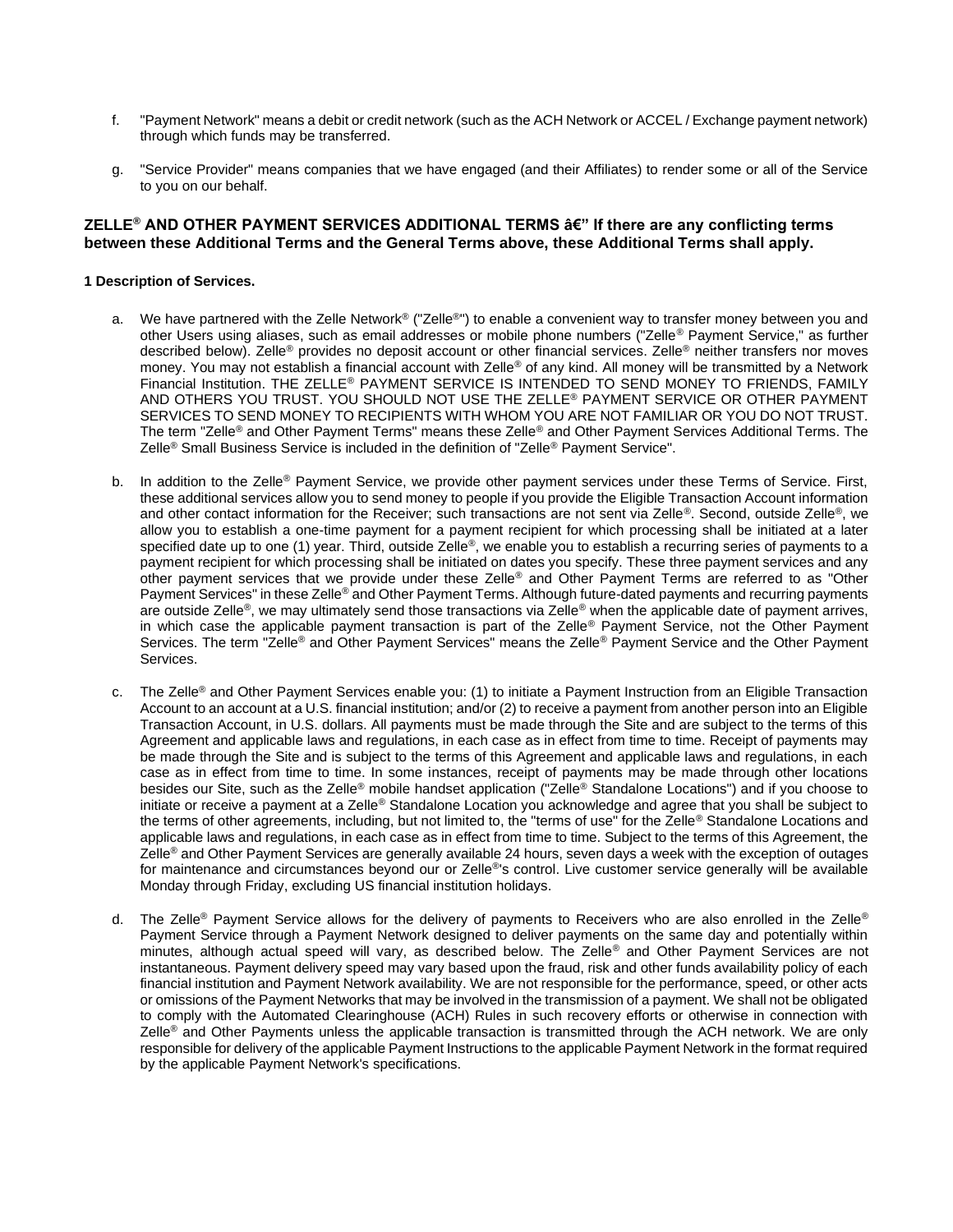f. "Payment Network" means a debit or credit network (such as the ACH Network or ACCEL / Exchange payment network) through which funds may be transferred.

g. "Service Provider" means companies that we have engaged (and their Affiliates) to render some or all of the Service to you on our behalf.

**ZELLE® AND OTHER PAYMENT SERVICES ADDITIONAL TERMS â€" If there are any conflicting terms between these Additional Terms and the General Terms above, these Additional Terms shall apply.**

**1 Description of Services.**

a. We have partnered with the Zelle Network® ("Zelle®") to enable a convenient way to transfer money between you and other Users using aliases, such as email addresses or mobile phone numbers ("Zelle® Payment Service," as further described below). Zelle® provides no deposit account or other financial services. Zelle® neither transfers nor moves money. You may not establish a financial account with Zelle® of any kind. All money will be transmitted by a Network Financial Institution. THE ZELLE® PAYMENT SERVICE IS INTENDED TO SEND MONEY TO FRIENDS, FAMILY AND OTHERS YOU TRUST. YOU SHOULD NOT USE THE ZELLE® PAYMENT SERVICE OR OTHER PAYMENT SERVICES TO SEND MONEY TO RECIPIENTS WITH WHOM YOU ARE NOT FAMILIAR OR YOU DO NOT TRUST. The term "Zelle® and Other Payment Terms" means these Zelle® and Other Payment Services Additional Terms. The Zelle® Small Business Service is included in the definition of "Zelle® Payment Service".

b. In addition to the Zelle® Payment Service, we provide other payment services under these Terms of Service. First, these additional services allow you to send money to people if you provide the Eligible Transaction Account information and other contact information for the Receiver; such transactions are not sent via Zelle®. Second, outside Zelle®, we allow you to establish a one-time payment for a payment recipient for which processing shall be initiated at a later specified date up to one (1) year. Third, outside Zelle®, we enable you to establish a recurring series of payments to a payment recipient for which processing shall be initiated on dates you specify. These three payment services and any other payment services that we provide under these Zelle® and Other Payment Terms are referred to as "Other Payment Services" in these Zelle® and Other Payment Terms. Although future-dated payments and recurring payments are outside Zelle®, we may ultimately send those transactions via Zelle® when the applicable date of payment arrives, in which case the applicable payment transaction is part of the Zelle® Payment Service, not the Other Payment Services. The term "Zelle® and Other Payment Services" means the Zelle® Payment Service and the Other Payment Services.

c. The Zelle® and Other Payment Services enable you: (1) to initiate a Payment Instruction from an Eligible Transaction Account to an account at a U.S. financial institution; and/or (2) to receive a payment from another person into an Eligible Transaction Account, in U.S. dollars. All payments must be made through the Site and are subject to the terms of this Agreement and applicable laws and regulations, in each case as in effect from time to time. Receipt of payments may be made through the Site and is subject to the terms of this Agreement and applicable laws and regulations, in each case as in effect from time to time. In some instances, receipt of payments may be made through other locations besides our Site, such as the Zelle® mobile handset application ("Zelle® Standalone Locations") and if you choose to initiate or receive a payment at a Zelle® Standalone Location you acknowledge and agree that you shall be subject to the terms of other agreements, including, but not limited to, the "terms of use" for the Zelle® Standalone Locations and applicable laws and regulations, in each case as in effect from time to time. Subject to the terms of this Agreement, the Zelle® and Other Payment Services are generally available 24 hours, seven days a week with the exception of outages for maintenance and circumstances beyond our or Zelle®'s control. Live customer service generally will be available Monday through Friday, excluding US financial institution holidays.

d. The Zelle® Payment Service allows for the delivery of payments to Receivers who are also enrolled in the Zelle® Payment Service through a Payment Network designed to deliver payments on the same day and potentially within minutes, although actual speed will vary, as described below. The Zelle® and Other Payment Services are not instantaneous. Payment delivery speed may vary based upon the fraud, risk and other funds availability policy of each financial institution and Payment Network availability. We are not responsible for the performance, speed, or other acts or omissions of the Payment Networks that may be involved in the transmission of a payment. We shall not be obligated to comply with the Automated Clearinghouse (ACH) Rules in such recovery efforts or otherwise in connection with Zelle® and Other Payments unless the applicable transaction is transmitted through the ACH network. We are only responsible for delivery of the applicable Payment Instructions to the applicable Payment Network in the format required by the applicable Payment Network's specifications.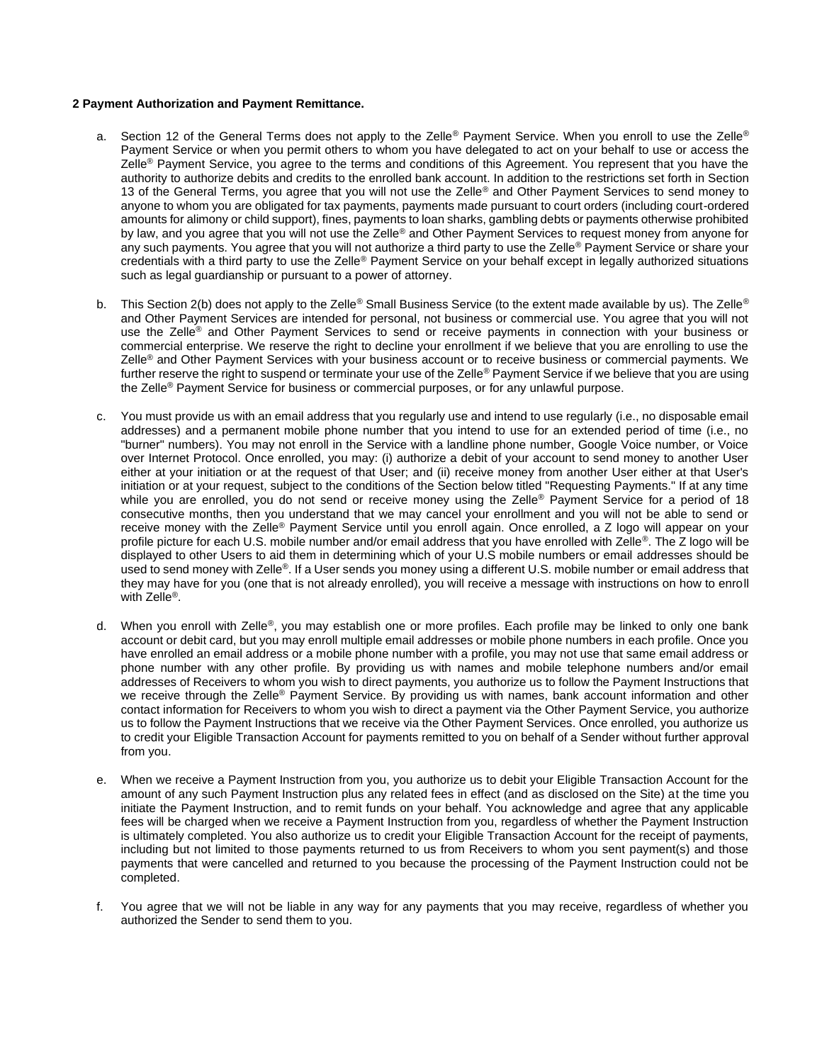**2 Payment Authorization and Payment Remittance.**

a. Section 12 of the General Terms does not apply to the Zelle® Payment Service. When you enroll to use the Zelle® Payment Service or when you permit others to whom you have delegated to act on your behalf to use or access the Zelle® Payment Service, you agree to the terms and conditions of this Agreement. You represent that you have the authority to authorize debits and credits to the enrolled bank account. In addition to the restrictions set forth in Section 13 of the General Terms, you agree that you will not use the Zelle® and Other Payment Services to send money to anyone to whom you are obligated for tax payments, payments made pursuant to court orders (including court-ordered amounts for alimony or child support), fines, payments to loan sharks, gambling debts or payments otherwise prohibited by law, and you agree that you will not use the Zelle® and Other Payment Services to request money from anyone for any such payments. You agree that you will not authorize a third party to use the Zelle® Payment Service or share your credentials with a third party to use the Zelle® Payment Service on your behalf except in legally authorized situations such as legal guardianship or pursuant to a power of attorney.

b. This Section 2(b) does not apply to the Zelle® Small Business Service (to the extent made available by us). The Zelle® and Other Payment Services are intended for personal, not business or commercial use. You agree that you will not use the Zelle® and Other Payment Services to send or receive payments in connection with your business or commercial enterprise. We reserve the right to decline your enrollment if we believe that you are enrolling to use the Zelle® and Other Payment Services with your business account or to receive business or commercial payments. We further reserve the right to suspend or terminate your use of the Zelle® Payment Service if we believe that you are using the Zelle® Payment Service for business or commercial purposes, or for any unlawful purpose.

c. You must provide us with an email address that you regularly use and intend to use regularly (i.e., no disposable email addresses) and a permanent mobile phone number that you intend to use for an extended period of time (i.e., no "burner" numbers). You may not enroll in the Service with a landline phone number, Google Voice number, or Voice over Internet Protocol. Once enrolled, you may: (i) authorize a debit of your account to send money to another User either at your initiation or at the request of that User; and (ii) receive money from another User either at that User's initiation or at your request, subject to the conditions of the Section below titled "Requesting Payments." If at any time while you are enrolled, you do not send or receive money using the Zelle® Payment Service for a period of 18 consecutive months, then you understand that we may cancel your enrollment and you will not be able to send or receive money with the Zelle® Payment Service until you enroll again. Once enrolled, a Z logo will appear on your profile picture for each U.S. mobile number and/or email address that you have enrolled with Zelle®. The Z logo will be displayed to other Users to aid them in determining which of your U.S mobile numbers or email addresses should be used to send money with Zelle®. If a User sends you money using a different U.S. mobile number or email address that they may have for you (one that is not already enrolled), you will receive a message with instructions on how to enroll with Zelle®.

d. When you enroll with Zelle®, you may establish one or more profiles. Each profile may be linked to only one bank account or debit card, but you may enroll multiple email addresses or mobile phone numbers in each profile. Once you have enrolled an email address or a mobile phone number with a profile, you may not use that same email address or phone number with any other profile. By providing us with names and mobile telephone numbers and/or email addresses of Receivers to whom you wish to direct payments, you authorize us to follow the Payment Instructions that we receive through the Zelle® Payment Service. By providing us with names, bank account information and other contact information for Receivers to whom you wish to direct a payment via the Other Payment Service, you authorize us to follow the Payment Instructions that we receive via the Other Payment Services. Once enrolled, you authorize us to credit your Eligible Transaction Account for payments remitted to you on behalf of a Sender without further approval from you.

e. When we receive a Payment Instruction from you, you authorize us to debit your Eligible Transaction Account for the amount of any such Payment Instruction plus any related fees in effect (and as disclosed on the Site) at the time you initiate the Payment Instruction, and to remit funds on your behalf. You acknowledge and agree that any applicable fees will be charged when we receive a Payment Instruction from you, regardless of whether the Payment Instruction is ultimately completed. You also authorize us to credit your Eligible Transaction Account for the receipt of payments, including but not limited to those payments returned to us from Receivers to whom you sent payment(s) and those payments that were cancelled and returned to you because the processing of the Payment Instruction could not be completed.

f. You agree that we will not be liable in any way for any payments that you may receive, regardless of whether you authorized the Sender to send them to you.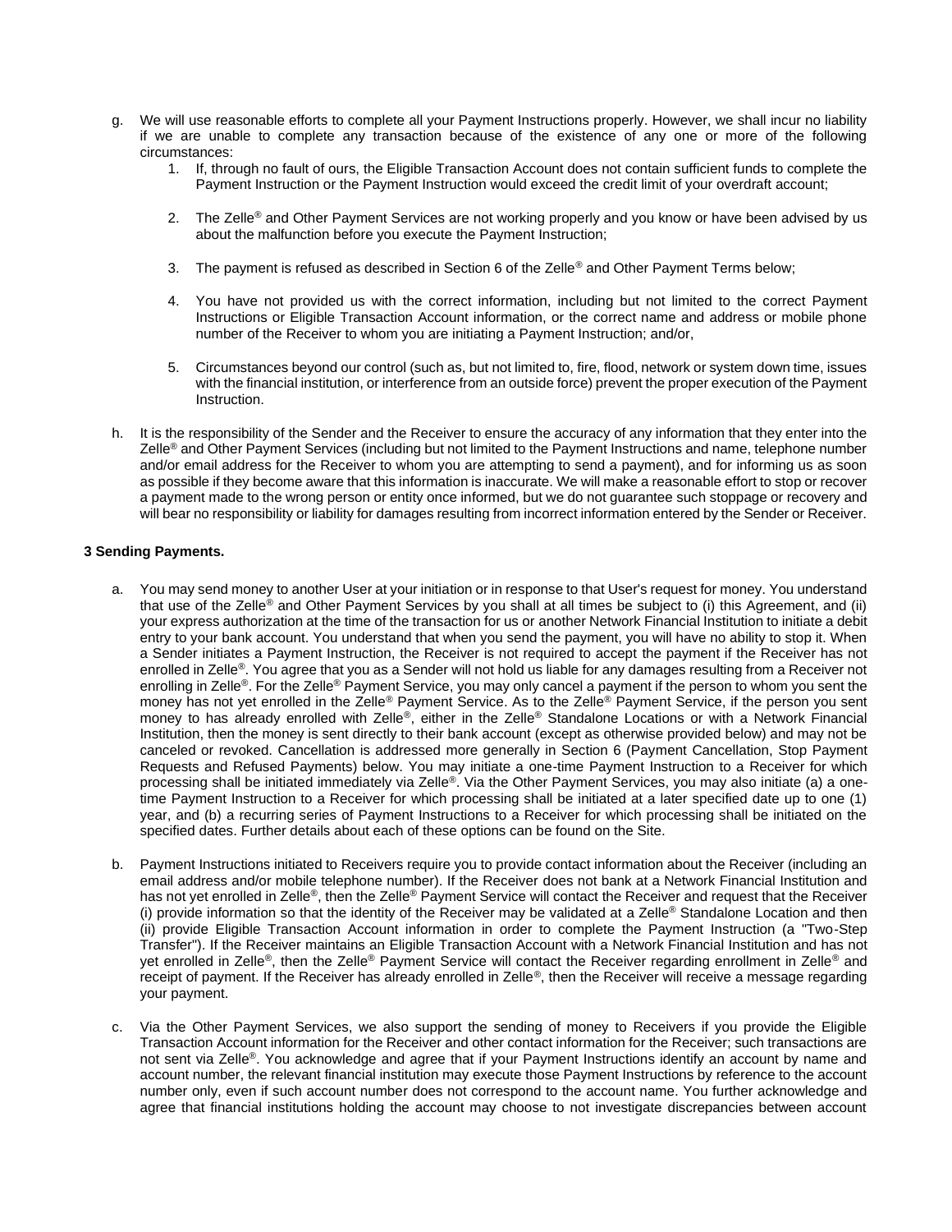g. We will use reasonable efforts to complete all your Payment Instructions properly. However, we shall incur no liability if we are unable to complete any transaction because of the existence of any one or more of the following circumstances:
    1. If, through no fault of ours, the Eligible Transaction Account does not contain sufficient funds to complete the Payment Instruction or the Payment Instruction would exceed the credit limit of your overdraft account;
    2. The Zelle® and Other Payment Services are not working properly and you know or have been advised by us about the malfunction before you execute the Payment Instruction;
    3. The payment is refused as described in Section 6 of the Zelle® and Other Payment Terms below;
    4. You have not provided us with the correct information, including but not limited to the correct Payment Instructions or Eligible Transaction Account information, or the correct name and address or mobile phone number of the Receiver to whom you are initiating a Payment Instruction; and/or,
    5. Circumstances beyond our control (such as, but not limited to, fire, flood, network or system down time, issues with the financial institution, or interference from an outside force) prevent the proper execution of the Payment Instruction.

h. It is the responsibility of the Sender and the Receiver to ensure the accuracy of any information that they enter into the Zelle® and Other Payment Services (including but not limited to the Payment Instructions and name, telephone number and/or email address for the Receiver to whom you are attempting to send a payment), and for informing us as soon as possible if they become aware that this information is inaccurate. We will make a reasonable effort to stop or recover a payment made to the wrong person or entity once informed, but we do not guarantee such stoppage or recovery and will bear no responsibility or liability for damages resulting from incorrect information entered by the Sender or Receiver.

**3 Sending Payments.**

a. You may send money to another User at your initiation or in response to that User's request for money. You understand that use of the Zelle® and Other Payment Services by you shall at all times be subject to (i) this Agreement, and (ii) your express authorization at the time of the transaction for us or another Network Financial Institution to initiate a debit entry to your bank account. You understand that when you send the payment, you will have no ability to stop it. When a Sender initiates a Payment Instruction, the Receiver is not required to accept the payment if the Receiver has not enrolled in Zelle®. You agree that you as a Sender will not hold us liable for any damages resulting from a Receiver not enrolling in Zelle®. For the Zelle® Payment Service, you may only cancel a payment if the person to whom you sent the money has not yet enrolled in the Zelle® Payment Service. As to the Zelle® Payment Service, if the person you sent money to has already enrolled with Zelle®, either in the Zelle® Standalone Locations or with a Network Financial Institution, then the money is sent directly to their bank account (except as otherwise provided below) and may not be canceled or revoked. Cancellation is addressed more generally in Section 6 (Payment Cancellation, Stop Payment Requests and Refused Payments) below. You may initiate a one-time Payment Instruction to a Receiver for which processing shall be initiated immediately via Zelle®. Via the Other Payment Services, you may also initiate (a) a one-time Payment Instruction to a Receiver for which processing shall be initiated at a later specified date up to one (1) year, and (b) a recurring series of Payment Instructions to a Receiver for which processing shall be initiated on the specified dates. Further details about each of these options can be found on the Site.

b. Payment Instructions initiated to Receivers require you to provide contact information about the Receiver (including an email address and/or mobile telephone number). If the Receiver does not bank at a Network Financial Institution and has not yet enrolled in Zelle®, then the Zelle® Payment Service will contact the Receiver and request that the Receiver (i) provide information so that the identity of the Receiver may be validated at a Zelle® Standalone Location and then (ii) provide Eligible Transaction Account information in order to complete the Payment Instruction (a "Two-Step Transfer"). If the Receiver maintains an Eligible Transaction Account with a Network Financial Institution and has not yet enrolled in Zelle®, then the Zelle® Payment Service will contact the Receiver regarding enrollment in Zelle® and receipt of payment. If the Receiver has already enrolled in Zelle®, then the Receiver will receive a message regarding your payment.

c. Via the Other Payment Services, we also support the sending of money to Receivers if you provide the Eligible Transaction Account information for the Receiver and other contact information for the Receiver; such transactions are not sent via Zelle®. You acknowledge and agree that if your Payment Instructions identify an account by name and account number, the relevant financial institution may execute those Payment Instructions by reference to the account number only, even if such account number does not correspond to the account name. You further acknowledge and agree that financial institutions holding the account may choose to not investigate discrepancies between account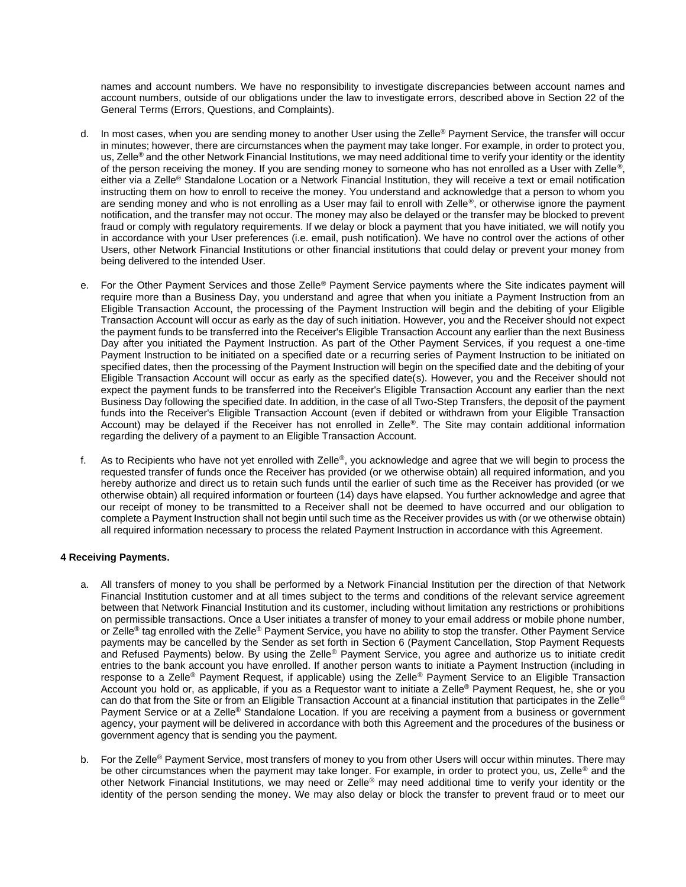names and account numbers. We have no responsibility to investigate discrepancies between account names and account numbers, outside of our obligations under the law to investigate errors, described above in Section 22 of the General Terms (Errors, Questions, and Complaints).

d. In most cases, when you are sending money to another User using the Zelle® Payment Service, the transfer will occur in minutes; however, there are circumstances when the payment may take longer. For example, in order to protect you, us, Zelle® and the other Network Financial Institutions, we may need additional time to verify your identity or the identity of the person receiving the money. If you are sending money to someone who has not enrolled as a User with Zelle®, either via a Zelle® Standalone Location or a Network Financial Institution, they will receive a text or email notification instructing them on how to enroll to receive the money. You understand and acknowledge that a person to whom you are sending money and who is not enrolling as a User may fail to enroll with Zelle®, or otherwise ignore the payment notification, and the transfer may not occur. The money may also be delayed or the transfer may be blocked to prevent fraud or comply with regulatory requirements. If we delay or block a payment that you have initiated, we will notify you in accordance with your User preferences (i.e. email, push notification). We have no control over the actions of other Users, other Network Financial Institutions or other financial institutions that could delay or prevent your money from being delivered to the intended User.

e. For the Other Payment Services and those Zelle® Payment Service payments where the Site indicates payment will require more than a Business Day, you understand and agree that when you initiate a Payment Instruction from an Eligible Transaction Account, the processing of the Payment Instruction will begin and the debiting of your Eligible Transaction Account will occur as early as the day of such initiation. However, you and the Receiver should not expect the payment funds to be transferred into the Receiver's Eligible Transaction Account any earlier than the next Business Day after you initiated the Payment Instruction. As part of the Other Payment Services, if you request a one-time Payment Instruction to be initiated on a specified date or a recurring series of Payment Instruction to be initiated on specified dates, then the processing of the Payment Instruction will begin on the specified date and the debiting of your Eligible Transaction Account will occur as early as the specified date(s). However, you and the Receiver should not expect the payment funds to be transferred into the Receiver's Eligible Transaction Account any earlier than the next Business Day following the specified date. In addition, in the case of all Two-Step Transfers, the deposit of the payment funds into the Receiver's Eligible Transaction Account (even if debited or withdrawn from your Eligible Transaction Account) may be delayed if the Receiver has not enrolled in Zelle®. The Site may contain additional information regarding the delivery of a payment to an Eligible Transaction Account.

f. As to Recipients who have not yet enrolled with Zelle®, you acknowledge and agree that we will begin to process the requested transfer of funds once the Receiver has provided (or we otherwise obtain) all required information, and you hereby authorize and direct us to retain such funds until the earlier of such time as the Receiver has provided (or we otherwise obtain) all required information or fourteen (14) days have elapsed. You further acknowledge and agree that our receipt of money to be transmitted to a Receiver shall not be deemed to have occurred and our obligation to complete a Payment Instruction shall not begin until such time as the Receiver provides us with (or we otherwise obtain) all required information necessary to process the related Payment Instruction in accordance with this Agreement.

**4 Receiving Payments.**

a. All transfers of money to you shall be performed by a Network Financial Institution per the direction of that Network Financial Institution customer and at all times subject to the terms and conditions of the relevant service agreement between that Network Financial Institution and its customer, including without limitation any restrictions or prohibitions on permissible transactions. Once a User initiates a transfer of money to your email address or mobile phone number, or Zelle® tag enrolled with the Zelle® Payment Service, you have no ability to stop the transfer. Other Payment Service payments may be cancelled by the Sender as set forth in Section 6 (Payment Cancellation, Stop Payment Requests and Refused Payments) below. By using the Zelle® Payment Service, you agree and authorize us to initiate credit entries to the bank account you have enrolled. If another person wants to initiate a Payment Instruction (including in response to a Zelle® Payment Request, if applicable) using the Zelle® Payment Service to an Eligible Transaction Account you hold or, as applicable, if you as a Requestor want to initiate a Zelle® Payment Request, he, she or you can do that from the Site or from an Eligible Transaction Account at a financial institution that participates in the Zelle® Payment Service or at a Zelle® Standalone Location. If you are receiving a payment from a business or government agency, your payment will be delivered in accordance with both this Agreement and the procedures of the business or government agency that is sending you the payment.

b. For the Zelle® Payment Service, most transfers of money to you from other Users will occur within minutes. There may be other circumstances when the payment may take longer. For example, in order to protect you, us, Zelle® and the other Network Financial Institutions, we may need or Zelle® may need additional time to verify your identity or the identity of the person sending the money. We may also delay or block the transfer to prevent fraud or to meet our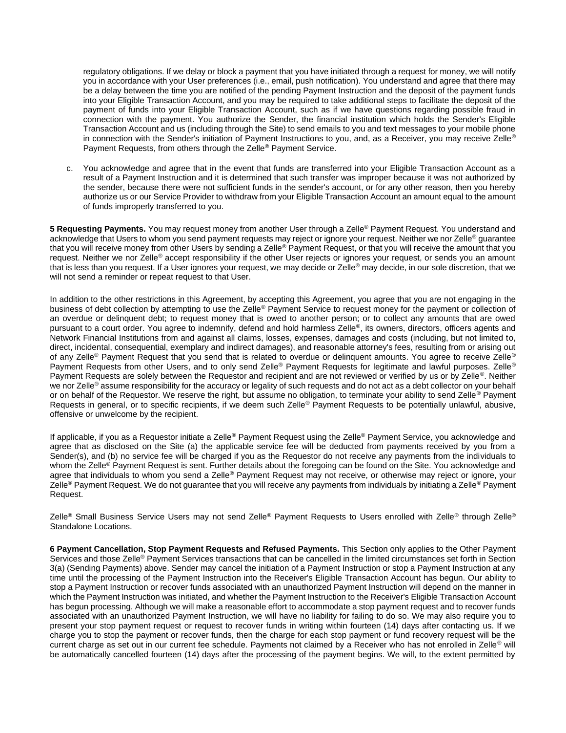regulatory obligations. If we delay or block a payment that you have initiated through a request for money, we will notify you in accordance with your User preferences (i.e., email, push notification). You understand and agree that there may be a delay between the time you are notified of the pending Payment Instruction and the deposit of the payment funds into your Eligible Transaction Account, and you may be required to take additional steps to facilitate the deposit of the payment of funds into your Eligible Transaction Account, such as if we have questions regarding possible fraud in connection with the payment. You authorize the Sender, the financial institution which holds the Sender's Eligible Transaction Account and us (including through the Site) to send emails to you and text messages to your mobile phone in connection with the Sender's initiation of Payment Instructions to you, and, as a Receiver, you may receive Zelle® Payment Requests, from others through the Zelle® Payment Service.

c. You acknowledge and agree that in the event that funds are transferred into your Eligible Transaction Account as a result of a Payment Instruction and it is determined that such transfer was improper because it was not authorized by the sender, because there were not sufficient funds in the sender's account, or for any other reason, then you hereby authorize us or our Service Provider to withdraw from your Eligible Transaction Account an amount equal to the amount of funds improperly transferred to you.

**5 Requesting Payments.** You may request money from another User through a Zelle® Payment Request. You understand and acknowledge that Users to whom you send payment requests may reject or ignore your request. Neither we nor Zelle® guarantee that you will receive money from other Users by sending a Zelle® Payment Request, or that you will receive the amount that you request. Neither we nor Zelle® accept responsibility if the other User rejects or ignores your request, or sends you an amount that is less than you request. If a User ignores your request, we may decide or Zelle® may decide, in our sole discretion, that we will not send a reminder or repeat request to that User.

In addition to the other restrictions in this Agreement, by accepting this Agreement, you agree that you are not engaging in the business of debt collection by attempting to use the Zelle® Payment Service to request money for the payment or collection of an overdue or delinquent debt; to request money that is owed to another person; or to collect any amounts that are owed pursuant to a court order. You agree to indemnify, defend and hold harmless Zelle®, its owners, directors, officers agents and Network Financial Institutions from and against all claims, losses, expenses, damages and costs (including, but not limited to, direct, incidental, consequential, exemplary and indirect damages), and reasonable attorney's fees, resulting from or arising out of any Zelle® Payment Request that you send that is related to overdue or delinquent amounts. You agree to receive Zelle® Payment Requests from other Users, and to only send Zelle® Payment Requests for legitimate and lawful purposes. Zelle® Payment Requests are solely between the Requestor and recipient and are not reviewed or verified by us or by Zelle®. Neither we nor Zelle® assume responsibility for the accuracy or legality of such requests and do not act as a debt collector on your behalf or on behalf of the Requestor. We reserve the right, but assume no obligation, to terminate your ability to send Zelle® Payment Requests in general, or to specific recipients, if we deem such Zelle® Payment Requests to be potentially unlawful, abusive, offensive or unwelcome by the recipient.

If applicable, if you as a Requestor initiate a Zelle® Payment Request using the Zelle® Payment Service, you acknowledge and agree that as disclosed on the Site (a) the applicable service fee will be deducted from payments received by you from a Sender(s), and (b) no service fee will be charged if you as the Requestor do not receive any payments from the individuals to whom the Zelle® Payment Request is sent. Further details about the foregoing can be found on the Site. You acknowledge and agree that individuals to whom you send a Zelle® Payment Request may not receive, or otherwise may reject or ignore, your Zelle® Payment Request. We do not guarantee that you will receive any payments from individuals by initiating a Zelle® Payment Request.

Zelle® Small Business Service Users may not send Zelle® Payment Requests to Users enrolled with Zelle® through Zelle® Standalone Locations.

**6 Payment Cancellation, Stop Payment Requests and Refused Payments.** This Section only applies to the Other Payment Services and those Zelle® Payment Services transactions that can be cancelled in the limited circumstances set forth in Section 3(a) (Sending Payments) above. Sender may cancel the initiation of a Payment Instruction or stop a Payment Instruction at any time until the processing of the Payment Instruction into the Receiver's Eligible Transaction Account has begun. Our ability to stop a Payment Instruction or recover funds associated with an unauthorized Payment Instruction will depend on the manner in which the Payment Instruction was initiated, and whether the Payment Instruction to the Receiver's Eligible Transaction Account has begun processing. Although we will make a reasonable effort to accommodate a stop payment request and to recover funds associated with an unauthorized Payment Instruction, we will have no liability for failing to do so. We may also require you to present your stop payment request or request to recover funds in writing within fourteen (14) days after contacting us. If we charge you to stop the payment or recover funds, then the charge for each stop payment or fund recovery request will be the current charge as set out in our current fee schedule. Payments not claimed by a Receiver who has not enrolled in Zelle® will be automatically cancelled fourteen (14) days after the processing of the payment begins. We will, to the extent permitted by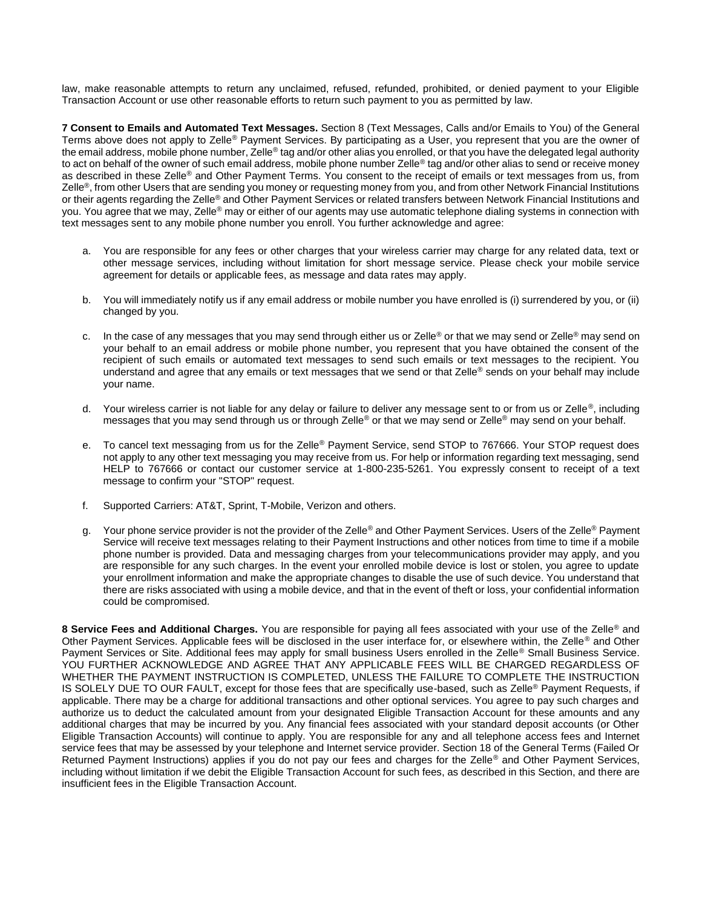law, make reasonable attempts to return any unclaimed, refused, refunded, prohibited, or denied payment to your Eligible Transaction Account or use other reasonable efforts to return such payment to you as permitted by law.

**7 Consent to Emails and Automated Text Messages.** Section 8 (Text Messages, Calls and/or Emails to You) of the General Terms above does not apply to Zelle® Payment Services. By participating as a User, you represent that you are the owner of the email address, mobile phone number, Zelle® tag and/or other alias you enrolled, or that you have the delegated legal authority to act on behalf of the owner of such email address, mobile phone number Zelle® tag and/or other alias to send or receive money as described in these Zelle® and Other Payment Terms. You consent to the receipt of emails or text messages from us, from Zelle®, from other Users that are sending you money or requesting money from you, and from other Network Financial Institutions or their agents regarding the Zelle® and Other Payment Services or related transfers between Network Financial Institutions and you. You agree that we may, Zelle® may or either of our agents may use automatic telephone dialing systems in connection with text messages sent to any mobile phone number you enroll. You further acknowledge and agree:

a. You are responsible for any fees or other charges that your wireless carrier may charge for any related data, text or other message services, including without limitation for short message service. Please check your mobile service agreement for details or applicable fees, as message and data rates may apply.

b. You will immediately notify us if any email address or mobile number you have enrolled is (i) surrendered by you, or (ii) changed by you.

c. In the case of any messages that you may send through either us or Zelle® or that we may send or Zelle® may send on your behalf to an email address or mobile phone number, you represent that you have obtained the consent of the recipient of such emails or automated text messages to send such emails or text messages to the recipient. You understand and agree that any emails or text messages that we send or that Zelle® sends on your behalf may include your name.

d. Your wireless carrier is not liable for any delay or failure to deliver any message sent to or from us or Zelle®, including messages that you may send through us or through Zelle® or that we may send or Zelle® may send on your behalf.

e. To cancel text messaging from us for the Zelle® Payment Service, send STOP to 767666. Your STOP request does not apply to any other text messaging you may receive from us. For help or information regarding text messaging, send HELP to 767666 or contact our customer service at 1-800-235-5261. You expressly consent to receipt of a text message to confirm your "STOP" request.

f. Supported Carriers: AT&T, Sprint, T-Mobile, Verizon and others.

g. Your phone service provider is not the provider of the Zelle® and Other Payment Services. Users of the Zelle® Payment Service will receive text messages relating to their Payment Instructions and other notices from time to time if a mobile phone number is provided. Data and messaging charges from your telecommunications provider may apply, and you are responsible for any such charges. In the event your enrolled mobile device is lost or stolen, you agree to update your enrollment information and make the appropriate changes to disable the use of such device. You understand that there are risks associated with using a mobile device, and that in the event of theft or loss, your confidential information could be compromised.

**8 Service Fees and Additional Charges.** You are responsible for paying all fees associated with your use of the Zelle® and Other Payment Services. Applicable fees will be disclosed in the user interface for, or elsewhere within, the Zelle® and Other Payment Services or Site. Additional fees may apply for small business Users enrolled in the Zelle® Small Business Service. YOU FURTHER ACKNOWLEDGE AND AGREE THAT ANY APPLICABLE FEES WILL BE CHARGED REGARDLESS OF WHETHER THE PAYMENT INSTRUCTION IS COMPLETED, UNLESS THE FAILURE TO COMPLETE THE INSTRUCTION IS SOLELY DUE TO OUR FAULT, except for those fees that are specifically use-based, such as Zelle® Payment Requests, if applicable. There may be a charge for additional transactions and other optional services. You agree to pay such charges and authorize us to deduct the calculated amount from your designated Eligible Transaction Account for these amounts and any additional charges that may be incurred by you. Any financial fees associated with your standard deposit accounts (or Other Eligible Transaction Accounts) will continue to apply. You are responsible for any and all telephone access fees and Internet service fees that may be assessed by your telephone and Internet service provider. Section 18 of the General Terms (Failed Or Returned Payment Instructions) applies if you do not pay our fees and charges for the Zelle® and Other Payment Services, including without limitation if we debit the Eligible Transaction Account for such fees, as described in this Section, and there are insufficient fees in the Eligible Transaction Account.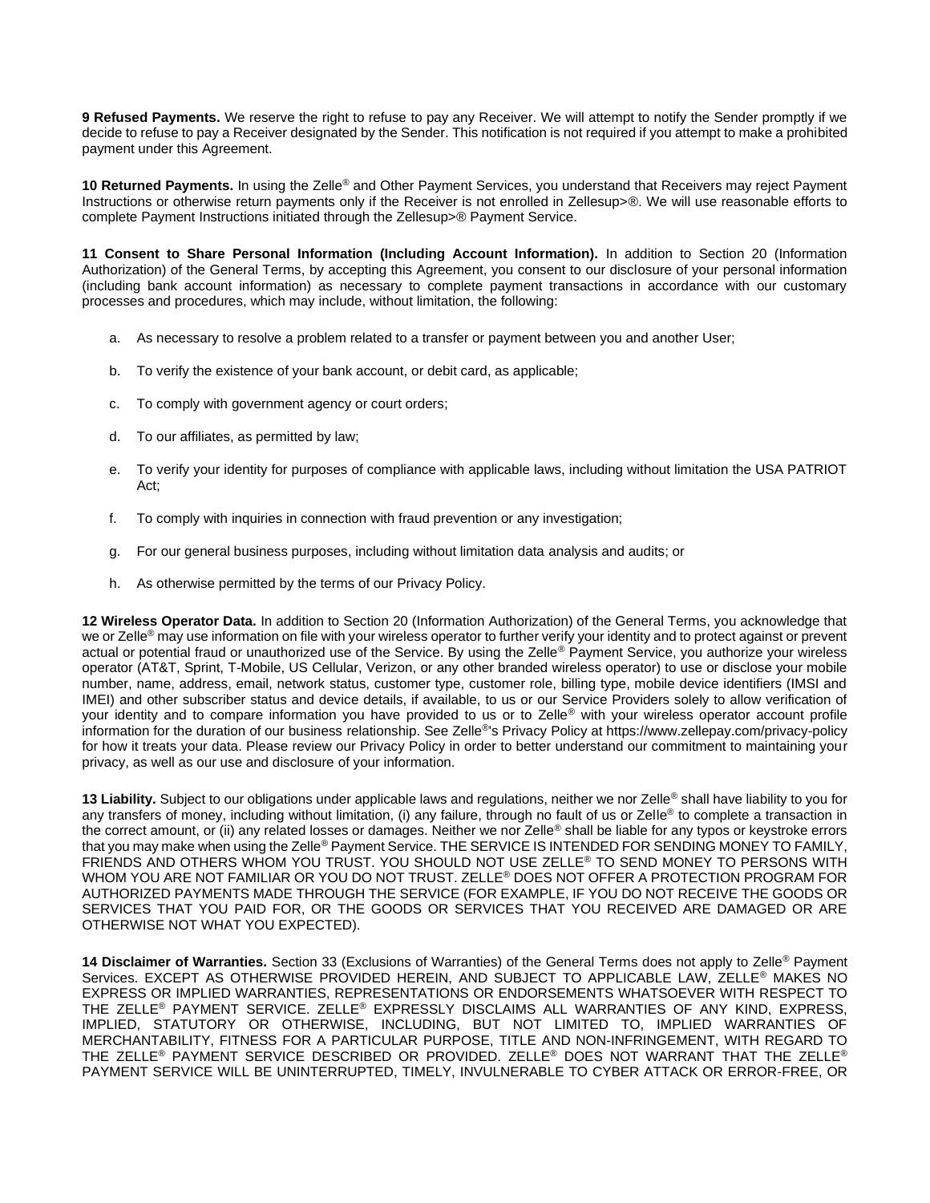**9 Refused Payments.** We reserve the right to refuse to pay any Receiver. We will attempt to notify the Sender promptly if we decide to refuse to pay a Receiver designated by the Sender. This notification is not required if you attempt to make a prohibited payment under this Agreement.

**10 Returned Payments.** In using the Zelle® and Other Payment Services, you understand that Receivers may reject Payment Instructions or otherwise return payments only if the Receiver is not enrolled in Zellesup>®. We will use reasonable efforts to complete Payment Instructions initiated through the Zellesup>® Payment Service.

**11 Consent to Share Personal Information (Including Account Information).** In addition to Section 20 (Information Authorization) of the General Terms, by accepting this Agreement, you consent to our disclosure of your personal information (including bank account information) as necessary to complete payment transactions in accordance with our customary processes and procedures, which may include, without limitation, the following:

a. As necessary to resolve a problem related to a transfer or payment between you and another User;

b. To verify the existence of your bank account, or debit card, as applicable;

c. To comply with government agency or court orders;

d. To our affiliates, as permitted by law;

e. To verify your identity for purposes of compliance with applicable laws, including without limitation the USA PATRIOT Act;

f. To comply with inquiries in connection with fraud prevention or any investigation;

g. For our general business purposes, including without limitation data analysis and audits; or

h. As otherwise permitted by the terms of our Privacy Policy.

**12 Wireless Operator Data.** In addition to Section 20 (Information Authorization) of the General Terms, you acknowledge that we or Zelle® may use information on file with your wireless operator to further verify your identity and to protect against or prevent actual or potential fraud or unauthorized use of the Service. By using the Zelle® Payment Service, you authorize your wireless operator (AT&T, Sprint, T-Mobile, US Cellular, Verizon, or any other branded wireless operator) to use or disclose your mobile number, name, address, email, network status, customer type, customer role, billing type, mobile device identifiers (IMSI and IMEI) and other subscriber status and device details, if available, to us or our Service Providers solely to allow verification of your identity and to compare information you have provided to us or to Zelle® with your wireless operator account profile information for the duration of our business relationship. See Zelle®'s Privacy Policy at https://www.zellepay.com/privacy-policy for how it treats your data. Please review our Privacy Policy in order to better understand our commitment to maintaining your privacy, as well as our use and disclosure of your information.

**13 Liability.** Subject to our obligations under applicable laws and regulations, neither we nor Zelle® shall have liability to you for any transfers of money, including without limitation, (i) any failure, through no fault of us or Zelle® to complete a transaction in the correct amount, or (ii) any related losses or damages. Neither we nor Zelle® shall be liable for any typos or keystroke errors that you may make when using the Zelle® Payment Service. THE SERVICE IS INTENDED FOR SENDING MONEY TO FAMILY, FRIENDS AND OTHERS WHOM YOU TRUST. YOU SHOULD NOT USE ZELLE® TO SEND MONEY TO PERSONS WITH WHOM YOU ARE NOT FAMILIAR OR YOU DO NOT TRUST. ZELLE® DOES NOT OFFER A PROTECTION PROGRAM FOR AUTHORIZED PAYMENTS MADE THROUGH THE SERVICE (FOR EXAMPLE, IF YOU DO NOT RECEIVE THE GOODS OR SERVICES THAT YOU PAID FOR, OR THE GOODS OR SERVICES THAT YOU RECEIVED ARE DAMAGED OR ARE OTHERWISE NOT WHAT YOU EXPECTED).

**14 Disclaimer of Warranties.** Section 33 (Exclusions of Warranties) of the General Terms does not apply to Zelle® Payment Services. EXCEPT AS OTHERWISE PROVIDED HEREIN, AND SUBJECT TO APPLICABLE LAW, ZELLE® MAKES NO EXPRESS OR IMPLIED WARRANTIES, REPRESENTATIONS OR ENDORSEMENTS WHATSOEVER WITH RESPECT TO THE ZELLE® PAYMENT SERVICE. ZELLE® EXPRESSLY DISCLAIMS ALL WARRANTIES OF ANY KIND, EXPRESS, IMPLIED, STATUTORY OR OTHERWISE, INCLUDING, BUT NOT LIMITED TO, IMPLIED WARRANTIES OF MERCHANTABILITY, FITNESS FOR A PARTICULAR PURPOSE, TITLE AND NON-INFRINGEMENT, WITH REGARD TO THE ZELLE® PAYMENT SERVICE DESCRIBED OR PROVIDED. ZELLE® DOES NOT WARRANT THAT THE ZELLE® PAYMENT SERVICE WILL BE UNINTERRUPTED, TIMELY, INVULNERABLE TO CYBER ATTACK OR ERROR-FREE, OR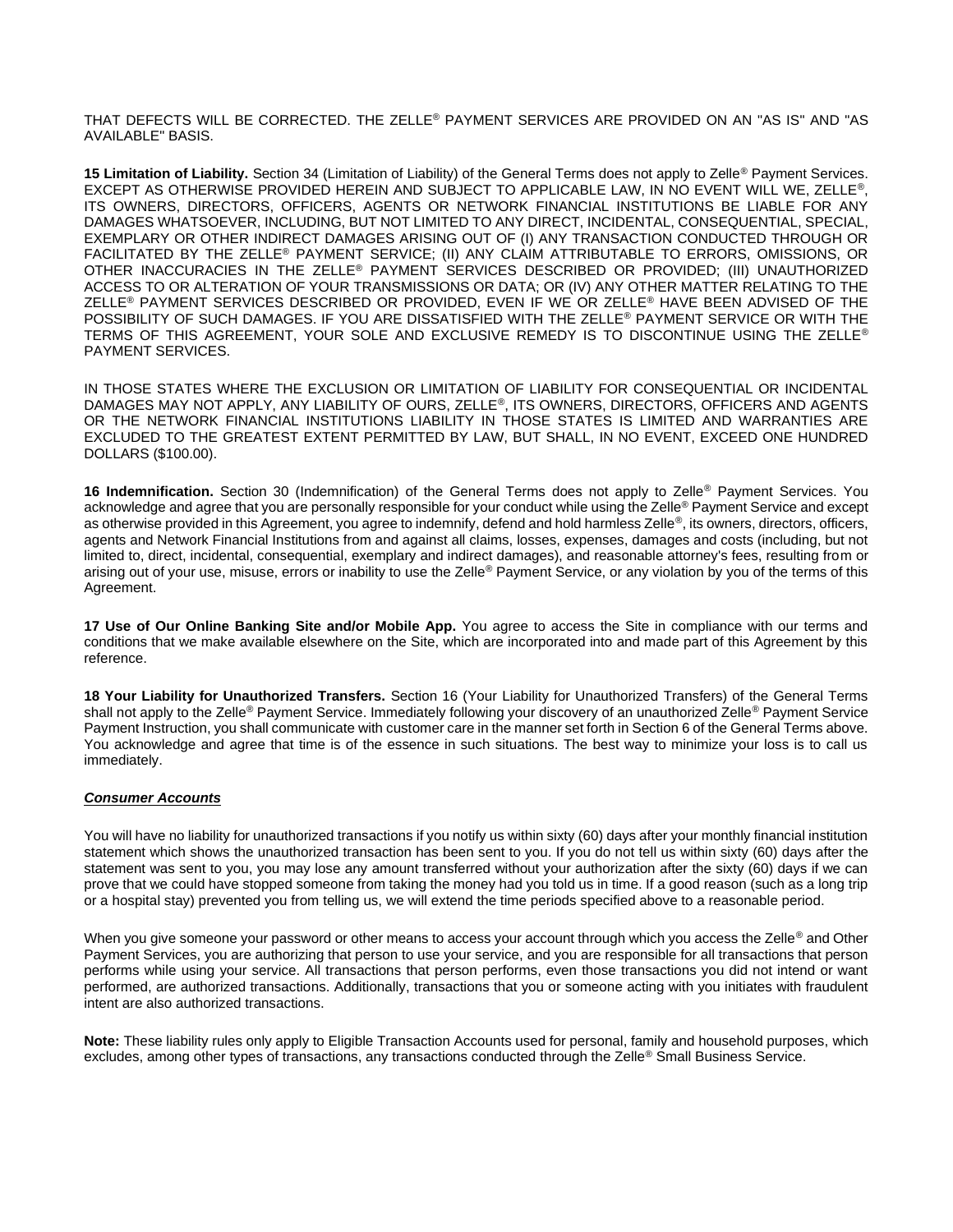THAT DEFECTS WILL BE CORRECTED. THE ZELLE® PAYMENT SERVICES ARE PROVIDED ON AN "AS IS" AND "AS AVAILABLE" BASIS.

**15 Limitation of Liability.** Section 34 (Limitation of Liability) of the General Terms does not apply to Zelle® Payment Services. EXCEPT AS OTHERWISE PROVIDED HEREIN AND SUBJECT TO APPLICABLE LAW, IN NO EVENT WILL WE, ZELLE®, ITS OWNERS, DIRECTORS, OFFICERS, AGENTS OR NETWORK FINANCIAL INSTITUTIONS BE LIABLE FOR ANY DAMAGES WHATSOEVER, INCLUDING, BUT NOT LIMITED TO ANY DIRECT, INCIDENTAL, CONSEQUENTIAL, SPECIAL, EXEMPLARY OR OTHER INDIRECT DAMAGES ARISING OUT OF (I) ANY TRANSACTION CONDUCTED THROUGH OR FACILITATED BY THE ZELLE® PAYMENT SERVICE; (II) ANY CLAIM ATTRIBUTABLE TO ERRORS, OMISSIONS, OR OTHER INACCURACIES IN THE ZELLE® PAYMENT SERVICES DESCRIBED OR PROVIDED; (III) UNAUTHORIZED ACCESS TO OR ALTERATION OF YOUR TRANSMISSIONS OR DATA; OR (IV) ANY OTHER MATTER RELATING TO THE ZELLE® PAYMENT SERVICES DESCRIBED OR PROVIDED, EVEN IF WE OR ZELLE® HAVE BEEN ADVISED OF THE POSSIBILITY OF SUCH DAMAGES. IF YOU ARE DISSATISFIED WITH THE ZELLE® PAYMENT SERVICE OR WITH THE TERMS OF THIS AGREEMENT, YOUR SOLE AND EXCLUSIVE REMEDY IS TO DISCONTINUE USING THE ZELLE® PAYMENT SERVICES.

IN THOSE STATES WHERE THE EXCLUSION OR LIMITATION OF LIABILITY FOR CONSEQUENTIAL OR INCIDENTAL DAMAGES MAY NOT APPLY, ANY LIABILITY OF OURS, ZELLE®, ITS OWNERS, DIRECTORS, OFFICERS AND AGENTS OR THE NETWORK FINANCIAL INSTITUTIONS LIABILITY IN THOSE STATES IS LIMITED AND WARRANTIES ARE EXCLUDED TO THE GREATEST EXTENT PERMITTED BY LAW, BUT SHALL, IN NO EVENT, EXCEED ONE HUNDRED DOLLARS ($100.00).

**16 Indemnification.** Section 30 (Indemnification) of the General Terms does not apply to Zelle® Payment Services. You acknowledge and agree that you are personally responsible for your conduct while using the Zelle® Payment Service and except as otherwise provided in this Agreement, you agree to indemnify, defend and hold harmless Zelle®, its owners, directors, officers, agents and Network Financial Institutions from and against all claims, losses, expenses, damages and costs (including, but not limited to, direct, incidental, consequential, exemplary and indirect damages), and reasonable attorney's fees, resulting from or arising out of your use, misuse, errors or inability to use the Zelle® Payment Service, or any violation by you of the terms of this Agreement.

**17 Use of Our Online Banking Site and/or Mobile App.** You agree to access the Site in compliance with our terms and conditions that we make available elsewhere on the Site, which are incorporated into and made part of this Agreement by this reference.

**18 Your Liability for Unauthorized Transfers.** Section 16 (Your Liability for Unauthorized Transfers) of the General Terms shall not apply to the Zelle® Payment Service. Immediately following your discovery of an unauthorized Zelle® Payment Service Payment Instruction, you shall communicate with customer care in the manner set forth in Section 6 of the General Terms above. You acknowledge and agree that time is of the essence in such situations. The best way to minimize your loss is to call us immediately.

***Consumer Accounts***

You will have no liability for unauthorized transactions if you notify us within sixty (60) days after your monthly financial institution statement which shows the unauthorized transaction has been sent to you. If you do not tell us within sixty (60) days after the statement was sent to you, you may lose any amount transferred without your authorization after the sixty (60) days if we can prove that we could have stopped someone from taking the money had you told us in time. If a good reason (such as a long trip or a hospital stay) prevented you from telling us, we will extend the time periods specified above to a reasonable period.

When you give someone your password or other means to access your account through which you access the Zelle® and Other Payment Services, you are authorizing that person to use your service, and you are responsible for all transactions that person performs while using your service. All transactions that person performs, even those transactions you did not intend or want performed, are authorized transactions. Additionally, transactions that you or someone acting with you initiates with fraudulent intent are also authorized transactions.

**Note:** These liability rules only apply to Eligible Transaction Accounts used for personal, family and household purposes, which excludes, among other types of transactions, any transactions conducted through the Zelle® Small Business Service.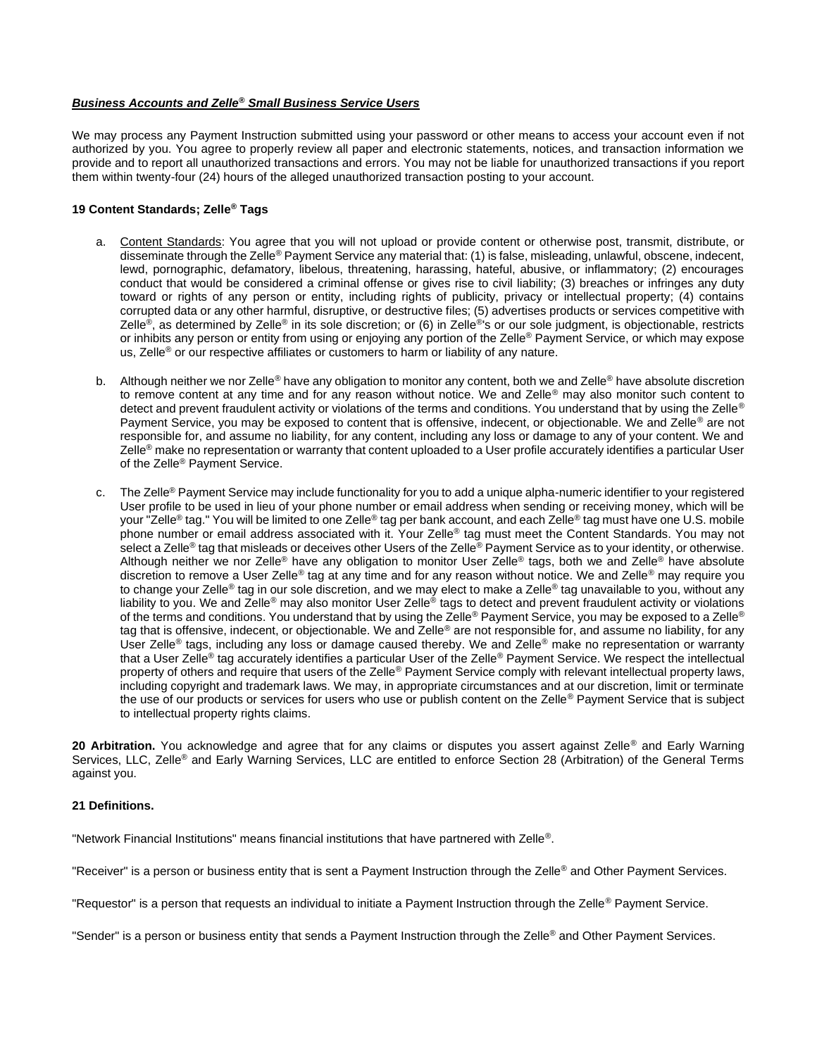***Business Accounts and Zelle® Small Business Service Users***

We may process any Payment Instruction submitted using your password or other means to access your account even if not authorized by you. You agree to properly review all paper and electronic statements, notices, and transaction information we provide and to report all unauthorized transactions and errors. You may not be liable for unauthorized transactions if you report them within twenty-four (24) hours of the alleged unauthorized transaction posting to your account.

**19 Content Standards; Zelle® Tags**

a. Content Standards: You agree that you will not upload or provide content or otherwise post, transmit, distribute, or disseminate through the Zelle® Payment Service any material that: (1) is false, misleading, unlawful, obscene, indecent, lewd, pornographic, defamatory, libelous, threatening, harassing, hateful, abusive, or inflammatory; (2) encourages conduct that would be considered a criminal offense or gives rise to civil liability; (3) breaches or infringes any duty toward or rights of any person or entity, including rights of publicity, privacy or intellectual property; (4) contains corrupted data or any other harmful, disruptive, or destructive files; (5) advertises products or services competitive with Zelle®, as determined by Zelle® in its sole discretion; or (6) in Zelle®'s or our sole judgment, is objectionable, restricts or inhibits any person or entity from using or enjoying any portion of the Zelle® Payment Service, or which may expose us, Zelle® or our respective affiliates or customers to harm or liability of any nature.

b. Although neither we nor Zelle® have any obligation to monitor any content, both we and Zelle® have absolute discretion to remove content at any time and for any reason without notice. We and Zelle® may also monitor such content to detect and prevent fraudulent activity or violations of the terms and conditions. You understand that by using the Zelle® Payment Service, you may be exposed to content that is offensive, indecent, or objectionable. We and Zelle® are not responsible for, and assume no liability, for any content, including any loss or damage to any of your content. We and Zelle® make no representation or warranty that content uploaded to a User profile accurately identifies a particular User of the Zelle® Payment Service.

c. The Zelle® Payment Service may include functionality for you to add a unique alpha-numeric identifier to your registered User profile to be used in lieu of your phone number or email address when sending or receiving money, which will be your "Zelle® tag." You will be limited to one Zelle® tag per bank account, and each Zelle® tag must have one U.S. mobile phone number or email address associated with it. Your Zelle® tag must meet the Content Standards. You may not select a Zelle® tag that misleads or deceives other Users of the Zelle® Payment Service as to your identity, or otherwise. Although neither we nor Zelle® have any obligation to monitor User Zelle® tags, both we and Zelle® have absolute discretion to remove a User Zelle® tag at any time and for any reason without notice. We and Zelle® may require you to change your Zelle® tag in our sole discretion, and we may elect to make a Zelle® tag unavailable to you, without any liability to you. We and Zelle® may also monitor User Zelle® tags to detect and prevent fraudulent activity or violations of the terms and conditions. You understand that by using the Zelle® Payment Service, you may be exposed to a Zelle® tag that is offensive, indecent, or objectionable. We and Zelle® are not responsible for, and assume no liability, for any User Zelle® tags, including any loss or damage caused thereby. We and Zelle® make no representation or warranty that a User Zelle® tag accurately identifies a particular User of the Zelle® Payment Service. We respect the intellectual property of others and require that users of the Zelle® Payment Service comply with relevant intellectual property laws, including copyright and trademark laws. We may, in appropriate circumstances and at our discretion, limit or terminate the use of our products or services for users who use or publish content on the Zelle® Payment Service that is subject to intellectual property rights claims.

**20 Arbitration.** You acknowledge and agree that for any claims or disputes you assert against Zelle® and Early Warning Services, LLC, Zelle® and Early Warning Services, LLC are entitled to enforce Section 28 (Arbitration) of the General Terms against you.

**21 Definitions.**

"Network Financial Institutions" means financial institutions that have partnered with Zelle®.

"Receiver" is a person or business entity that is sent a Payment Instruction through the Zelle® and Other Payment Services.

"Requestor" is a person that requests an individual to initiate a Payment Instruction through the Zelle® Payment Service.

"Sender" is a person or business entity that sends a Payment Instruction through the Zelle® and Other Payment Services.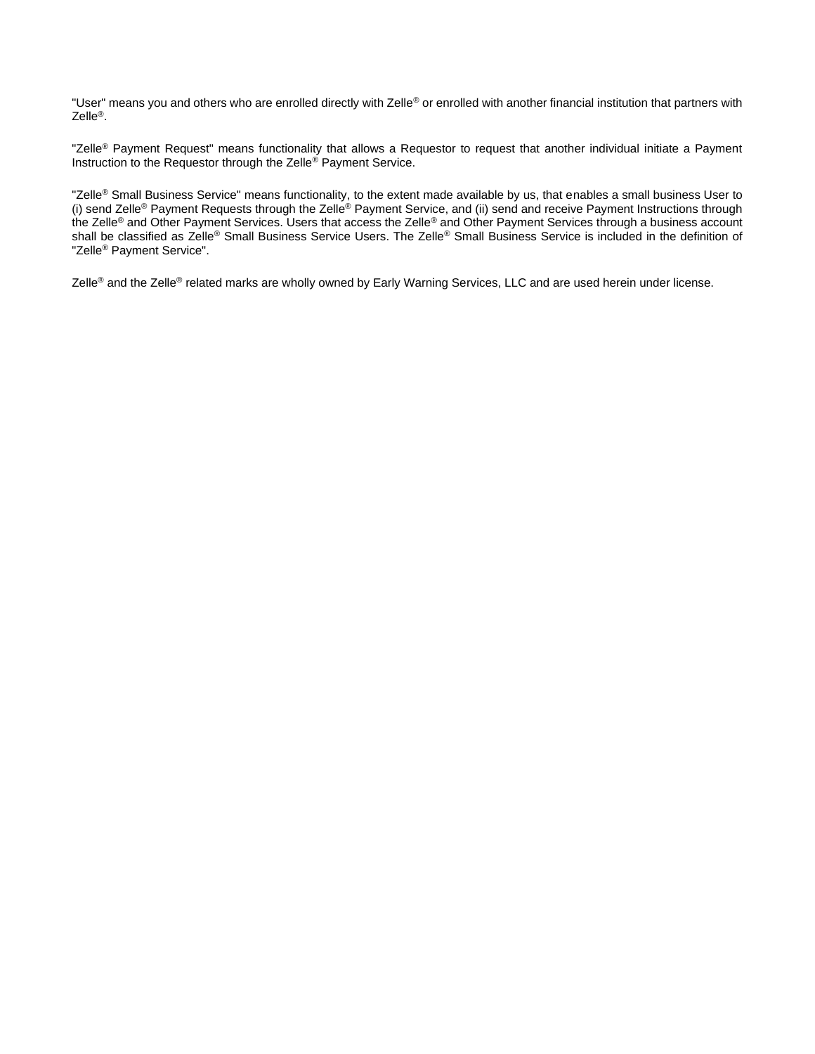"User" means you and others who are enrolled directly with Zelle® or enrolled with another financial institution that partners with Zelle®.

"Zelle® Payment Request" means functionality that allows a Requestor to request that another individual initiate a Payment Instruction to the Requestor through the Zelle® Payment Service.

"Zelle® Small Business Service" means functionality, to the extent made available by us, that enables a small business User to (i) send Zelle® Payment Requests through the Zelle® Payment Service, and (ii) send and receive Payment Instructions through the Zelle® and Other Payment Services. Users that access the Zelle® and Other Payment Services through a business account shall be classified as Zelle® Small Business Service Users. The Zelle® Small Business Service is included in the definition of "Zelle® Payment Service".

Zelle® and the Zelle® related marks are wholly owned by Early Warning Services, LLC and are used herein under license.